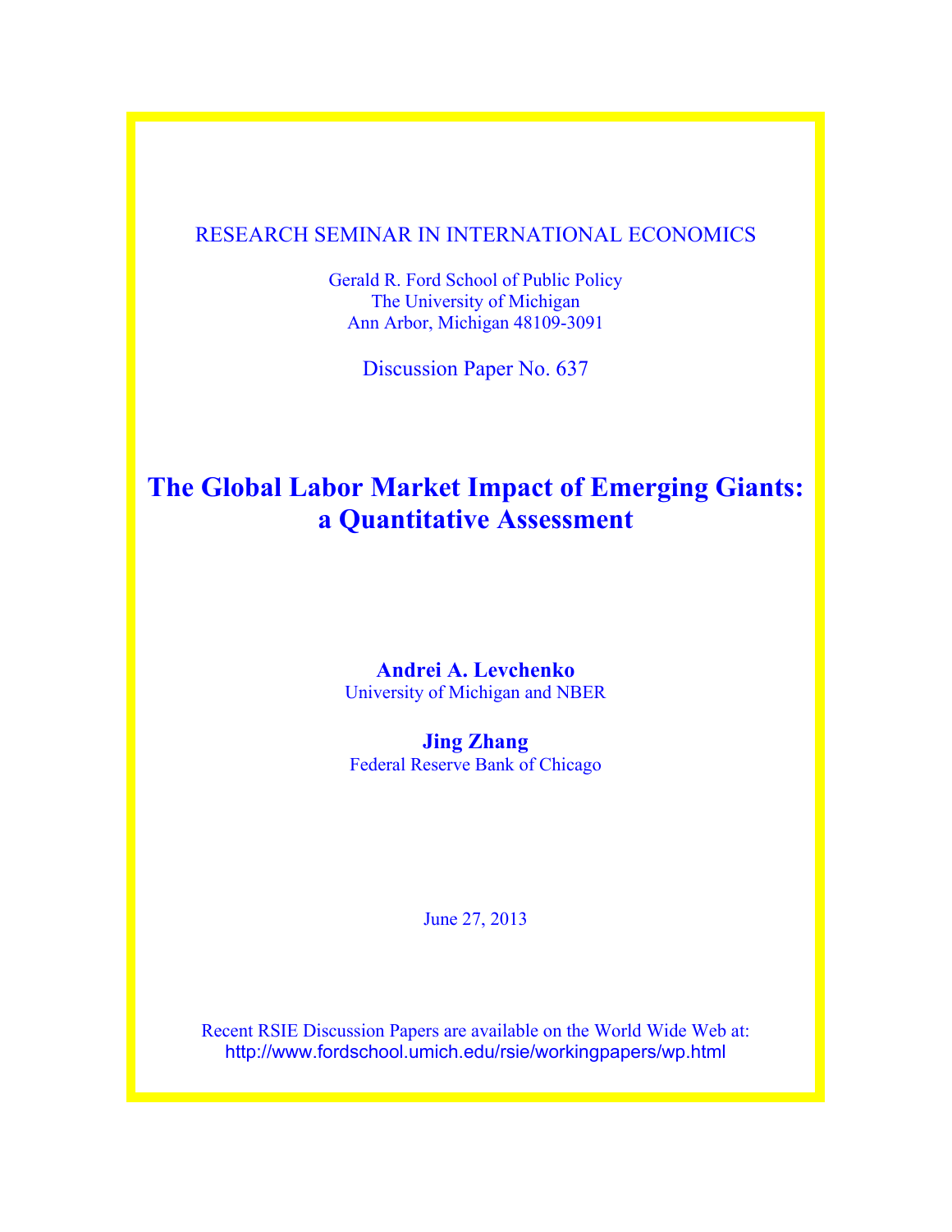RESEARCH SEMINAR IN INTERNATIONAL ECONOMICS

Gerald R. Ford School of Public Policy
The University of Michigan
Ann Arbor, Michigan 48109-3091

Discussion Paper No. 637

# The Global Labor Market Impact of Emerging Giants: a Quantitative Assessment

**Andrei A. Levchenko**
University of Michigan and NBER

**Jing Zhang**
Federal Reserve Bank of Chicago

June 27, 2013

Recent RSIE Discussion Papers are available on the World Wide Web at:
http://www.fordschool.umich.edu/rsie/workingpapers/wp.html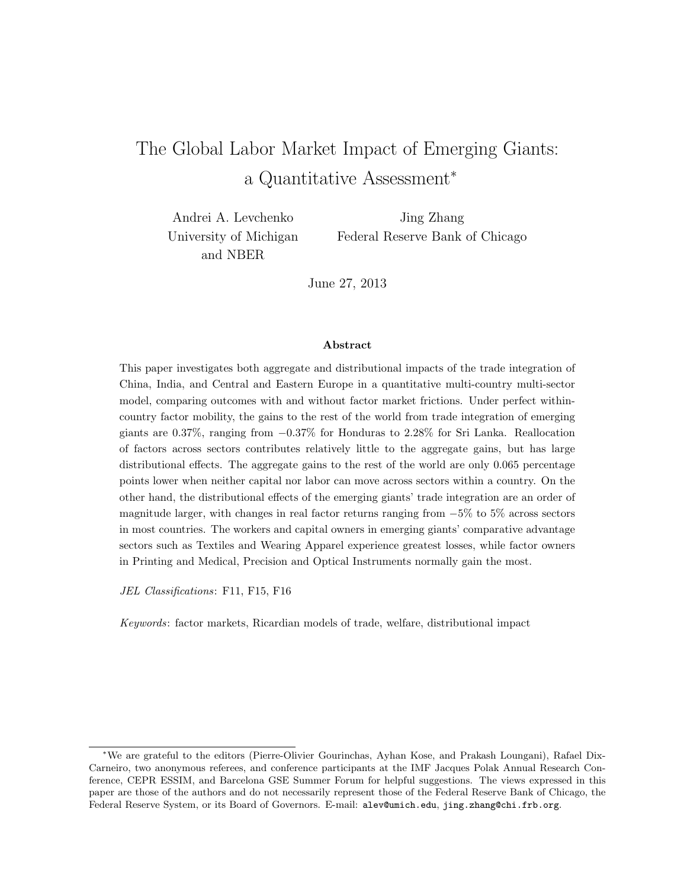# The Global Labor Market Impact of Emerging Giants: a Quantitative Assessment*

Andrei A. Levchenko
University of Michigan
and NBER

Jing Zhang
Federal Reserve Bank of Chicago

June 27, 2013

## Abstract

This paper investigates both aggregate and distributional impacts of the trade integration of China, India, and Central and Eastern Europe in a quantitative multi-country multi-sector model, comparing outcomes with and without factor market frictions. Under perfect within-country factor mobility, the gains to the rest of the world from trade integration of emerging giants are 0.37%, ranging from −0.37% for Honduras to 2.28% for Sri Lanka. Reallocation of factors across sectors contributes relatively little to the aggregate gains, but has large distributional effects. The aggregate gains to the rest of the world are only 0.065 percentage points lower when neither capital nor labor can move across sectors within a country. On the other hand, the distributional effects of the emerging giants' trade integration are an order of magnitude larger, with changes in real factor returns ranging from −5% to 5% across sectors in most countries. The workers and capital owners in emerging giants' comparative advantage sectors such as Textiles and Wearing Apparel experience greatest losses, while factor owners in Printing and Medical, Precision and Optical Instruments normally gain the most.

*JEL Classifications*: F11, F15, F16

*Keywords*: factor markets, Ricardian models of trade, welfare, distributional impact

---

*We are grateful to the editors (Pierre-Olivier Gourinchas, Ayhan Kose, and Prakash Loungani), Rafael Dix-Carneiro, two anonymous referees, and conference participants at the IMF Jacques Polak Annual Research Conference, CEPR ESSIM, and Barcelona GSE Summer Forum for helpful suggestions. The views expressed in this paper are those of the authors and do not necessarily represent those of the Federal Reserve Bank of Chicago, the Federal Reserve System, or its Board of Governors. E-mail: alev@umich.edu, jing.zhang@chi.frb.org.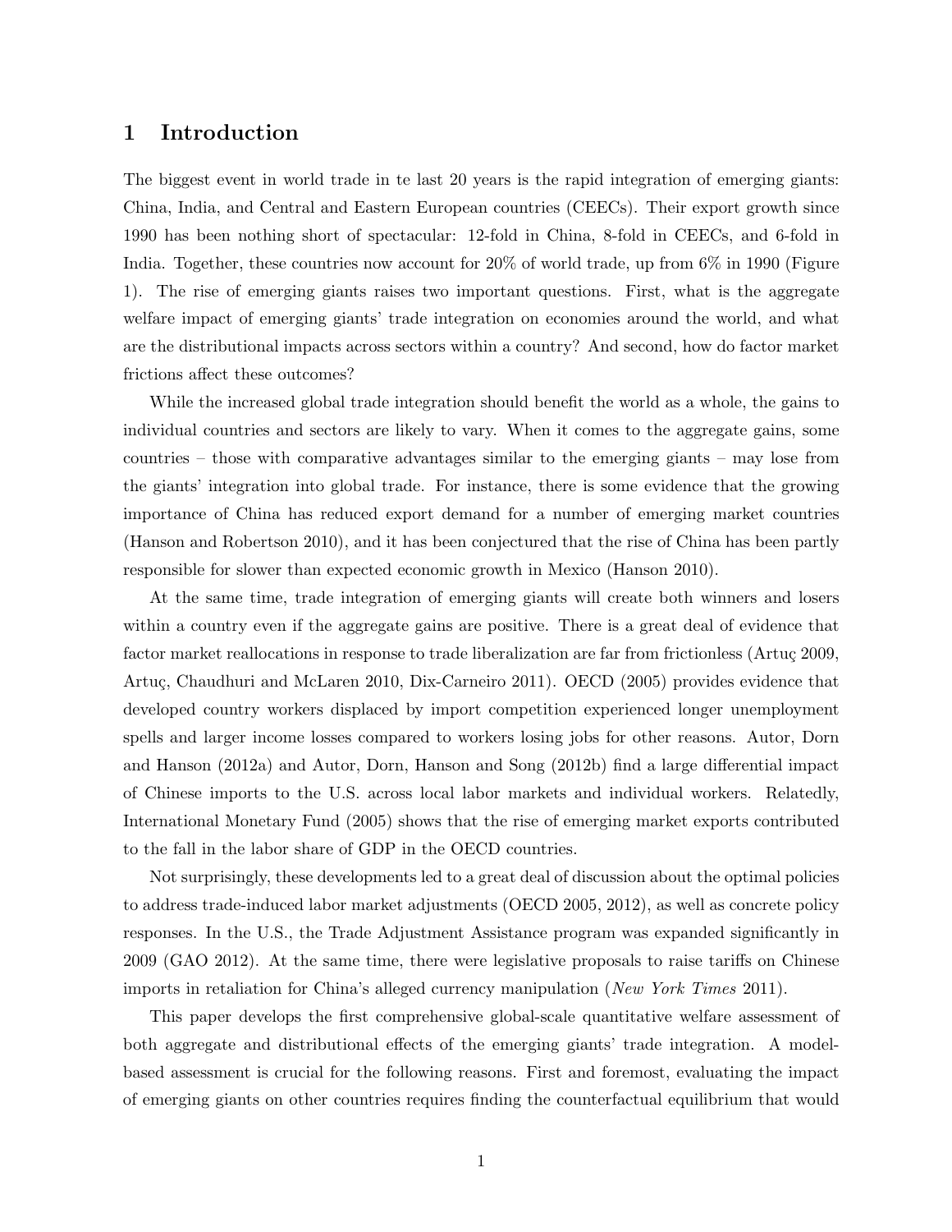# 1 Introduction

The biggest event in world trade in te last 20 years is the rapid integration of emerging giants: China, India, and Central and Eastern European countries (CEECs). Their export growth since 1990 has been nothing short of spectacular: 12-fold in China, 8-fold in CEECs, and 6-fold in India. Together, these countries now account for 20% of world trade, up from 6% in 1990 (Figure 1). The rise of emerging giants raises two important questions. First, what is the aggregate welfare impact of emerging giants' trade integration on economies around the world, and what are the distributional impacts across sectors within a country? And second, how do factor market frictions affect these outcomes?

While the increased global trade integration should benefit the world as a whole, the gains to individual countries and sectors are likely to vary. When it comes to the aggregate gains, some countries – those with comparative advantages similar to the emerging giants – may lose from the giants' integration into global trade. For instance, there is some evidence that the growing importance of China has reduced export demand for a number of emerging market countries (Hanson and Robertson 2010), and it has been conjectured that the rise of China has been partly responsible for slower than expected economic growth in Mexico (Hanson 2010).

At the same time, trade integration of emerging giants will create both winners and losers within a country even if the aggregate gains are positive. There is a great deal of evidence that factor market reallocations in response to trade liberalization are far from frictionless (Artuç 2009, Artuç, Chaudhuri and McLaren 2010, Dix-Carneiro 2011). OECD (2005) provides evidence that developed country workers displaced by import competition experienced longer unemployment spells and larger income losses compared to workers losing jobs for other reasons. Autor, Dorn and Hanson (2012a) and Autor, Dorn, Hanson and Song (2012b) find a large differential impact of Chinese imports to the U.S. across local labor markets and individual workers. Relatedly, International Monetary Fund (2005) shows that the rise of emerging market exports contributed to the fall in the labor share of GDP in the OECD countries.

Not surprisingly, these developments led to a great deal of discussion about the optimal policies to address trade-induced labor market adjustments (OECD 2005, 2012), as well as concrete policy responses. In the U.S., the Trade Adjustment Assistance program was expanded significantly in 2009 (GAO 2012). At the same time, there were legislative proposals to raise tariffs on Chinese imports in retaliation for China's alleged currency manipulation (*New York Times* 2011).

This paper develops the first comprehensive global-scale quantitative welfare assessment of both aggregate and distributional effects of the emerging giants' trade integration. A model-based assessment is crucial for the following reasons. First and foremost, evaluating the impact of emerging giants on other countries requires finding the counterfactual equilibrium that would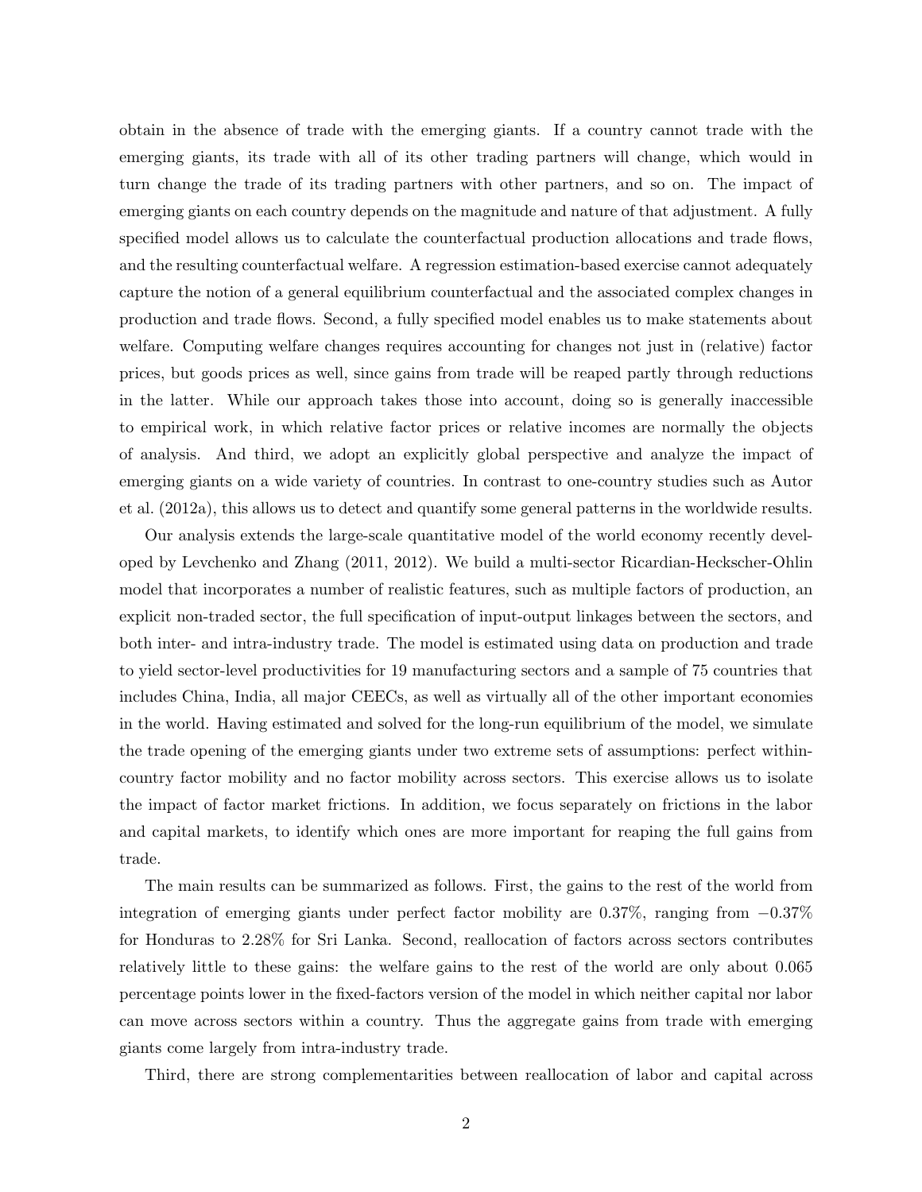obtain in the absence of trade with the emerging giants. If a country cannot trade with the emerging giants, its trade with all of its other trading partners will change, which would in turn change the trade of its trading partners with other partners, and so on. The impact of emerging giants on each country depends on the magnitude and nature of that adjustment. A fully specified model allows us to calculate the counterfactual production allocations and trade flows, and the resulting counterfactual welfare. A regression estimation-based exercise cannot adequately capture the notion of a general equilibrium counterfactual and the associated complex changes in production and trade flows. Second, a fully specified model enables us to make statements about welfare. Computing welfare changes requires accounting for changes not just in (relative) factor prices, but goods prices as well, since gains from trade will be reaped partly through reductions in the latter. While our approach takes those into account, doing so is generally inaccessible to empirical work, in which relative factor prices or relative incomes are normally the objects of analysis. And third, we adopt an explicitly global perspective and analyze the impact of emerging giants on a wide variety of countries. In contrast to one-country studies such as Autor et al. (2012a), this allows us to detect and quantify some general patterns in the worldwide results.

Our analysis extends the large-scale quantitative model of the world economy recently developed by Levchenko and Zhang (2011, 2012). We build a multi-sector Ricardian-Heckscher-Ohlin model that incorporates a number of realistic features, such as multiple factors of production, an explicit non-traded sector, the full specification of input-output linkages between the sectors, and both inter- and intra-industry trade. The model is estimated using data on production and trade to yield sector-level productivities for 19 manufacturing sectors and a sample of 75 countries that includes China, India, all major CEECs, as well as virtually all of the other important economies in the world. Having estimated and solved for the long-run equilibrium of the model, we simulate the trade opening of the emerging giants under two extreme sets of assumptions: perfect within-country factor mobility and no factor mobility across sectors. This exercise allows us to isolate the impact of factor market frictions. In addition, we focus separately on frictions in the labor and capital markets, to identify which ones are more important for reaping the full gains from trade.

The main results can be summarized as follows. First, the gains to the rest of the world from integration of emerging giants under perfect factor mobility are 0.37%, ranging from −0.37% for Honduras to 2.28% for Sri Lanka. Second, reallocation of factors across sectors contributes relatively little to these gains: the welfare gains to the rest of the world are only about 0.065 percentage points lower in the fixed-factors version of the model in which neither capital nor labor can move across sectors within a country. Thus the aggregate gains from trade with emerging giants come largely from intra-industry trade.

Third, there are strong complementarities between reallocation of labor and capital across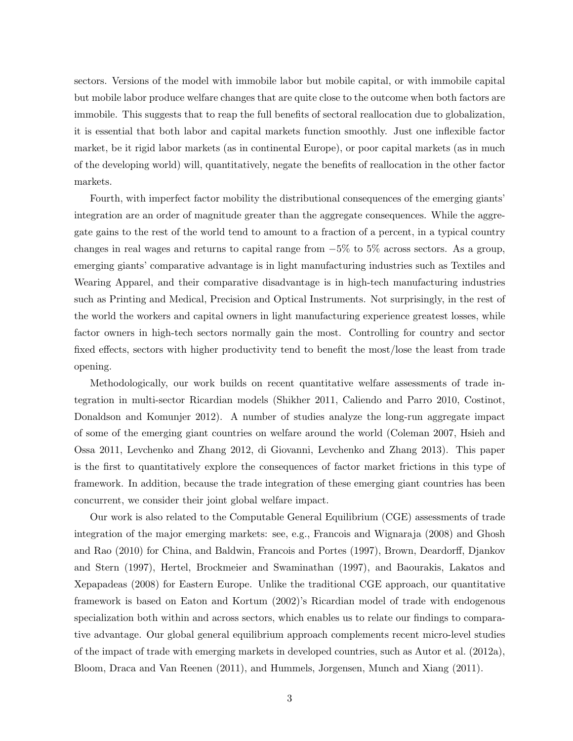sectors. Versions of the model with immobile labor but mobile capital, or with immobile capital but mobile labor produce welfare changes that are quite close to the outcome when both factors are immobile. This suggests that to reap the full benefits of sectoral reallocation due to globalization, it is essential that both labor and capital markets function smoothly. Just one inflexible factor market, be it rigid labor markets (as in continental Europe), or poor capital markets (as in much of the developing world) will, quantitatively, negate the benefits of reallocation in the other factor markets.

Fourth, with imperfect factor mobility the distributional consequences of the emerging giants' integration are an order of magnitude greater than the aggregate consequences. While the aggregate gains to the rest of the world tend to amount to a fraction of a percent, in a typical country changes in real wages and returns to capital range from $-5\%$ to $5\%$ across sectors. As a group, emerging giants' comparative advantage is in light manufacturing industries such as Textiles and Wearing Apparel, and their comparative disadvantage is in high-tech manufacturing industries such as Printing and Medical, Precision and Optical Instruments. Not surprisingly, in the rest of the world the workers and capital owners in light manufacturing experience greatest losses, while factor owners in high-tech sectors normally gain the most. Controlling for country and sector fixed effects, sectors with higher productivity tend to benefit the most/lose the least from trade opening.

Methodologically, our work builds on recent quantitative welfare assessments of trade integration in multi-sector Ricardian models (Shikher 2011, Caliendo and Parro 2010, Costinot, Donaldson and Komunjer 2012). A number of studies analyze the long-run aggregate impact of some of the emerging giant countries on welfare around the world (Coleman 2007, Hsieh and Ossa 2011, Levchenko and Zhang 2012, di Giovanni, Levchenko and Zhang 2013). This paper is the first to quantitatively explore the consequences of factor market frictions in this type of framework. In addition, because the trade integration of these emerging giant countries has been concurrent, we consider their joint global welfare impact.

Our work is also related to the Computable General Equilibrium (CGE) assessments of trade integration of the major emerging markets: see, e.g., Francois and Wignaraja (2008) and Ghosh and Rao (2010) for China, and Baldwin, Francois and Portes (1997), Brown, Deardorff, Djankov and Stern (1997), Hertel, Brockmeier and Swaminathan (1997), and Baourakis, Lakatos and Xepapadeas (2008) for Eastern Europe. Unlike the traditional CGE approach, our quantitative framework is based on Eaton and Kortum (2002)'s Ricardian model of trade with endogenous specialization both within and across sectors, which enables us to relate our findings to comparative advantage. Our global general equilibrium approach complements recent micro-level studies of the impact of trade with emerging markets in developed countries, such as Autor et al. (2012a), Bloom, Draca and Van Reenen (2011), and Hummels, Jorgensen, Munch and Xiang (2011).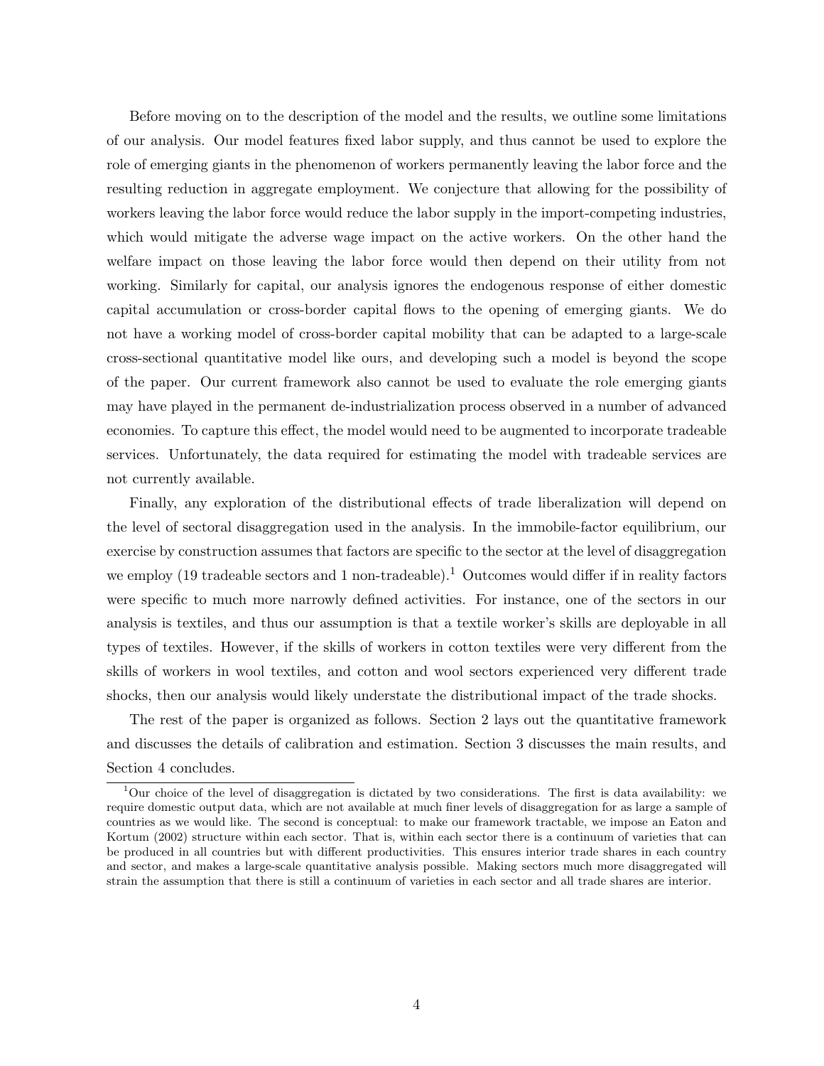Before moving on to the description of the model and the results, we outline some limitations of our analysis. Our model features fixed labor supply, and thus cannot be used to explore the role of emerging giants in the phenomenon of workers permanently leaving the labor force and the resulting reduction in aggregate employment. We conjecture that allowing for the possibility of workers leaving the labor force would reduce the labor supply in the import-competing industries, which would mitigate the adverse wage impact on the active workers. On the other hand the welfare impact on those leaving the labor force would then depend on their utility from not working. Similarly for capital, our analysis ignores the endogenous response of either domestic capital accumulation or cross-border capital flows to the opening of emerging giants. We do not have a working model of cross-border capital mobility that can be adapted to a large-scale cross-sectional quantitative model like ours, and developing such a model is beyond the scope of the paper. Our current framework also cannot be used to evaluate the role emerging giants may have played in the permanent de-industrialization process observed in a number of advanced economies. To capture this effect, the model would need to be augmented to incorporate tradeable services. Unfortunately, the data required for estimating the model with tradeable services are not currently available.

Finally, any exploration of the distributional effects of trade liberalization will depend on the level of sectoral disaggregation used in the analysis. In the immobile-factor equilibrium, our exercise by construction assumes that factors are specific to the sector at the level of disaggregation we employ (19 tradeable sectors and 1 non-tradeable).[1] Outcomes would differ if in reality factors were specific to much more narrowly defined activities. For instance, one of the sectors in our analysis is textiles, and thus our assumption is that a textile worker's skills are deployable in all types of textiles. However, if the skills of workers in cotton textiles were very different from the skills of workers in wool textiles, and cotton and wool sectors experienced very different trade shocks, then our analysis would likely understate the distributional impact of the trade shocks.

The rest of the paper is organized as follows. Section 2 lays out the quantitative framework and discusses the details of calibration and estimation. Section 3 discusses the main results, and Section 4 concludes.

[1] Our choice of the level of disaggregation is dictated by two considerations. The first is data availability: we require domestic output data, which are not available at much finer levels of disaggregation for as large a sample of countries as we would like. The second is conceptual: to make our framework tractable, we impose an Eaton and Kortum (2002) structure within each sector. That is, within each sector there is a continuum of varieties that can be produced in all countries but with different productivities. This ensures interior trade shares in each country and sector, and makes a large-scale quantitative analysis possible. Making sectors much more disaggregated will strain the assumption that there is still a continuum of varieties in each sector and all trade shares are interior.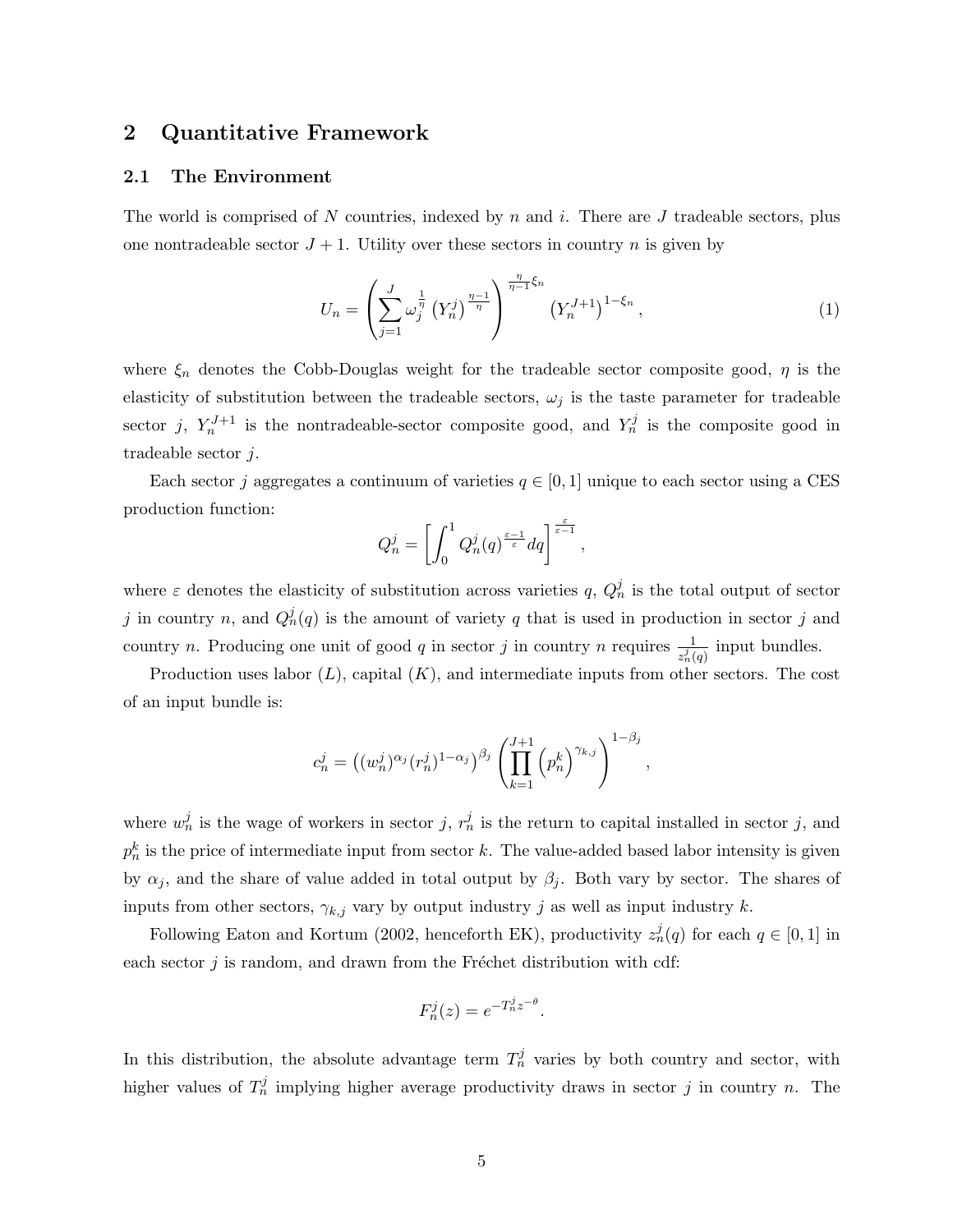## 2 Quantitative Framework

### 2.1 The Environment

The world is comprised of $N$ countries, indexed by $n$ and $i$. There are $J$ tradeable sectors, plus one nontradeable sector $J+1$. Utility over these sectors in country $n$ is given by

$$U_n = \left( \sum_{j=1}^{J} \omega_j^{\frac{1}{\eta}} \left(Y_n^j\right)^{\frac{\eta-1}{\eta}} \right)^{\frac{\eta}{\eta-1}\xi_n} \left(Y_n^{J+1}\right)^{1-\xi_n}, \tag{1}$$

where $\xi_n$ denotes the Cobb-Douglas weight for the tradeable sector composite good, $\eta$ is the elasticity of substitution between the tradeable sectors, $\omega_j$ is the taste parameter for tradeable sector $j$, $Y_n^{J+1}$ is the nontradeable-sector composite good, and $Y_n^j$ is the composite good in tradeable sector $j$.

Each sector $j$ aggregates a continuum of varieties $q \in [0,1]$ unique to each sector using a CES production function:

$$Q_n^j = \left[ \int_0^1 Q_n^j(q)^{\frac{\varepsilon-1}{\varepsilon}} dq \right]^{\frac{\varepsilon}{\varepsilon-1}},$$

where $\varepsilon$ denotes the elasticity of substitution across varieties $q$, $Q_n^j$ is the total output of sector $j$ in country $n$, and $Q_n^j(q)$ is the amount of variety $q$ that is used in production in sector $j$ and country $n$. Producing one unit of good $q$ in sector $j$ in country $n$ requires $\frac{1}{z_n^j(q)}$ input bundles.

Production uses labor ($L$), capital ($K$), and intermediate inputs from other sectors. The cost of an input bundle is:

$$c_n^j = \left( (w_n^j)^{\alpha_j} (r_n^j)^{1-\alpha_j} \right)^{\beta_j} \left( \prod_{k=1}^{J+1} \left(p_n^k\right)^{\gamma_{k,j}} \right)^{1-\beta_j},$$

where $w_n^j$ is the wage of workers in sector $j$, $r_n^j$ is the return to capital installed in sector $j$, and $p_n^k$ is the price of intermediate input from sector $k$. The value-added based labor intensity is given by $\alpha_j$, and the share of value added in total output by $\beta_j$. Both vary by sector. The shares of inputs from other sectors, $\gamma_{k,j}$ vary by output industry $j$ as well as input industry $k$.

Following Eaton and Kortum (2002, henceforth EK), productivity $z_n^j(q)$ for each $q \in [0,1]$ in each sector $j$ is random, and drawn from the Fréchet distribution with cdf:

$$F_n^j(z) = e^{-T_n^j z^{-\theta}}.$$

In this distribution, the absolute advantage term $T_n^j$ varies by both country and sector, with higher values of $T_n^j$ implying higher average productivity draws in sector $j$ in country $n$. The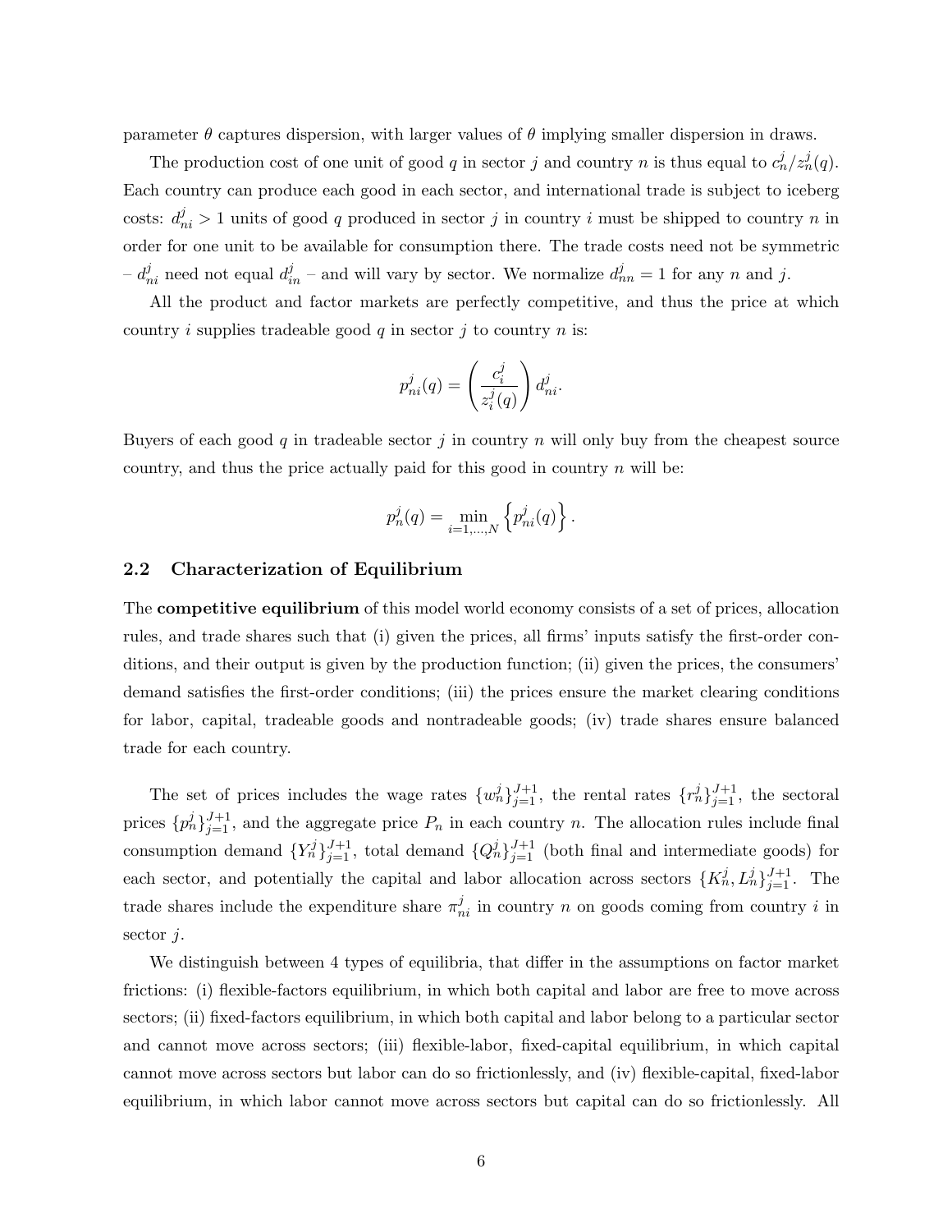parameter $\theta$ captures dispersion, with larger values of $\theta$ implying smaller dispersion in draws.

The production cost of one unit of good $q$ in sector $j$ and country $n$ is thus equal to $c_n^j/z_n^j(q)$. Each country can produce each good in each sector, and international trade is subject to iceberg costs: $d_{ni}^j > 1$ units of good $q$ produced in sector $j$ in country $i$ must be shipped to country $n$ in order for one unit to be available for consumption there. The trade costs need not be symmetric – $d_{ni}^j$ need not equal $d_{in}^j$ – and will vary by sector. We normalize $d_{nn}^j = 1$ for any $n$ and $j$.

All the product and factor markets are perfectly competitive, and thus the price at which country $i$ supplies tradeable good $q$ in sector $j$ to country $n$ is:

$$p_{ni}^j(q) = \left(\frac{c_i^j}{z_i^j(q)}\right) d_{ni}^j.$$

Buyers of each good $q$ in tradeable sector $j$ in country $n$ will only buy from the cheapest source country, and thus the price actually paid for this good in country $n$ will be:

$$p_n^j(q) = \min_{i=1,\ldots,N} \left\{ p_{ni}^j(q) \right\}.$$

## 2.2 Characterization of Equilibrium

The **competitive equilibrium** of this model world economy consists of a set of prices, allocation rules, and trade shares such that (i) given the prices, all firms' inputs satisfy the first-order conditions, and their output is given by the production function; (ii) given the prices, the consumers' demand satisfies the first-order conditions; (iii) the prices ensure the market clearing conditions for labor, capital, tradeable goods and nontradeable goods; (iv) trade shares ensure balanced trade for each country.

The set of prices includes the wage rates $\{w_n^j\}_{j=1}^{J+1}$, the rental rates $\{r_n^j\}_{j=1}^{J+1}$, the sectoral prices $\{p_n^j\}_{j=1}^{J+1}$, and the aggregate price $P_n$ in each country $n$. The allocation rules include final consumption demand $\{Y_n^j\}_{j=1}^{J+1}$, total demand $\{Q_n^j\}_{j=1}^{J+1}$ (both final and intermediate goods) for each sector, and potentially the capital and labor allocation across sectors $\{K_n^j, L_n^j\}_{j=1}^{J+1}$. The trade shares include the expenditure share $\pi_{ni}^j$ in country $n$ on goods coming from country $i$ in sector $j$.

We distinguish between 4 types of equilibria, that differ in the assumptions on factor market frictions: (i) flexible-factors equilibrium, in which both capital and labor are free to move across sectors; (ii) fixed-factors equilibrium, in which both capital and labor belong to a particular sector and cannot move across sectors; (iii) flexible-labor, fixed-capital equilibrium, in which capital cannot move across sectors but labor can do so frictionlessly, and (iv) flexible-capital, fixed-labor equilibrium, in which labor cannot move across sectors but capital can do so frictionlessly. All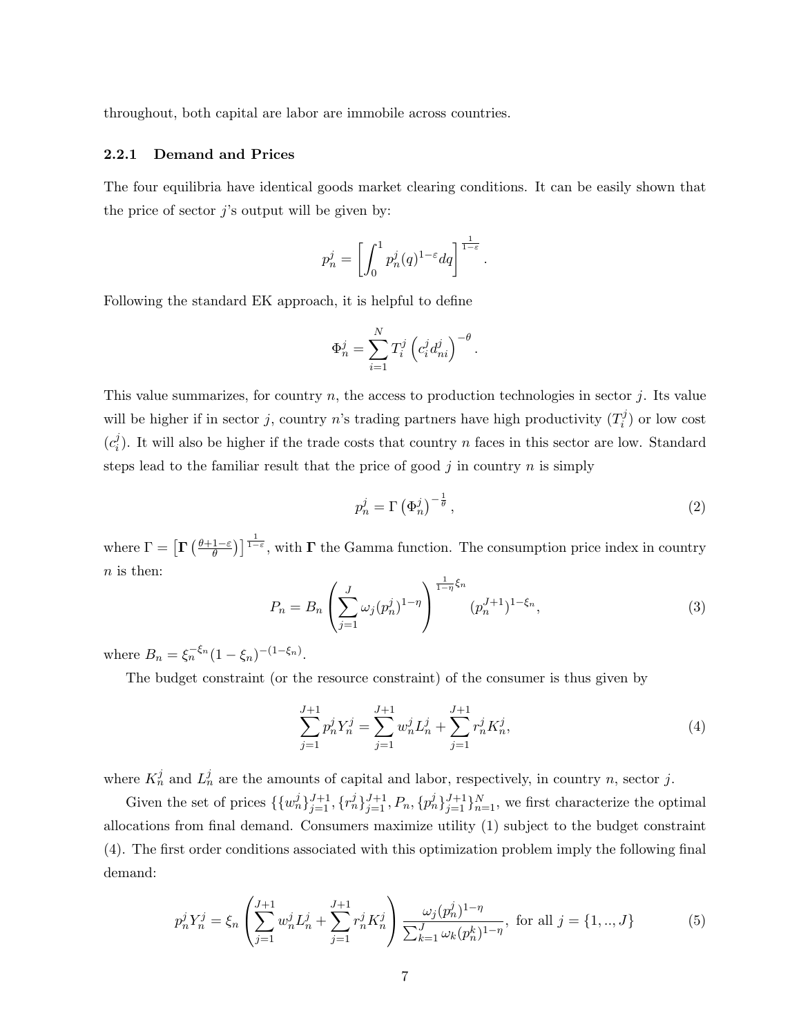throughout, both capital are labor are immobile across countries.

### 2.2.1 Demand and Prices

The four equilibria have identical goods market clearing conditions. It can be easily shown that the price of sector $j$'s output will be given by:

$$p_n^j = \left[ \int_0^1 p_n^j(q)^{1-\varepsilon} dq \right]^{\frac{1}{1-\varepsilon}}.$$

Following the standard EK approach, it is helpful to define

$$\Phi_n^j = \sum_{i=1}^{N} T_i^j \left( c_i^j d_{ni}^j \right)^{-\theta}.$$

This value summarizes, for country $n$, the access to production technologies in sector $j$. Its value will be higher if in sector $j$, country $n$'s trading partners have high productivity ($T_i^j$) or low cost ($c_i^j$). It will also be higher if the trade costs that country $n$ faces in this sector are low. Standard steps lead to the familiar result that the price of good $j$ in country $n$ is simply

$$p_n^j = \Gamma \left( \Phi_n^j \right)^{-\frac{1}{\theta}}, \tag{2}$$

where $\Gamma = \left[ \mathbf{\Gamma} \left( \frac{\theta+1-\varepsilon}{\theta} \right) \right]^{\frac{1}{1-\varepsilon}}$, with $\mathbf{\Gamma}$ the Gamma function. The consumption price index in country $n$ is then:

$$P_n = B_n \left( \sum_{j=1}^{J} \omega_j (p_n^j)^{1-\eta} \right)^{\frac{1}{1-\eta}\xi_n} (p_n^{J+1})^{1-\xi_n}, \tag{3}$$

where $B_n = \xi_n^{-\xi_n}(1-\xi_n)^{-(1-\xi_n)}$.

The budget constraint (or the resource constraint) of the consumer is thus given by

$$\sum_{j=1}^{J+1} p_n^j Y_n^j = \sum_{j=1}^{J+1} w_n^j L_n^j + \sum_{j=1}^{J+1} r_n^j K_n^j, \tag{4}$$

where $K_n^j$ and $L_n^j$ are the amounts of capital and labor, respectively, in country $n$, sector $j$.

Given the set of prices $\{\{w_n^j\}_{j=1}^{J+1}, \{r_n^j\}_{j=1}^{J+1}, P_n, \{p_n^j\}_{j=1}^{J+1}\}_{n=1}^{N}$, we first characterize the optimal allocations from final demand. Consumers maximize utility (1) subject to the budget constraint (4). The first order conditions associated with this optimization problem imply the following final demand:

$$p_n^j Y_n^j = \xi_n \left( \sum_{j=1}^{J+1} w_n^j L_n^j + \sum_{j=1}^{J+1} r_n^j K_n^j \right) \frac{\omega_j (p_n^j)^{1-\eta}}{\sum_{k=1}^{J} \omega_k (p_n^k)^{1-\eta}}, \text{ for all } j = \{1,..,J\} \tag{5}$$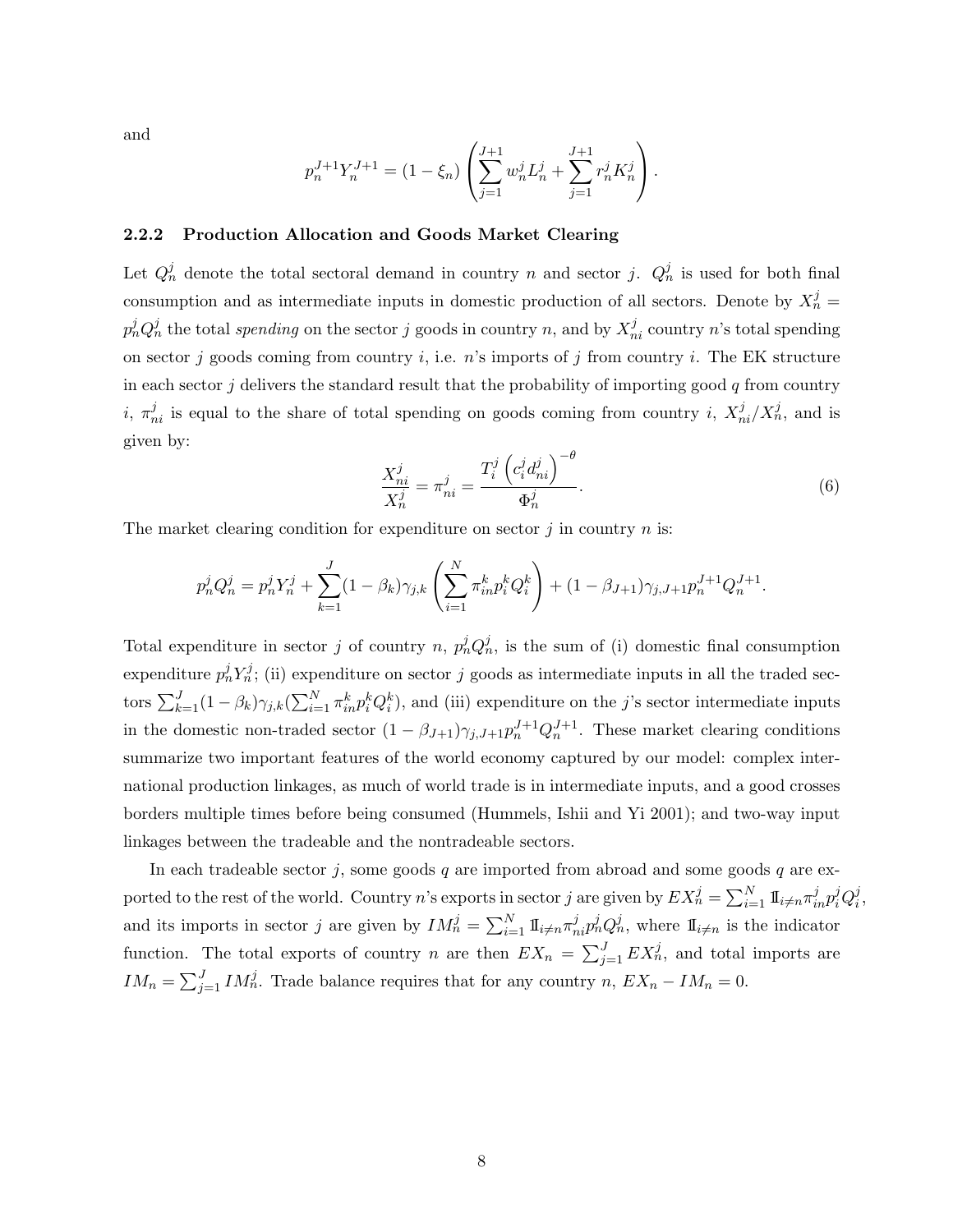and

$$p_n^{J+1} Y_n^{J+1} = (1 - \xi_n) \left( \sum_{j=1}^{J+1} w_n^j L_n^j + \sum_{j=1}^{J+1} r_n^j K_n^j \right).$$

### 2.2.2 Production Allocation and Goods Market Clearing

Let $Q_n^j$ denote the total sectoral demand in country $n$ and sector $j$. $Q_n^j$ is used for both final consumption and as intermediate inputs in domestic production of all sectors. Denote by $X_n^j = p_n^j Q_n^j$ the total *spending* on the sector $j$ goods in country $n$, and by $X_{ni}^j$ country $n$'s total spending on sector $j$ goods coming from country $i$, i.e. $n$'s imports of $j$ from country $i$. The EK structure in each sector $j$ delivers the standard result that the probability of importing good $q$ from country $i$, $\pi_{ni}^j$ is equal to the share of total spending on goods coming from country $i$, $X_{ni}^j / X_n^j$, and is given by:

$$\frac{X_{ni}^j}{X_n^j} = \pi_{ni}^j = \frac{T_i^j \left( c_i^j d_{ni}^j \right)^{-\theta}}{\Phi_n^j}. \tag{6}$$

The market clearing condition for expenditure on sector $j$ in country $n$ is:

$$p_n^j Q_n^j = p_n^j Y_n^j + \sum_{k=1}^{J} (1 - \beta_k) \gamma_{j,k} \left( \sum_{i=1}^{N} \pi_{in}^k p_i^k Q_i^k \right) + (1 - \beta_{J+1}) \gamma_{j,J+1} p_n^{J+1} Q_n^{J+1}.$$

Total expenditure in sector $j$ of country $n$, $p_n^j Q_n^j$, is the sum of (i) domestic final consumption expenditure $p_n^j Y_n^j$; (ii) expenditure on sector $j$ goods as intermediate inputs in all the traded sectors $\sum_{k=1}^{J} (1 - \beta_k) \gamma_{j,k} (\sum_{i=1}^{N} \pi_{in}^k p_i^k Q_i^k)$, and (iii) expenditure on the $j$'s sector intermediate inputs in the domestic non-traded sector $(1 - \beta_{J+1}) \gamma_{j,J+1} p_n^{J+1} Q_n^{J+1}$. These market clearing conditions summarize two important features of the world economy captured by our model: complex international production linkages, as much of world trade is in intermediate inputs, and a good crosses borders multiple times before being consumed (Hummels, Ishii and Yi 2001); and two-way input linkages between the tradeable and the nontradeable sectors.

In each tradeable sector $j$, some goods $q$ are imported from abroad and some goods $q$ are exported to the rest of the world. Country $n$'s exports in sector $j$ are given by $EX_n^j = \sum_{i=1}^{N} \mathbb{I}_{i \neq n} \pi_{in}^j p_i^j Q_i^j$, and its imports in sector $j$ are given by $IM_n^j = \sum_{i=1}^{N} \mathbb{I}_{i \neq n} \pi_{ni}^j p_n^j Q_n^j$, where $\mathbb{I}_{i \neq n}$ is the indicator function. The total exports of country $n$ are then $EX_n = \sum_{j=1}^{J} EX_n^j$, and total imports are $IM_n = \sum_{j=1}^{J} IM_n^j$. Trade balance requires that for any country $n$, $EX_n - IM_n = 0$.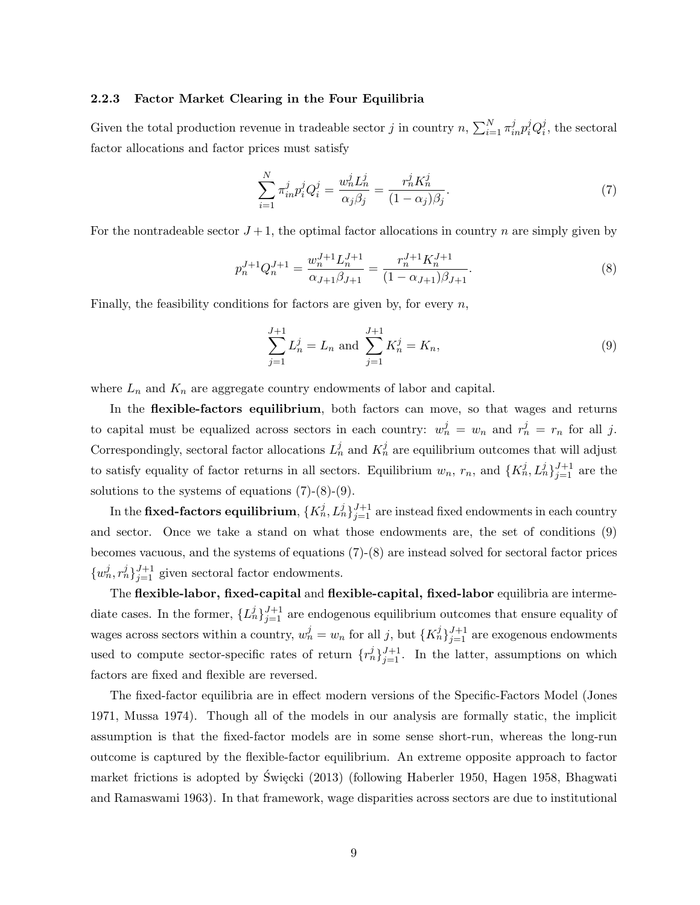### 2.2.3 Factor Market Clearing in the Four Equilibria

Given the total production revenue in tradeable sector $j$ in country $n$, $\sum_{i=1}^{N} \pi_{in}^{j} p_i^j Q_i^j$, the sectoral factor allocations and factor prices must satisfy

$$\sum_{i=1}^{N} \pi_{in}^{j} p_i^j Q_i^j = \frac{w_n^j L_n^j}{\alpha_j \beta_j} = \frac{r_n^j K_n^j}{(1-\alpha_j)\beta_j}. \tag{7}$$

For the nontradeable sector $J+1$, the optimal factor allocations in country $n$ are simply given by

$$p_n^{J+1} Q_n^{J+1} = \frac{w_n^{J+1} L_n^{J+1}}{\alpha_{J+1} \beta_{J+1}} = \frac{r_n^{J+1} K_n^{J+1}}{(1-\alpha_{J+1})\beta_{J+1}}. \tag{8}$$

Finally, the feasibility conditions for factors are given by, for every $n$,

$$\sum_{j=1}^{J+1} L_n^j = L_n \text{ and } \sum_{j=1}^{J+1} K_n^j = K_n, \tag{9}$$

where $L_n$ and $K_n$ are aggregate country endowments of labor and capital.

In the **flexible-factors equilibrium**, both factors can move, so that wages and returns to capital must be equalized across sectors in each country: $w_n^j = w_n$ and $r_n^j = r_n$ for all $j$. Correspondingly, sectoral factor allocations $L_n^j$ and $K_n^j$ are equilibrium outcomes that will adjust to satisfy equality of factor returns in all sectors. Equilibrium $w_n$, $r_n$, and $\{K_n^j, L_n^j\}_{j=1}^{J+1}$ are the solutions to the systems of equations (7)-(8)-(9).

In the **fixed-factors equilibrium**, $\{K_n^j, L_n^j\}_{j=1}^{J+1}$ are instead fixed endowments in each country and sector. Once we take a stand on what those endowments are, the set of conditions (9) becomes vacuous, and the systems of equations (7)-(8) are instead solved for sectoral factor prices $\{w_n^j, r_n^j\}_{j=1}^{J+1}$ given sectoral factor endowments.

The **flexible-labor, fixed-capital** and **flexible-capital, fixed-labor** equilibria are intermediate cases. In the former, $\{L_n^j\}_{j=1}^{J+1}$ are endogenous equilibrium outcomes that ensure equality of wages across sectors within a country, $w_n^j = w_n$ for all $j$, but $\{K_n^j\}_{j=1}^{J+1}$ are exogenous endowments used to compute sector-specific rates of return $\{r_n^j\}_{j=1}^{J+1}$. In the latter, assumptions on which factors are fixed and flexible are reversed.

The fixed-factor equilibria are in effect modern versions of the Specific-Factors Model (Jones 1971, Mussa 1974). Though all of the models in our analysis are formally static, the implicit assumption is that the fixed-factor models are in some sense short-run, whereas the long-run outcome is captured by the flexible-factor equilibrium. An extreme opposite approach to factor market frictions is adopted by Święcki (2013) (following Haberler 1950, Hagen 1958, Bhagwati and Ramaswami 1963). In that framework, wage disparities across sectors are due to institutional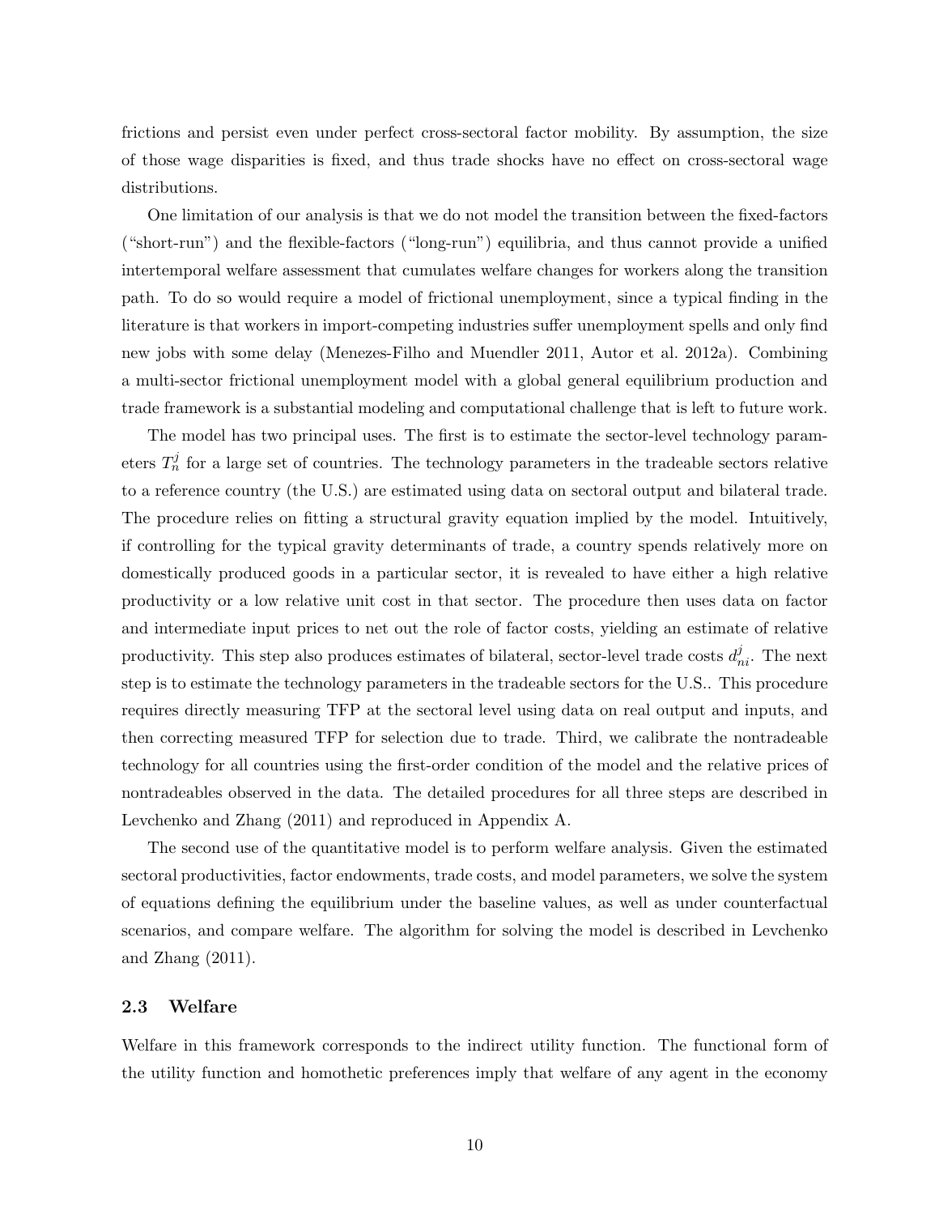frictions and persist even under perfect cross-sectoral factor mobility. By assumption, the size of those wage disparities is fixed, and thus trade shocks have no effect on cross-sectoral wage distributions.

One limitation of our analysis is that we do not model the transition between the fixed-factors ("short-run") and the flexible-factors ("long-run") equilibria, and thus cannot provide a unified intertemporal welfare assessment that cumulates welfare changes for workers along the transition path. To do so would require a model of frictional unemployment, since a typical finding in the literature is that workers in import-competing industries suffer unemployment spells and only find new jobs with some delay (Menezes-Filho and Muendler 2011, Autor et al. 2012a). Combining a multi-sector frictional unemployment model with a global general equilibrium production and trade framework is a substantial modeling and computational challenge that is left to future work.

The model has two principal uses. The first is to estimate the sector-level technology parameters $T_n^j$ for a large set of countries. The technology parameters in the tradeable sectors relative to a reference country (the U.S.) are estimated using data on sectoral output and bilateral trade. The procedure relies on fitting a structural gravity equation implied by the model. Intuitively, if controlling for the typical gravity determinants of trade, a country spends relatively more on domestically produced goods in a particular sector, it is revealed to have either a high relative productivity or a low relative unit cost in that sector. The procedure then uses data on factor and intermediate input prices to net out the role of factor costs, yielding an estimate of relative productivity. This step also produces estimates of bilateral, sector-level trade costs $d_{ni}^j$. The next step is to estimate the technology parameters in the tradeable sectors for the U.S.. This procedure requires directly measuring TFP at the sectoral level using data on real output and inputs, and then correcting measured TFP for selection due to trade. Third, we calibrate the nontradeable technology for all countries using the first-order condition of the model and the relative prices of nontradeables observed in the data. The detailed procedures for all three steps are described in Levchenko and Zhang (2011) and reproduced in Appendix A.

The second use of the quantitative model is to perform welfare analysis. Given the estimated sectoral productivities, factor endowments, trade costs, and model parameters, we solve the system of equations defining the equilibrium under the baseline values, as well as under counterfactual scenarios, and compare welfare. The algorithm for solving the model is described in Levchenko and Zhang (2011).

### 2.3 Welfare

Welfare in this framework corresponds to the indirect utility function. The functional form of the utility function and homothetic preferences imply that welfare of any agent in the economy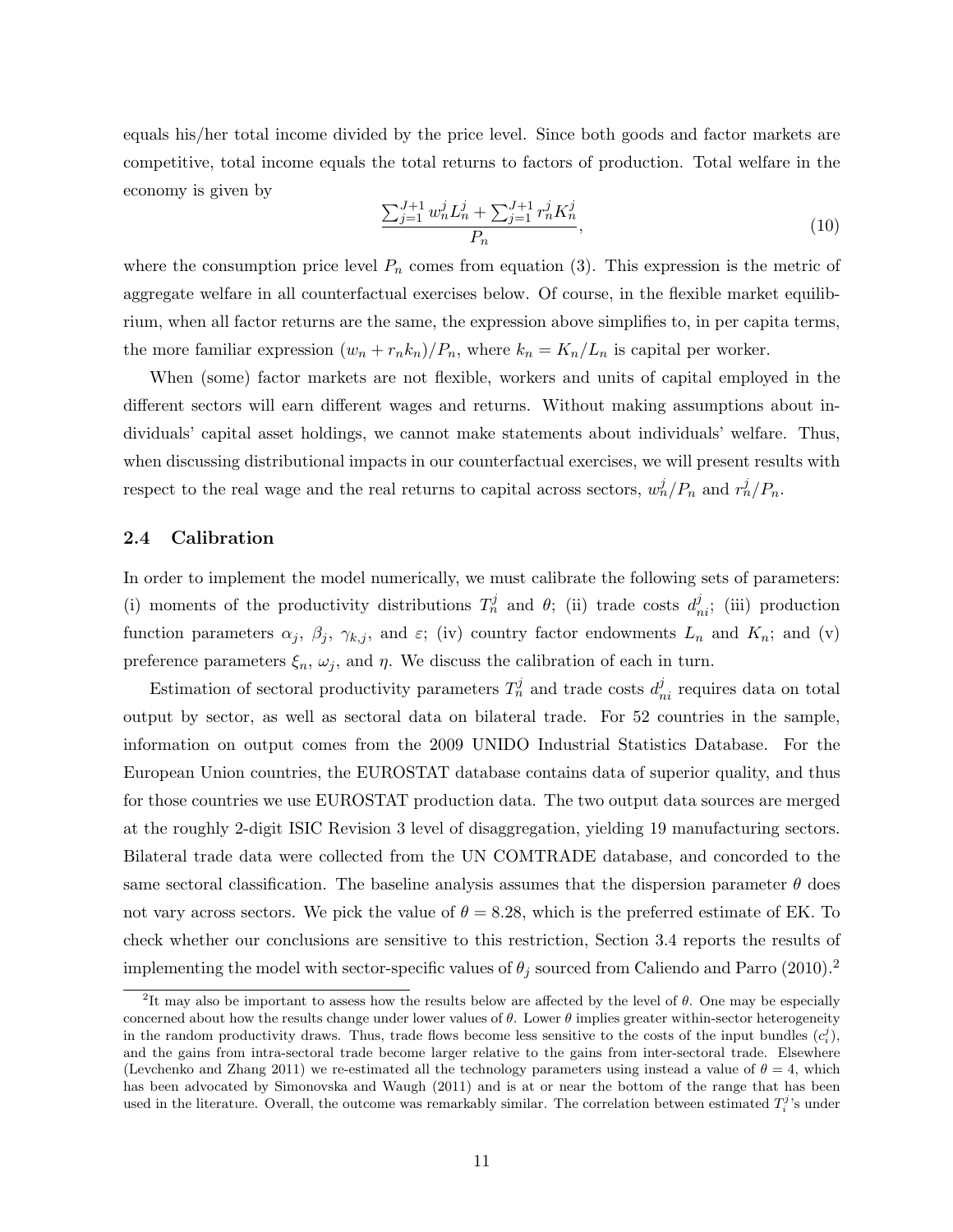equals his/her total income divided by the price level. Since both goods and factor markets are competitive, total income equals the total returns to factors of production. Total welfare in the economy is given by

$$\frac{\sum_{j=1}^{J+1} w_n^j L_n^j + \sum_{j=1}^{J+1} r_n^j K_n^j}{P_n}, \tag{10}$$

where the consumption price level $P_n$ comes from equation (3). This expression is the metric of aggregate welfare in all counterfactual exercises below. Of course, in the flexible market equilibrium, when all factor returns are the same, the expression above simplifies to, in per capita terms, the more familiar expression $(w_n + r_n k_n)/P_n$, where $k_n = K_n/L_n$ is capital per worker.

When (some) factor markets are not flexible, workers and units of capital employed in the different sectors will earn different wages and returns. Without making assumptions about individuals' capital asset holdings, we cannot make statements about individuals' welfare. Thus, when discussing distributional impacts in our counterfactual exercises, we will present results with respect to the real wage and the real returns to capital across sectors, $w_n^j/P_n$ and $r_n^j/P_n$.

### 2.4 Calibration

In order to implement the model numerically, we must calibrate the following sets of parameters: (i) moments of the productivity distributions $T_n^j$ and $\theta$; (ii) trade costs $d_{ni}^j$; (iii) production function parameters $\alpha_j$, $\beta_j$, $\gamma_{k,j}$, and $\varepsilon$; (iv) country factor endowments $L_n$ and $K_n$; and (v) preference parameters $\xi_n$, $\omega_j$, and $\eta$. We discuss the calibration of each in turn.

Estimation of sectoral productivity parameters $T_n^j$ and trade costs $d_{ni}^j$ requires data on total output by sector, as well as sectoral data on bilateral trade. For 52 countries in the sample, information on output comes from the 2009 UNIDO Industrial Statistics Database. For the European Union countries, the EUROSTAT database contains data of superior quality, and thus for those countries we use EUROSTAT production data. The two output data sources are merged at the roughly 2-digit ISIC Revision 3 level of disaggregation, yielding 19 manufacturing sectors. Bilateral trade data were collected from the UN COMTRADE database, and concorded to the same sectoral classification. The baseline analysis assumes that the dispersion parameter $\theta$ does not vary across sectors. We pick the value of $\theta = 8.28$, which is the preferred estimate of EK. To check whether our conclusions are sensitive to this restriction, Section 3.4 reports the results of implementing the model with sector-specific values of $\theta_j$ sourced from Caliendo and Parro (2010).[2]

[2] It may also be important to assess how the results below are affected by the level of $\theta$. One may be especially concerned about how the results change under lower values of $\theta$. Lower $\theta$ implies greater within-sector heterogeneity in the random productivity draws. Thus, trade flows become less sensitive to the costs of the input bundles ($c_i^j$), and the gains from intra-sectoral trade become larger relative to the gains from inter-sectoral trade. Elsewhere (Levchenko and Zhang 2011) we re-estimated all the technology parameters using instead a value of $\theta = 4$, which has been advocated by Simonovska and Waugh (2011) and is at or near the bottom of the range that has been used in the literature. Overall, the outcome was remarkably similar. The correlation between estimated $T_i^j$'s under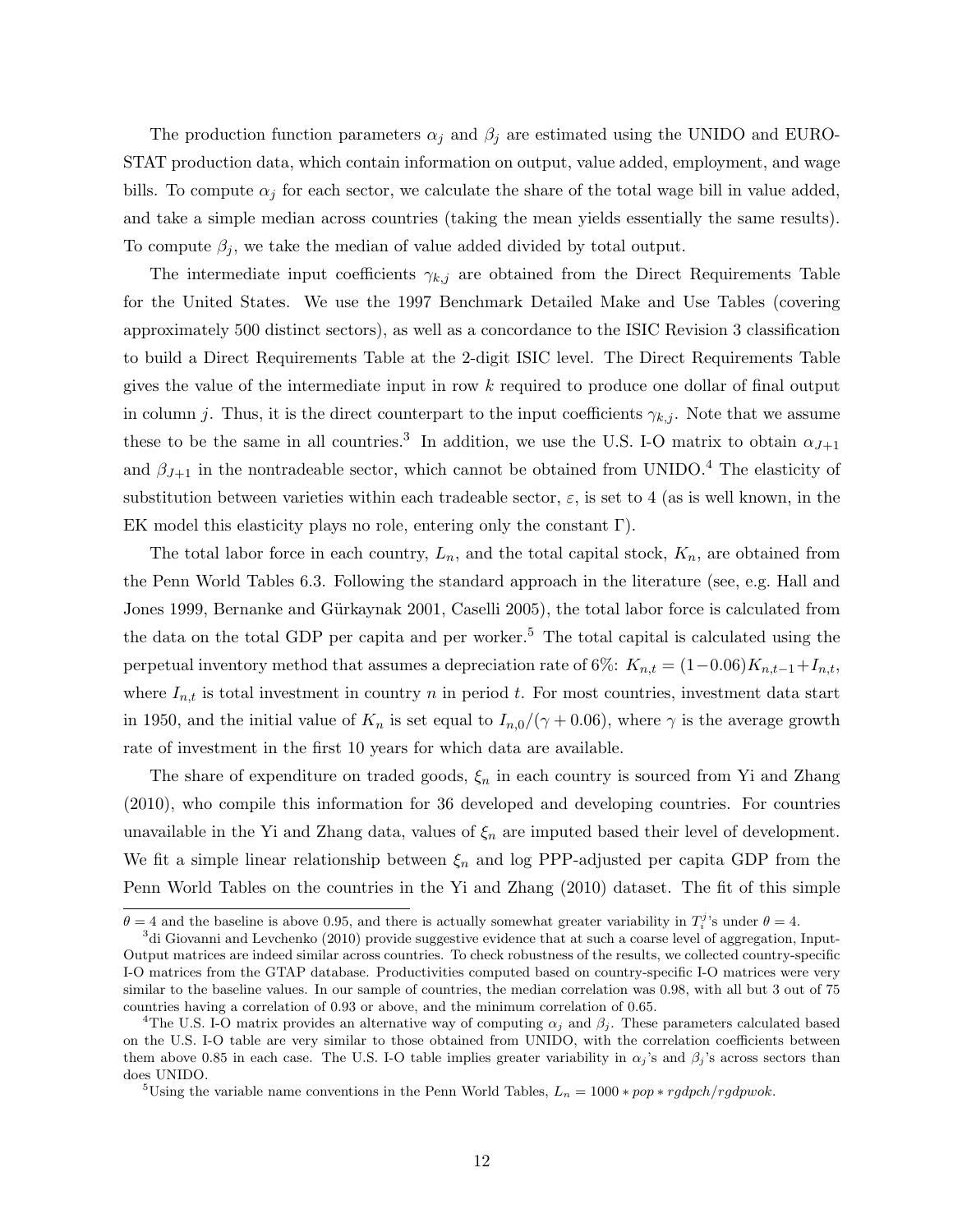The production function parameters $\alpha_j$ and $\beta_j$ are estimated using the UNIDO and EUROSTAT production data, which contain information on output, value added, employment, and wage bills. To compute $\alpha_j$ for each sector, we calculate the share of the total wage bill in value added, and take a simple median across countries (taking the mean yields essentially the same results). To compute $\beta_j$, we take the median of value added divided by total output.

The intermediate input coefficients $\gamma_{k,j}$ are obtained from the Direct Requirements Table for the United States. We use the 1997 Benchmark Detailed Make and Use Tables (covering approximately 500 distinct sectors), as well as a concordance to the ISIC Revision 3 classification to build a Direct Requirements Table at the 2-digit ISIC level. The Direct Requirements Table gives the value of the intermediate input in row $k$ required to produce one dollar of final output in column $j$. Thus, it is the direct counterpart to the input coefficients $\gamma_{k,j}$. Note that we assume these to be the same in all countries.[3] In addition, we use the U.S. I-O matrix to obtain $\alpha_{J+1}$ and $\beta_{J+1}$ in the nontradeable sector, which cannot be obtained from UNIDO.[4] The elasticity of substitution between varieties within each tradeable sector, $\varepsilon$, is set to 4 (as is well known, in the EK model this elasticity plays no role, entering only the constant $\Gamma$).

The total labor force in each country, $L_n$, and the total capital stock, $K_n$, are obtained from the Penn World Tables 6.3. Following the standard approach in the literature (see, e.g. Hall and Jones 1999, Bernanke and Gürkaynak 2001, Caselli 2005), the total labor force is calculated from the data on the total GDP per capita and per worker.[5] The total capital is calculated using the perpetual inventory method that assumes a depreciation rate of 6%: $K_{n,t} = (1-0.06)K_{n,t-1}+I_{n,t}$, where $I_{n,t}$ is total investment in country $n$ in period $t$. For most countries, investment data start in 1950, and the initial value of $K_n$ is set equal to $I_{n,0}/(\gamma+0.06)$, where $\gamma$ is the average growth rate of investment in the first 10 years for which data are available.

The share of expenditure on traded goods, $\xi_n$ in each country is sourced from Yi and Zhang (2010), who compile this information for 36 developed and developing countries. For countries unavailable in the Yi and Zhang data, values of $\xi_n$ are imputed based their level of development. We fit a simple linear relationship between $\xi_n$ and log PPP-adjusted per capita GDP from the Penn World Tables on the countries in the Yi and Zhang (2010) dataset. The fit of this simple

---

$\theta = 4$ and the baseline is above 0.95, and there is actually somewhat greater variability in $T_i^j$'s under $\theta = 4$.

[3] di Giovanni and Levchenko (2010) provide suggestive evidence that at such a coarse level of aggregation, Input-Output matrices are indeed similar across countries. To check robustness of the results, we collected country-specific I-O matrices from the GTAP database. Productivities computed based on country-specific I-O matrices were very similar to the baseline values. In our sample of countries, the median correlation was 0.98, with all but 3 out of 75 countries having a correlation of 0.93 or above, and the minimum correlation of 0.65.

[4] The U.S. I-O matrix provides an alternative way of computing $\alpha_j$ and $\beta_j$. These parameters calculated based on the U.S. I-O table are very similar to those obtained from UNIDO, with the correlation coefficients between them above 0.85 in each case. The U.S. I-O table implies greater variability in $\alpha_j$'s and $\beta_j$'s across sectors than does UNIDO.

[5] Using the variable name conventions in the Penn World Tables, $L_n = 1000 * pop * rgdpch/rgdpwok$.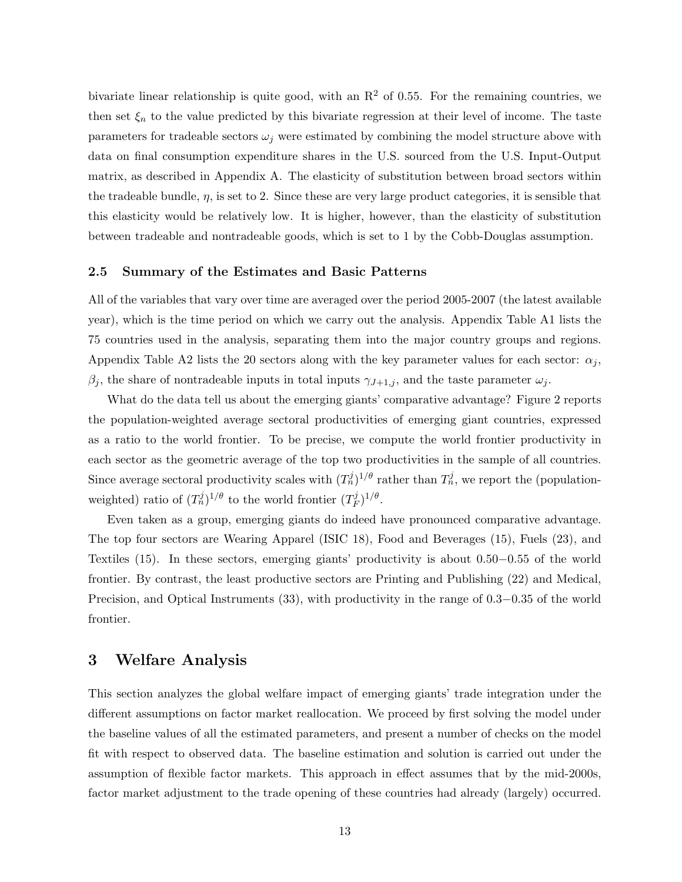bivariate linear relationship is quite good, with an $R^2$ of 0.55. For the remaining countries, we then set $\xi_n$ to the value predicted by this bivariate regression at their level of income. The taste parameters for tradeable sectors $\omega_j$ were estimated by combining the model structure above with data on final consumption expenditure shares in the U.S. sourced from the U.S. Input-Output matrix, as described in Appendix A. The elasticity of substitution between broad sectors within the tradeable bundle, $\eta$, is set to 2. Since these are very large product categories, it is sensible that this elasticity would be relatively low. It is higher, however, than the elasticity of substitution between tradeable and nontradeable goods, which is set to 1 by the Cobb-Douglas assumption.

### 2.5 Summary of the Estimates and Basic Patterns

All of the variables that vary over time are averaged over the period 2005-2007 (the latest available year), which is the time period on which we carry out the analysis. Appendix Table A1 lists the 75 countries used in the analysis, separating them into the major country groups and regions. Appendix Table A2 lists the 20 sectors along with the key parameter values for each sector: $\alpha_j$, $\beta_j$, the share of nontradeable inputs in total inputs $\gamma_{J+1,j}$, and the taste parameter $\omega_j$.

What do the data tell us about the emerging giants' comparative advantage? Figure 2 reports the population-weighted average sectoral productivities of emerging giant countries, expressed as a ratio to the world frontier. To be precise, we compute the world frontier productivity in each sector as the geometric average of the top two productivities in the sample of all countries. Since average sectoral productivity scales with $(T_n^j)^{1/\theta}$ rather than $T_n^j$, we report the (population-weighted) ratio of $(T_n^j)^{1/\theta}$ to the world frontier $(T_F^j)^{1/\theta}$.

Even taken as a group, emerging giants do indeed have pronounced comparative advantage. The top four sectors are Wearing Apparel (ISIC 18), Food and Beverages (15), Fuels (23), and Textiles (15). In these sectors, emerging giants' productivity is about $0.50-0.55$ of the world frontier. By contrast, the least productive sectors are Printing and Publishing (22) and Medical, Precision, and Optical Instruments (33), with productivity in the range of $0.3-0.35$ of the world frontier.

## 3 Welfare Analysis

This section analyzes the global welfare impact of emerging giants' trade integration under the different assumptions on factor market reallocation. We proceed by first solving the model under the baseline values of all the estimated parameters, and present a number of checks on the model fit with respect to observed data. The baseline estimation and solution is carried out under the assumption of flexible factor markets. This approach in effect assumes that by the mid-2000s, factor market adjustment to the trade opening of these countries had already (largely) occurred.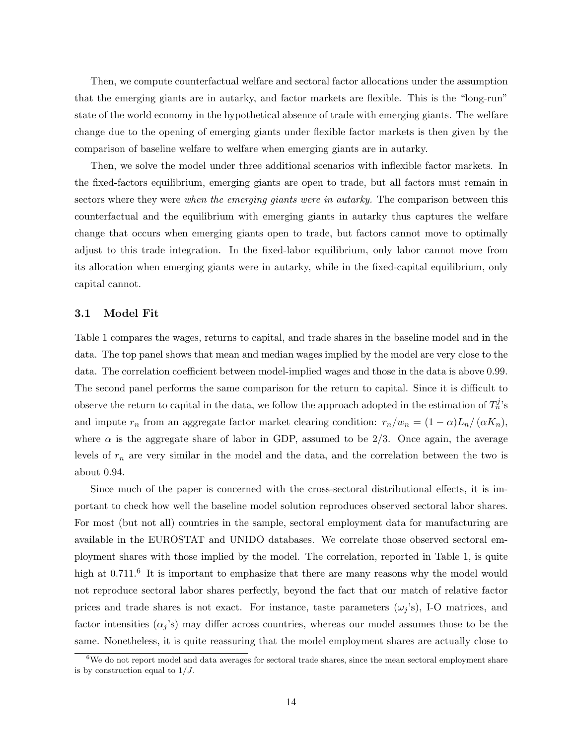Then, we compute counterfactual welfare and sectoral factor allocations under the assumption that the emerging giants are in autarky, and factor markets are flexible. This is the "long-run" state of the world economy in the hypothetical absence of trade with emerging giants. The welfare change due to the opening of emerging giants under flexible factor markets is then given by the comparison of baseline welfare to welfare when emerging giants are in autarky.

Then, we solve the model under three additional scenarios with inflexible factor markets. In the fixed-factors equilibrium, emerging giants are open to trade, but all factors must remain in sectors where they were *when the emerging giants were in autarky.* The comparison between this counterfactual and the equilibrium with emerging giants in autarky thus captures the welfare change that occurs when emerging giants open to trade, but factors cannot move to optimally adjust to this trade integration. In the fixed-labor equilibrium, only labor cannot move from its allocation when emerging giants were in autarky, while in the fixed-capital equilibrium, only capital cannot.

## 3.1 Model Fit

Table 1 compares the wages, returns to capital, and trade shares in the baseline model and in the data. The top panel shows that mean and median wages implied by the model are very close to the data. The correlation coefficient between model-implied wages and those in the data is above 0.99. The second panel performs the same comparison for the return to capital. Since it is difficult to observe the return to capital in the data, we follow the approach adopted in the estimation of $T_n^j$'s and impute $r_n$ from an aggregate factor market clearing condition: $r_n/w_n = (1-\alpha)L_n/(\alpha K_n)$, where $\alpha$ is the aggregate share of labor in GDP, assumed to be 2/3. Once again, the average levels of $r_n$ are very similar in the model and the data, and the correlation between the two is about 0.94.

Since much of the paper is concerned with the cross-sectoral distributional effects, it is important to check how well the baseline model solution reproduces observed sectoral labor shares. For most (but not all) countries in the sample, sectoral employment data for manufacturing are available in the EUROSTAT and UNIDO databases. We correlate those observed sectoral employment shares with those implied by the model. The correlation, reported in Table 1, is quite high at 0.711.[6] It is important to emphasize that there are many reasons why the model would not reproduce sectoral labor shares perfectly, beyond the fact that our match of relative factor prices and trade shares is not exact. For instance, taste parameters ($\omega_j$'s), I-O matrices, and factor intensities ($\alpha_j$'s) may differ across countries, whereas our model assumes those to be the same. Nonetheless, it is quite reassuring that the model employment shares are actually close to

[6] We do not report model and data averages for sectoral trade shares, since the mean sectoral employment share is by construction equal to $1/J$.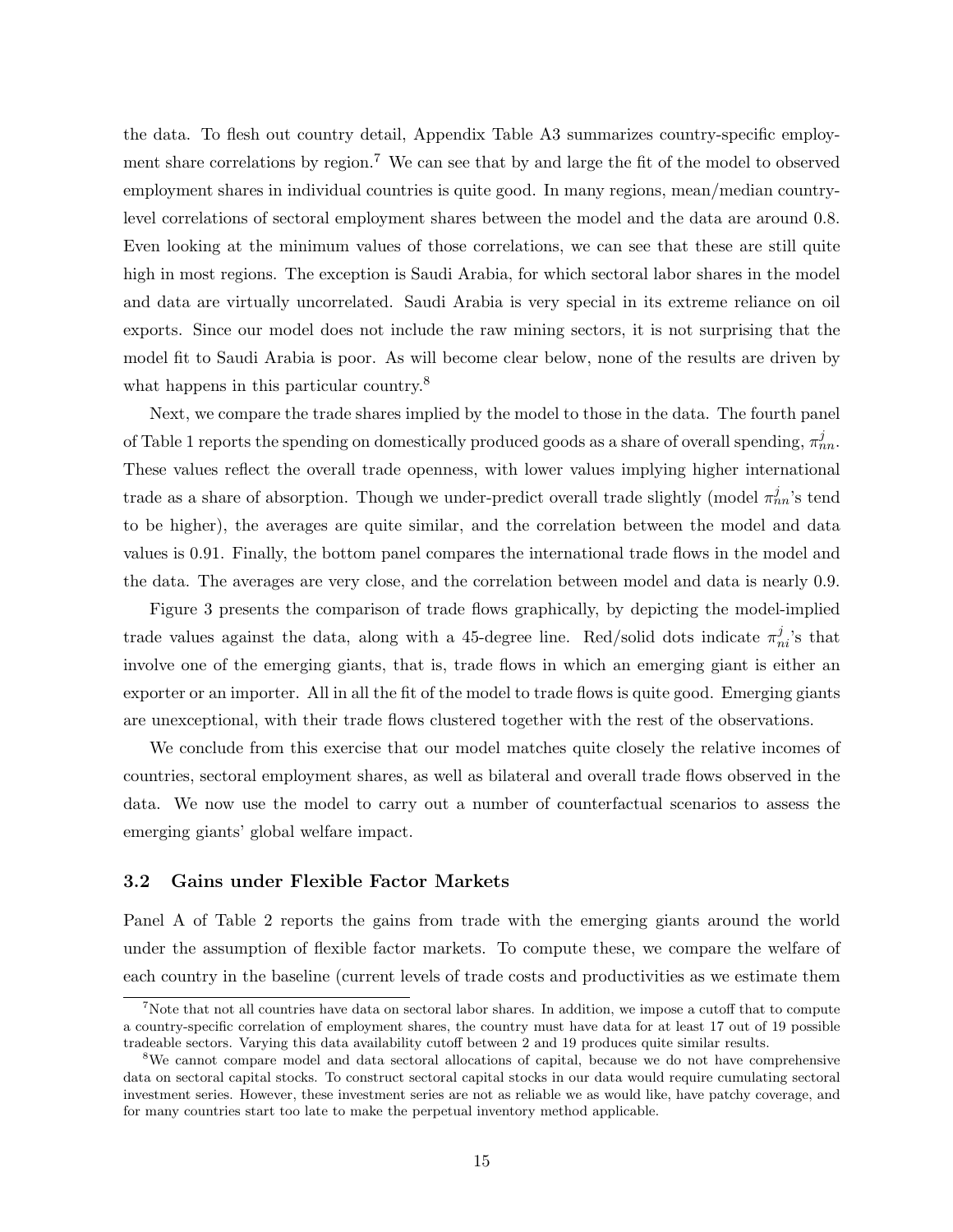the data. To flesh out country detail, Appendix Table A3 summarizes country-specific employment share correlations by region.[7] We can see that by and large the fit of the model to observed employment shares in individual countries is quite good. In many regions, mean/median country-level correlations of sectoral employment shares between the model and the data are around 0.8. Even looking at the minimum values of those correlations, we can see that these are still quite high in most regions. The exception is Saudi Arabia, for which sectoral labor shares in the model and data are virtually uncorrelated. Saudi Arabia is very special in its extreme reliance on oil exports. Since our model does not include the raw mining sectors, it is not surprising that the model fit to Saudi Arabia is poor. As will become clear below, none of the results are driven by what happens in this particular country.[8]

Next, we compare the trade shares implied by the model to those in the data. The fourth panel of Table 1 reports the spending on domestically produced goods as a share of overall spending, $\pi^j_{nn}$. These values reflect the overall trade openness, with lower values implying higher international trade as a share of absorption. Though we under-predict overall trade slightly (model $\pi^j_{nn}$'s tend to be higher), the averages are quite similar, and the correlation between the model and data values is 0.91. Finally, the bottom panel compares the international trade flows in the model and the data. The averages are very close, and the correlation between model and data is nearly 0.9.

Figure 3 presents the comparison of trade flows graphically, by depicting the model-implied trade values against the data, along with a 45-degree line. Red/solid dots indicate $\pi^j_{ni}$'s that involve one of the emerging giants, that is, trade flows in which an emerging giant is either an exporter or an importer. All in all the fit of the model to trade flows is quite good. Emerging giants are unexceptional, with their trade flows clustered together with the rest of the observations.

We conclude from this exercise that our model matches quite closely the relative incomes of countries, sectoral employment shares, as well as bilateral and overall trade flows observed in the data. We now use the model to carry out a number of counterfactual scenarios to assess the emerging giants' global welfare impact.

### 3.2 Gains under Flexible Factor Markets

Panel A of Table 2 reports the gains from trade with the emerging giants around the world under the assumption of flexible factor markets. To compute these, we compare the welfare of each country in the baseline (current levels of trade costs and productivities as we estimate them

[7] Note that not all countries have data on sectoral labor shares. In addition, we impose a cutoff that to compute a country-specific correlation of employment shares, the country must have data for at least 17 out of 19 possible tradeable sectors. Varying this data availability cutoff between 2 and 19 produces quite similar results.

[8] We cannot compare model and data sectoral allocations of capital, because we do not have comprehensive data on sectoral capital stocks. To construct sectoral capital stocks in our data would require cumulating sectoral investment series. However, these investment series are not as reliable we as would like, have patchy coverage, and for many countries start too late to make the perpetual inventory method applicable.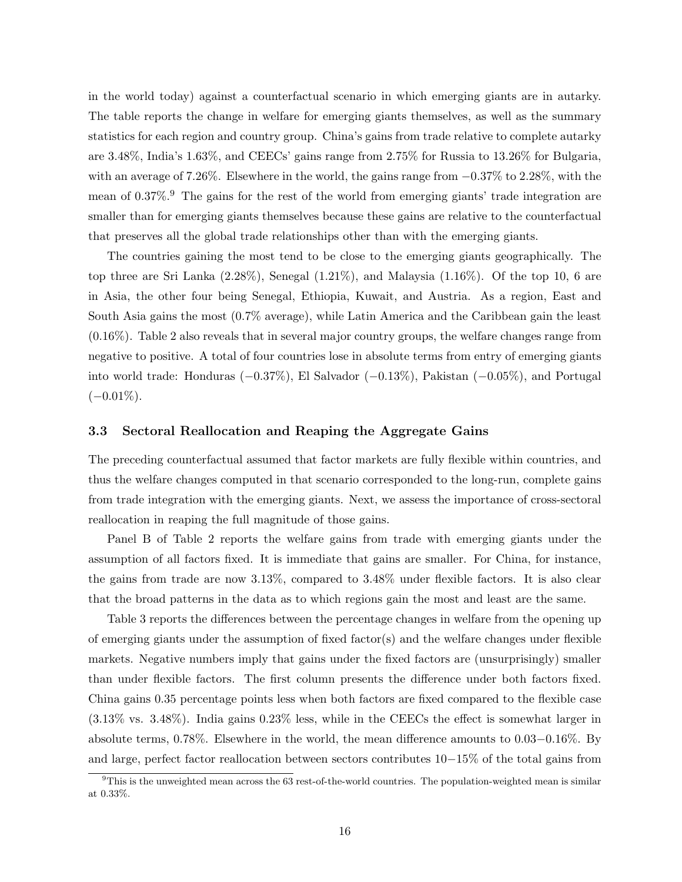in the world today) against a counterfactual scenario in which emerging giants are in autarky. The table reports the change in welfare for emerging giants themselves, as well as the summary statistics for each region and country group. China's gains from trade relative to complete autarky are 3.48%, India's 1.63%, and CEECs' gains range from 2.75% for Russia to 13.26% for Bulgaria, with an average of 7.26%. Elsewhere in the world, the gains range from $-0.37\%$ to 2.28%, with the mean of 0.37%.[9] The gains for the rest of the world from emerging giants' trade integration are smaller than for emerging giants themselves because these gains are relative to the counterfactual that preserves all the global trade relationships other than with the emerging giants.

The countries gaining the most tend to be close to the emerging giants geographically. The top three are Sri Lanka (2.28%), Senegal (1.21%), and Malaysia (1.16%). Of the top 10, 6 are in Asia, the other four being Senegal, Ethiopia, Kuwait, and Austria. As a region, East and South Asia gains the most (0.7% average), while Latin America and the Caribbean gain the least (0.16%). Table 2 also reveals that in several major country groups, the welfare changes range from negative to positive. A total of four countries lose in absolute terms from entry of emerging giants into world trade: Honduras ($-0.37\%$), El Salvador ($-0.13\%$), Pakistan ($-0.05\%$), and Portugal ($-0.01\%$).

### 3.3 Sectoral Reallocation and Reaping the Aggregate Gains

The preceding counterfactual assumed that factor markets are fully flexible within countries, and thus the welfare changes computed in that scenario corresponded to the long-run, complete gains from trade integration with the emerging giants. Next, we assess the importance of cross-sectoral reallocation in reaping the full magnitude of those gains.

Panel B of Table 2 reports the welfare gains from trade with emerging giants under the assumption of all factors fixed. It is immediate that gains are smaller. For China, for instance, the gains from trade are now 3.13%, compared to 3.48% under flexible factors. It is also clear that the broad patterns in the data as to which regions gain the most and least are the same.

Table 3 reports the differences between the percentage changes in welfare from the opening up of emerging giants under the assumption of fixed factor(s) and the welfare changes under flexible markets. Negative numbers imply that gains under the fixed factors are (unsurprisingly) smaller than under flexible factors. The first column presents the difference under both factors fixed. China gains 0.35 percentage points less when both factors are fixed compared to the flexible case (3.13% vs. 3.48%). India gains 0.23% less, while in the CEECs the effect is somewhat larger in absolute terms, 0.78%. Elsewhere in the world, the mean difference amounts to $0.03-0.16\%$. By and large, perfect factor reallocation between sectors contributes $10-15\%$ of the total gains from

[9] This is the unweighted mean across the 63 rest-of-the-world countries. The population-weighted mean is similar at 0.33%.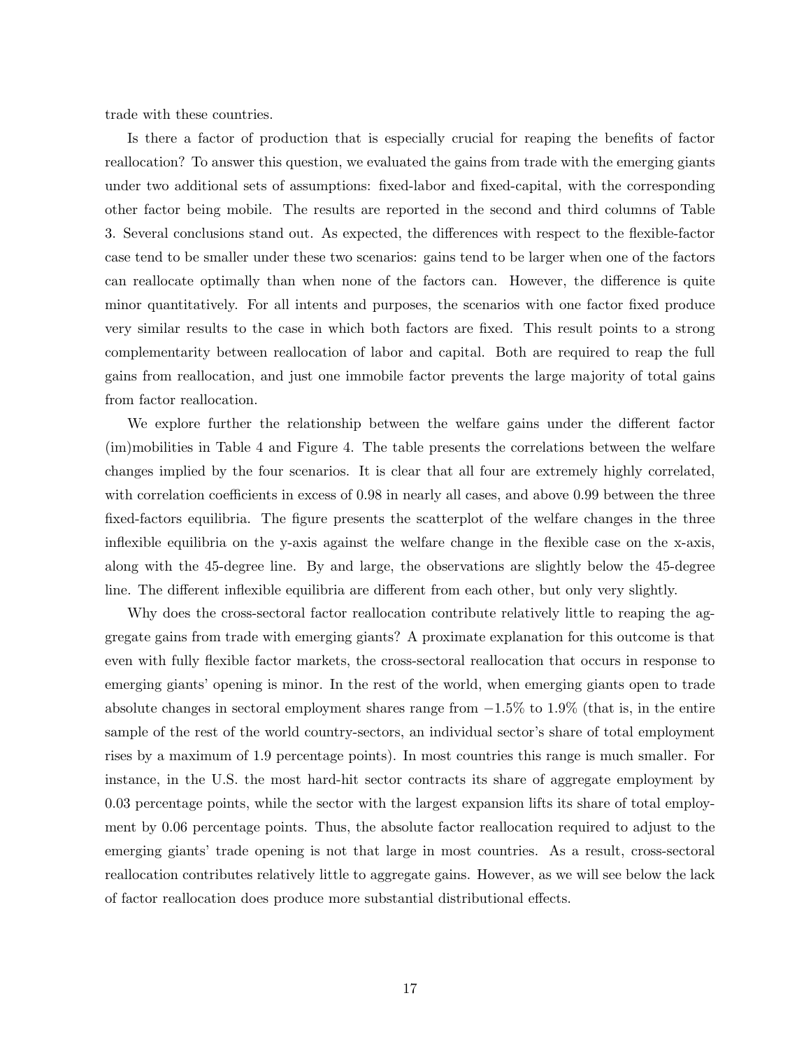trade with these countries.

Is there a factor of production that is especially crucial for reaping the benefits of factor reallocation? To answer this question, we evaluated the gains from trade with the emerging giants under two additional sets of assumptions: fixed-labor and fixed-capital, with the corresponding other factor being mobile. The results are reported in the second and third columns of Table 3. Several conclusions stand out. As expected, the differences with respect to the flexible-factor case tend to be smaller under these two scenarios: gains tend to be larger when one of the factors can reallocate optimally than when none of the factors can. However, the difference is quite minor quantitatively. For all intents and purposes, the scenarios with one factor fixed produce very similar results to the case in which both factors are fixed. This result points to a strong complementarity between reallocation of labor and capital. Both are required to reap the full gains from reallocation, and just one immobile factor prevents the large majority of total gains from factor reallocation.

We explore further the relationship between the welfare gains under the different factor (im)mobilities in Table 4 and Figure 4. The table presents the correlations between the welfare changes implied by the four scenarios. It is clear that all four are extremely highly correlated, with correlation coefficients in excess of 0.98 in nearly all cases, and above 0.99 between the three fixed-factors equilibria. The figure presents the scatterplot of the welfare changes in the three inflexible equilibria on the y-axis against the welfare change in the flexible case on the x-axis, along with the 45-degree line. By and large, the observations are slightly below the 45-degree line. The different inflexible equilibria are different from each other, but only very slightly.

Why does the cross-sectoral factor reallocation contribute relatively little to reaping the aggregate gains from trade with emerging giants? A proximate explanation for this outcome is that even with fully flexible factor markets, the cross-sectoral reallocation that occurs in response to emerging giants' opening is minor. In the rest of the world, when emerging giants open to trade absolute changes in sectoral employment shares range from $-1.5\%$ to $1.9\%$ (that is, in the entire sample of the rest of the world country-sectors, an individual sector's share of total employment rises by a maximum of 1.9 percentage points). In most countries this range is much smaller. For instance, in the U.S. the most hard-hit sector contracts its share of aggregate employment by 0.03 percentage points, while the sector with the largest expansion lifts its share of total employment by 0.06 percentage points. Thus, the absolute factor reallocation required to adjust to the emerging giants' trade opening is not that large in most countries. As a result, cross-sectoral reallocation contributes relatively little to aggregate gains. However, as we will see below the lack of factor reallocation does produce more substantial distributional effects.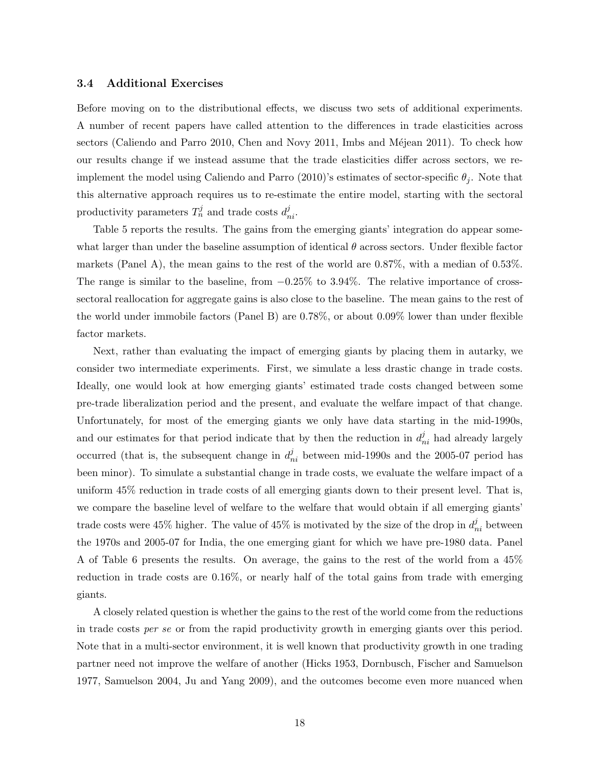### 3.4 Additional Exercises

Before moving on to the distributional effects, we discuss two sets of additional experiments. A number of recent papers have called attention to the differences in trade elasticities across sectors (Caliendo and Parro 2010, Chen and Novy 2011, Imbs and Méjean 2011). To check how our results change if we instead assume that the trade elasticities differ across sectors, we re-implement the model using Caliendo and Parro (2010)'s estimates of sector-specific $\theta_j$. Note that this alternative approach requires us to re-estimate the entire model, starting with the sectoral productivity parameters $T_n^j$ and trade costs $d_{ni}^j$.

Table 5 reports the results. The gains from the emerging giants' integration do appear somewhat larger than under the baseline assumption of identical $\theta$ across sectors. Under flexible factor markets (Panel A), the mean gains to the rest of the world are 0.87%, with a median of 0.53%. The range is similar to the baseline, from $-0.25\%$ to 3.94%. The relative importance of cross-sectoral reallocation for aggregate gains is also close to the baseline. The mean gains to the rest of the world under immobile factors (Panel B) are 0.78%, or about 0.09% lower than under flexible factor markets.

Next, rather than evaluating the impact of emerging giants by placing them in autarky, we consider two intermediate experiments. First, we simulate a less drastic change in trade costs. Ideally, one would look at how emerging giants' estimated trade costs changed between some pre-trade liberalization period and the present, and evaluate the welfare impact of that change. Unfortunately, for most of the emerging giants we only have data starting in the mid-1990s, and our estimates for that period indicate that by then the reduction in $d_{ni}^j$ had already largely occurred (that is, the subsequent change in $d_{ni}^j$ between mid-1990s and the 2005-07 period has been minor). To simulate a substantial change in trade costs, we evaluate the welfare impact of a uniform 45% reduction in trade costs of all emerging giants down to their present level. That is, we compare the baseline level of welfare to the welfare that would obtain if all emerging giants' trade costs were 45% higher. The value of 45% is motivated by the size of the drop in $d_{ni}^j$ between the 1970s and 2005-07 for India, the one emerging giant for which we have pre-1980 data. Panel A of Table 6 presents the results. On average, the gains to the rest of the world from a 45% reduction in trade costs are 0.16%, or nearly half of the total gains from trade with emerging giants.

A closely related question is whether the gains to the rest of the world come from the reductions in trade costs *per se* or from the rapid productivity growth in emerging giants over this period. Note that in a multi-sector environment, it is well known that productivity growth in one trading partner need not improve the welfare of another (Hicks 1953, Dornbusch, Fischer and Samuelson 1977, Samuelson 2004, Ju and Yang 2009), and the outcomes become even more nuanced when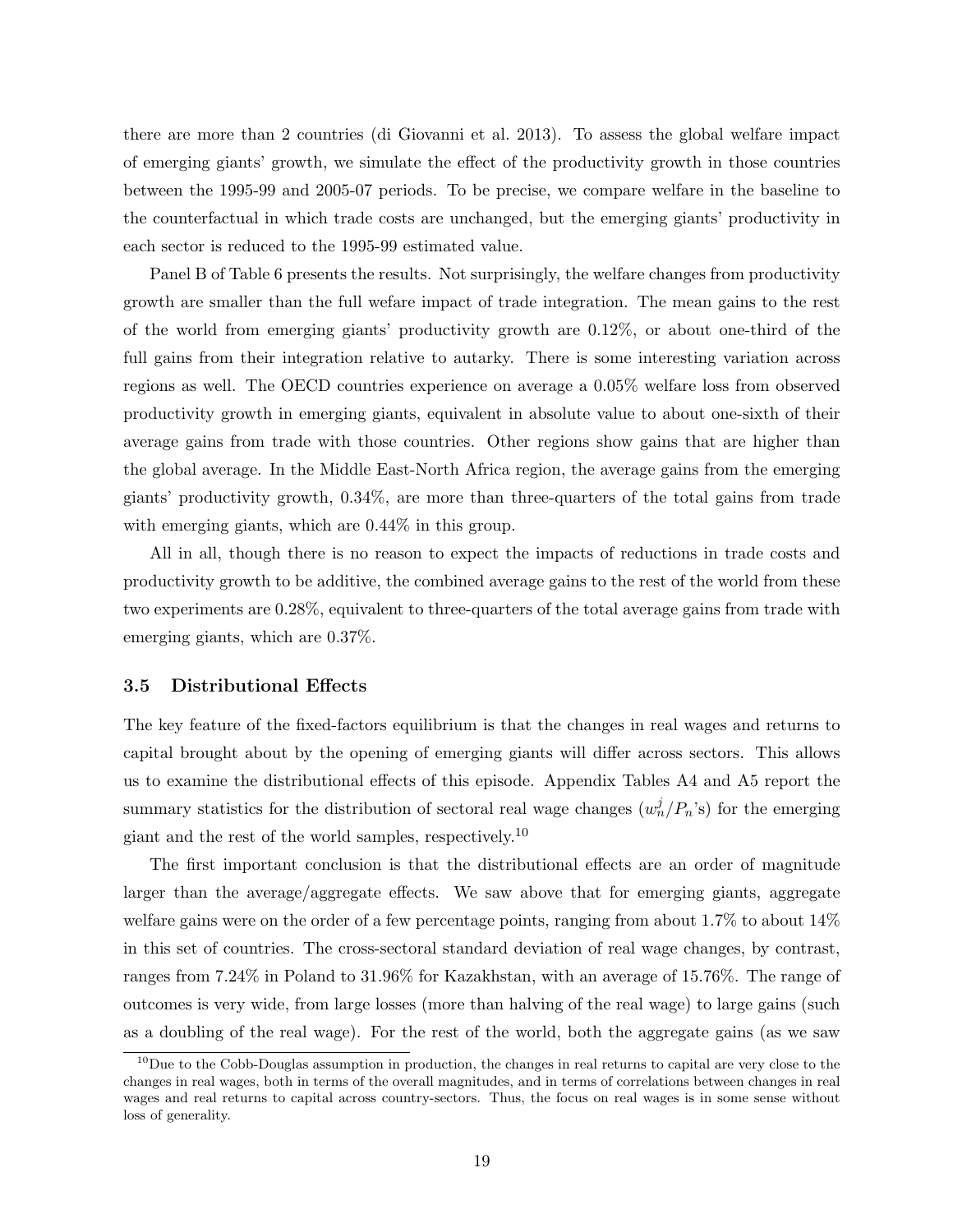there are more than 2 countries (di Giovanni et al. 2013). To assess the global welfare impact of emerging giants' growth, we simulate the effect of the productivity growth in those countries between the 1995-99 and 2005-07 periods. To be precise, we compare welfare in the baseline to the counterfactual in which trade costs are unchanged, but the emerging giants' productivity in each sector is reduced to the 1995-99 estimated value.

Panel B of Table 6 presents the results. Not surprisingly, the welfare changes from productivity growth are smaller than the full wefare impact of trade integration. The mean gains to the rest of the world from emerging giants' productivity growth are 0.12%, or about one-third of the full gains from their integration relative to autarky. There is some interesting variation across regions as well. The OECD countries experience on average a 0.05% welfare loss from observed productivity growth in emerging giants, equivalent in absolute value to about one-sixth of their average gains from trade with those countries. Other regions show gains that are higher than the global average. In the Middle East-North Africa region, the average gains from the emerging giants' productivity growth, 0.34%, are more than three-quarters of the total gains from trade with emerging giants, which are 0.44% in this group.

All in all, though there is no reason to expect the impacts of reductions in trade costs and productivity growth to be additive, the combined average gains to the rest of the world from these two experiments are 0.28%, equivalent to three-quarters of the total average gains from trade with emerging giants, which are 0.37%.

### 3.5 Distributional Effects

The key feature of the fixed-factors equilibrium is that the changes in real wages and returns to capital brought about by the opening of emerging giants will differ across sectors. This allows us to examine the distributional effects of this episode. Appendix Tables A4 and A5 report the summary statistics for the distribution of sectoral real wage changes ($w_n^j/P_n$'s) for the emerging giant and the rest of the world samples, respectively.[10]

The first important conclusion is that the distributional effects are an order of magnitude larger than the average/aggregate effects. We saw above that for emerging giants, aggregate welfare gains were on the order of a few percentage points, ranging from about 1.7% to about 14% in this set of countries. The cross-sectoral standard deviation of real wage changes, by contrast, ranges from 7.24% in Poland to 31.96% for Kazakhstan, with an average of 15.76%. The range of outcomes is very wide, from large losses (more than halving of the real wage) to large gains (such as a doubling of the real wage). For the rest of the world, both the aggregate gains (as we saw

[10] Due to the Cobb-Douglas assumption in production, the changes in real returns to capital are very close to the changes in real wages, both in terms of the overall magnitudes, and in terms of correlations between changes in real wages and real returns to capital across country-sectors. Thus, the focus on real wages is in some sense without loss of generality.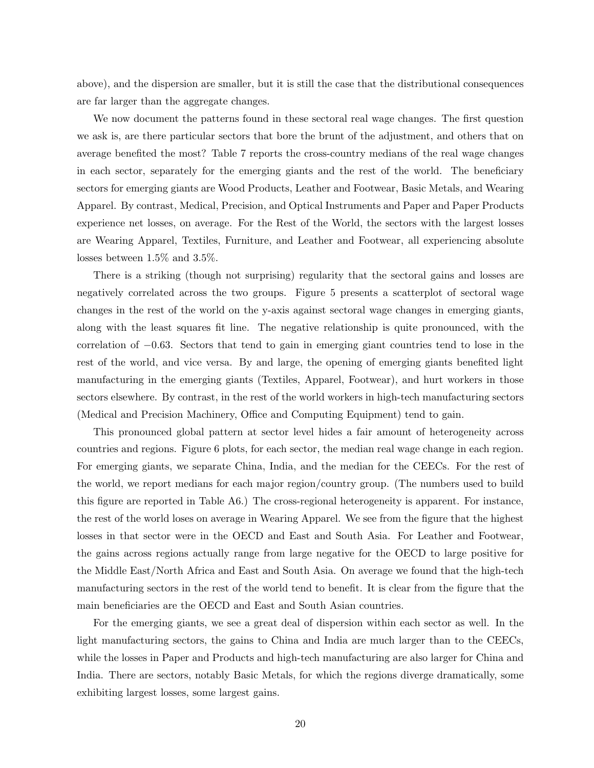above), and the dispersion are smaller, but it is still the case that the distributional consequences are far larger than the aggregate changes.

We now document the patterns found in these sectoral real wage changes. The first question we ask is, are there particular sectors that bore the brunt of the adjustment, and others that on average benefited the most? Table 7 reports the cross-country medians of the real wage changes in each sector, separately for the emerging giants and the rest of the world. The beneficiary sectors for emerging giants are Wood Products, Leather and Footwear, Basic Metals, and Wearing Apparel. By contrast, Medical, Precision, and Optical Instruments and Paper and Paper Products experience net losses, on average. For the Rest of the World, the sectors with the largest losses are Wearing Apparel, Textiles, Furniture, and Leather and Footwear, all experiencing absolute losses between 1.5% and 3.5%.

There is a striking (though not surprising) regularity that the sectoral gains and losses are negatively correlated across the two groups. Figure 5 presents a scatterplot of sectoral wage changes in the rest of the world on the y-axis against sectoral wage changes in emerging giants, along with the least squares fit line. The negative relationship is quite pronounced, with the correlation of $-0.63$. Sectors that tend to gain in emerging giant countries tend to lose in the rest of the world, and vice versa. By and large, the opening of emerging giants benefited light manufacturing in the emerging giants (Textiles, Apparel, Footwear), and hurt workers in those sectors elsewhere. By contrast, in the rest of the world workers in high-tech manufacturing sectors (Medical and Precision Machinery, Office and Computing Equipment) tend to gain.

This pronounced global pattern at sector level hides a fair amount of heterogeneity across countries and regions. Figure 6 plots, for each sector, the median real wage change in each region. For emerging giants, we separate China, India, and the median for the CEECs. For the rest of the world, we report medians for each major region/country group. (The numbers used to build this figure are reported in Table A6.) The cross-regional heterogeneity is apparent. For instance, the rest of the world loses on average in Wearing Apparel. We see from the figure that the highest losses in that sector were in the OECD and East and South Asia. For Leather and Footwear, the gains across regions actually range from large negative for the OECD to large positive for the Middle East/North Africa and East and South Asia. On average we found that the high-tech manufacturing sectors in the rest of the world tend to benefit. It is clear from the figure that the main beneficiaries are the OECD and East and South Asian countries.

For the emerging giants, we see a great deal of dispersion within each sector as well. In the light manufacturing sectors, the gains to China and India are much larger than to the CEECs, while the losses in Paper and Products and high-tech manufacturing are also larger for China and India. There are sectors, notably Basic Metals, for which the regions diverge dramatically, some exhibiting largest losses, some largest gains.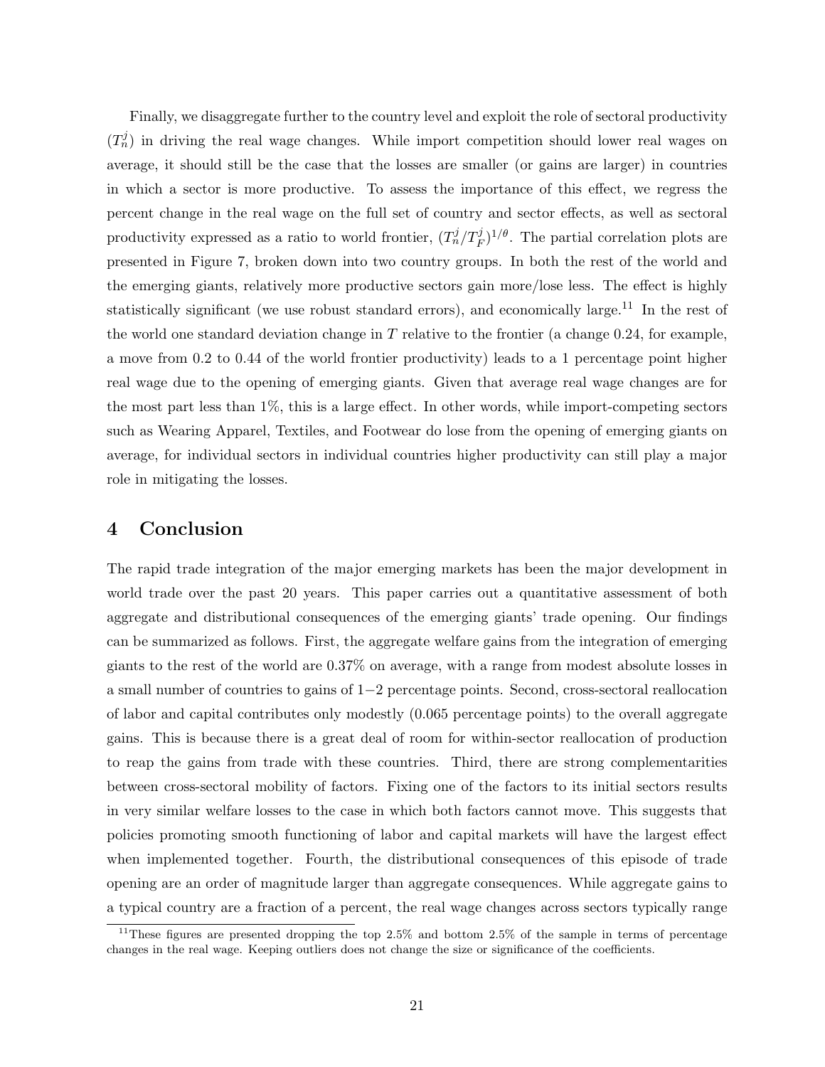Finally, we disaggregate further to the country level and exploit the role of sectoral productivity ($T_n^j$) in driving the real wage changes. While import competition should lower real wages on average, it should still be the case that the losses are smaller (or gains are larger) in countries in which a sector is more productive. To assess the importance of this effect, we regress the percent change in the real wage on the full set of country and sector effects, as well as sectoral productivity expressed as a ratio to world frontier, $(T_n^j/T_F^j)^{1/\theta}$. The partial correlation plots are presented in Figure 7, broken down into two country groups. In both the rest of the world and the emerging giants, relatively more productive sectors gain more/lose less. The effect is highly statistically significant (we use robust standard errors), and economically large.[11] In the rest of the world one standard deviation change in $T$ relative to the frontier (a change 0.24, for example, a move from 0.2 to 0.44 of the world frontier productivity) leads to a 1 percentage point higher real wage due to the opening of emerging giants. Given that average real wage changes are for the most part less than 1%, this is a large effect. In other words, while import-competing sectors such as Wearing Apparel, Textiles, and Footwear do lose from the opening of emerging giants on average, for individual sectors in individual countries higher productivity can still play a major role in mitigating the losses.

# 4 Conclusion

The rapid trade integration of the major emerging markets has been the major development in world trade over the past 20 years. This paper carries out a quantitative assessment of both aggregate and distributional consequences of the emerging giants' trade opening. Our findings can be summarized as follows. First, the aggregate welfare gains from the integration of emerging giants to the rest of the world are 0.37% on average, with a range from modest absolute losses in a small number of countries to gains of $1-2$ percentage points. Second, cross-sectoral reallocation of labor and capital contributes only modestly (0.065 percentage points) to the overall aggregate gains. This is because there is a great deal of room for within-sector reallocation of production to reap the gains from trade with these countries. Third, there are strong complementarities between cross-sectoral mobility of factors. Fixing one of the factors to its initial sectors results in very similar welfare losses to the case in which both factors cannot move. This suggests that policies promoting smooth functioning of labor and capital markets will have the largest effect when implemented together. Fourth, the distributional consequences of this episode of trade opening are an order of magnitude larger than aggregate consequences. While aggregate gains to a typical country are a fraction of a percent, the real wage changes across sectors typically range

[11] These figures are presented dropping the top 2.5% and bottom 2.5% of the sample in terms of percentage changes in the real wage. Keeping outliers does not change the size or significance of the coefficients.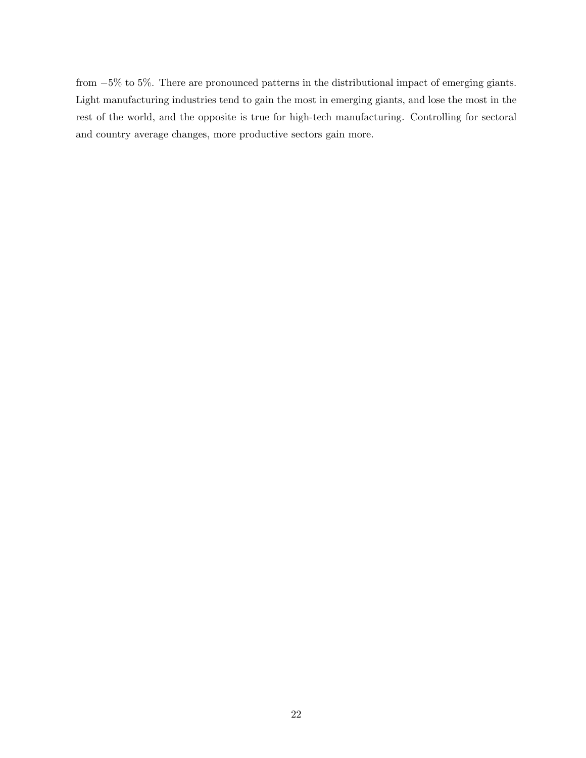from $-5\%$ to $5\%$. There are pronounced patterns in the distributional impact of emerging giants. Light manufacturing industries tend to gain the most in emerging giants, and lose the most in the rest of the world, and the opposite is true for high-tech manufacturing. Controlling for sectoral and country average changes, more productive sectors gain more.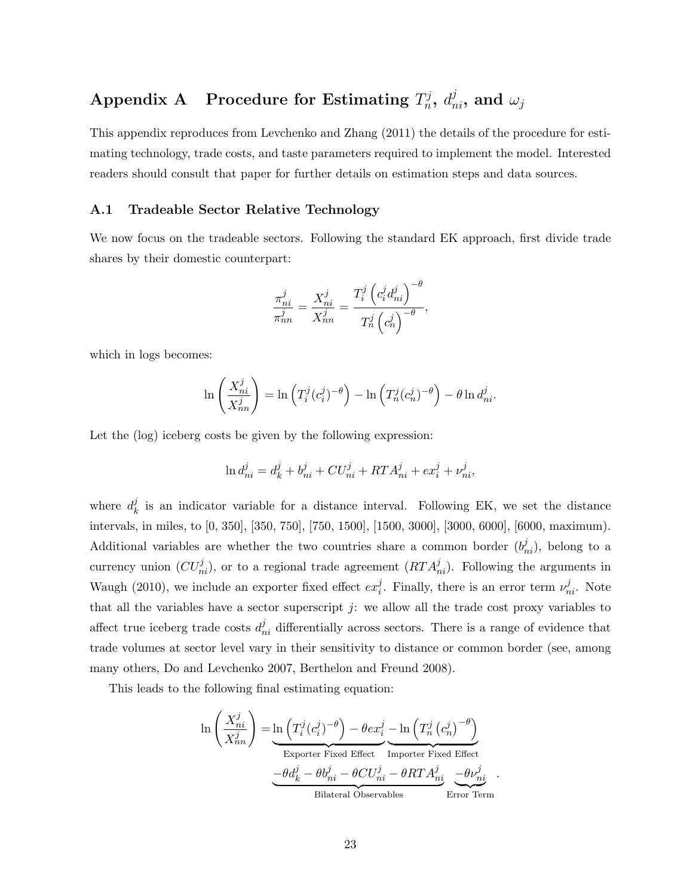# Appendix A Procedure for Estimating $T_n^j$, $d_{ni}^j$, and $\omega_j$

This appendix reproduces from Levchenko and Zhang (2011) the details of the procedure for estimating technology, trade costs, and taste parameters required to implement the model. Interested readers should consult that paper for further details on estimation steps and data sources.

## A.1 Tradeable Sector Relative Technology

We now focus on the tradeable sectors. Following the standard EK approach, first divide trade shares by their domestic counterpart:

$$\frac{\pi_{ni}^j}{\pi_{nn}^j} = \frac{X_{ni}^j}{X_{nn}^j} = \frac{T_i^j \left(c_i^j d_{ni}^j\right)^{-\theta}}{T_n^j \left(c_n^j\right)^{-\theta}},$$

which in logs becomes:

$$\ln\left(\frac{X_{ni}^j}{X_{nn}^j}\right) = \ln\left(T_i^j (c_i^j)^{-\theta}\right) - \ln\left(T_n^j (c_n^j)^{-\theta}\right) - \theta \ln d_{ni}^j.$$

Let the (log) iceberg costs be given by the following expression:

$$\ln d_{ni}^j = d_k^j + b_{ni}^j + CU_{ni}^j + RTA_{ni}^j + ex_i^j + \nu_{ni}^j,$$

where $d_k^j$ is an indicator variable for a distance interval. Following EK, we set the distance intervals, in miles, to [0, 350], [350, 750], [750, 1500], [1500, 3000], [3000, 6000], [6000, maximum). Additional variables are whether the two countries share a common border ($b_{ni}^j$), belong to a currency union ($CU_{ni}^j$), or to a regional trade agreement ($RTA_{ni}^j$). Following the arguments in Waugh (2010), we include an exporter fixed effect $ex_i^j$. Finally, there is an error term $\nu_{ni}^j$. Note that all the variables have a sector superscript $j$: we allow all the trade cost proxy variables to affect true iceberg trade costs $d_{ni}^j$ differentially across sectors. There is a range of evidence that trade volumes at sector level vary in their sensitivity to distance or common border (see, among many others, Do and Levchenko 2007, Berthelon and Freund 2008).

This leads to the following final estimating equation:

$$\ln\left(\frac{X_{ni}^j}{X_{nn}^j}\right) = \underbrace{\ln\left(T_i^j (c_i^j)^{-\theta}\right) - \theta ex_i^j}_{\text{Exporter Fixed Effect}} \underbrace{- \ln\left(T_n^j \left(c_n^j\right)^{-\theta}\right)}_{\text{Importer Fixed Effect}} \underbrace{-\theta d_k^j - \theta b_{ni}^j - \theta CU_{ni}^j - \theta RTA_{ni}^j}_{\text{Bilateral Observables}} \underbrace{-\theta \nu_{ni}^j}_{\text{Error Term}}.$$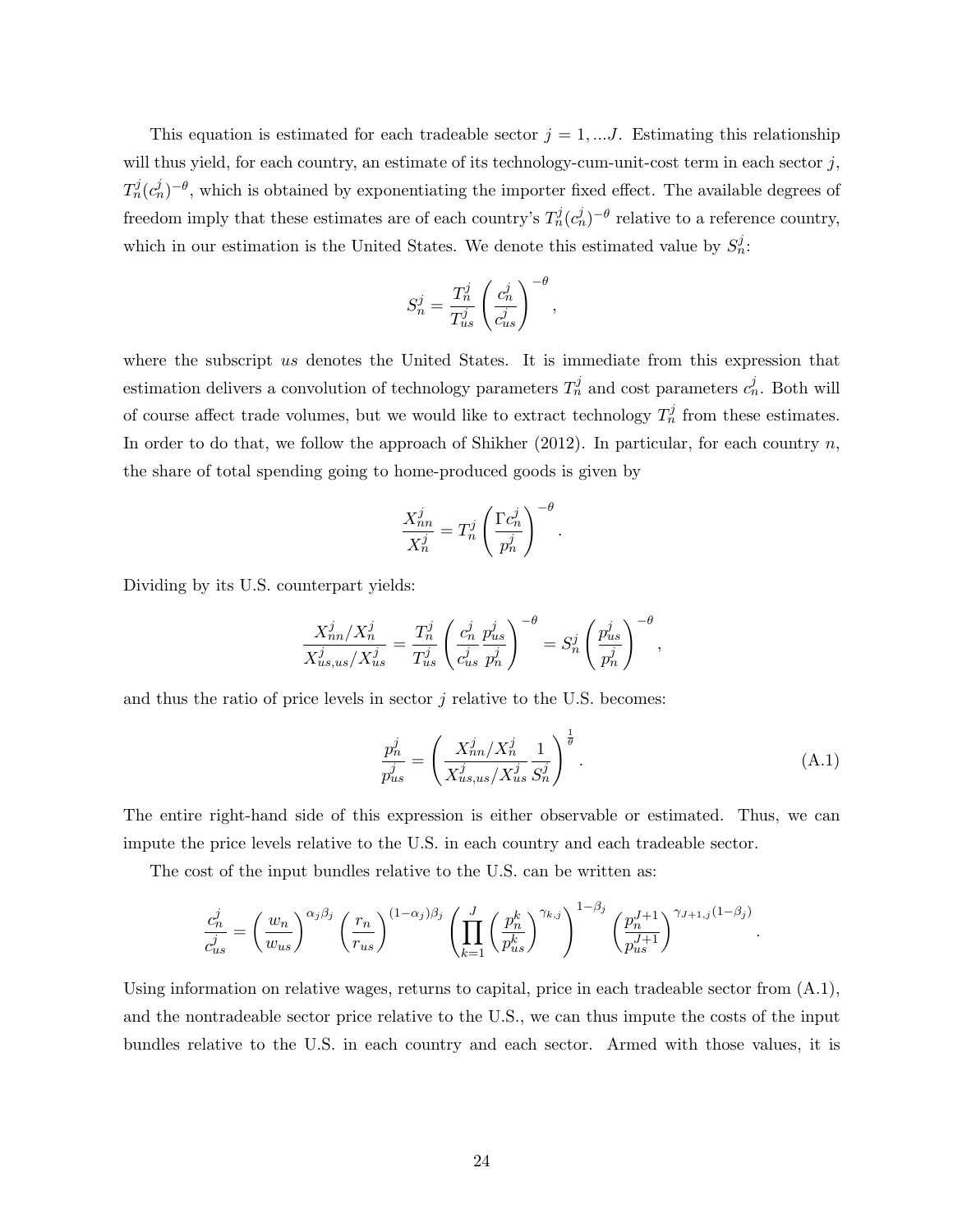This equation is estimated for each tradeable sector $j = 1, ...J$. Estimating this relationship will thus yield, for each country, an estimate of its technology-cum-unit-cost term in each sector $j$, $T_n^j (c_n^j)^{-\theta}$, which is obtained by exponentiating the importer fixed effect. The available degrees of freedom imply that these estimates are of each country's $T_n^j (c_n^j)^{-\theta}$ relative to a reference country, which in our estimation is the United States. We denote this estimated value by $S_n^j$:

$$S_n^j = \frac{T_n^j}{T_{us}^j} \left( \frac{c_n^j}{c_{us}^j} \right)^{-\theta},$$

where the subscript $us$ denotes the United States. It is immediate from this expression that estimation delivers a convolution of technology parameters $T_n^j$ and cost parameters $c_n^j$. Both will of course affect trade volumes, but we would like to extract technology $T_n^j$ from these estimates. In order to do that, we follow the approach of Shikher (2012). In particular, for each country $n$, the share of total spending going to home-produced goods is given by

$$\frac{X_{nn}^j}{X_n^j} = T_n^j \left( \frac{\Gamma c_n^j}{p_n^j} \right)^{-\theta}.$$

Dividing by its U.S. counterpart yields:

$$\frac{X_{nn}^j / X_n^j}{X_{us,us}^j / X_{us}^j} = \frac{T_n^j}{T_{us}^j} \left( \frac{c_n^j}{c_{us}^j} \frac{p_{us}^j}{p_n^j} \right)^{-\theta} = S_n^j \left( \frac{p_{us}^j}{p_n^j} \right)^{-\theta},$$

and thus the ratio of price levels in sector $j$ relative to the U.S. becomes:

$$\frac{p_n^j}{p_{us}^j} = \left( \frac{X_{nn}^j / X_n^j}{X_{us,us}^j / X_{us}^j} \frac{1}{S_n^j} \right)^{\frac{1}{\theta}}. \tag{A.1}$$

The entire right-hand side of this expression is either observable or estimated. Thus, we can impute the price levels relative to the U.S. in each country and each tradeable sector.

The cost of the input bundles relative to the U.S. can be written as:

$$\frac{c_n^j}{c_{us}^j} = \left( \frac{w_n}{w_{us}} \right)^{\alpha_j \beta_j} \left( \frac{r_n}{r_{us}} \right)^{(1-\alpha_j)\beta_j} \left( \prod_{k=1}^{J} \left( \frac{p_n^k}{p_{us}^k} \right)^{\gamma_{k,j}} \right)^{1-\beta_j} \left( \frac{p_n^{J+1}}{p_{us}^{J+1}} \right)^{\gamma_{J+1,j}(1-\beta_j)}.$$

Using information on relative wages, returns to capital, price in each tradeable sector from (A.1), and the nontradeable sector price relative to the U.S., we can thus impute the costs of the input bundles relative to the U.S. in each country and each sector. Armed with those values, it is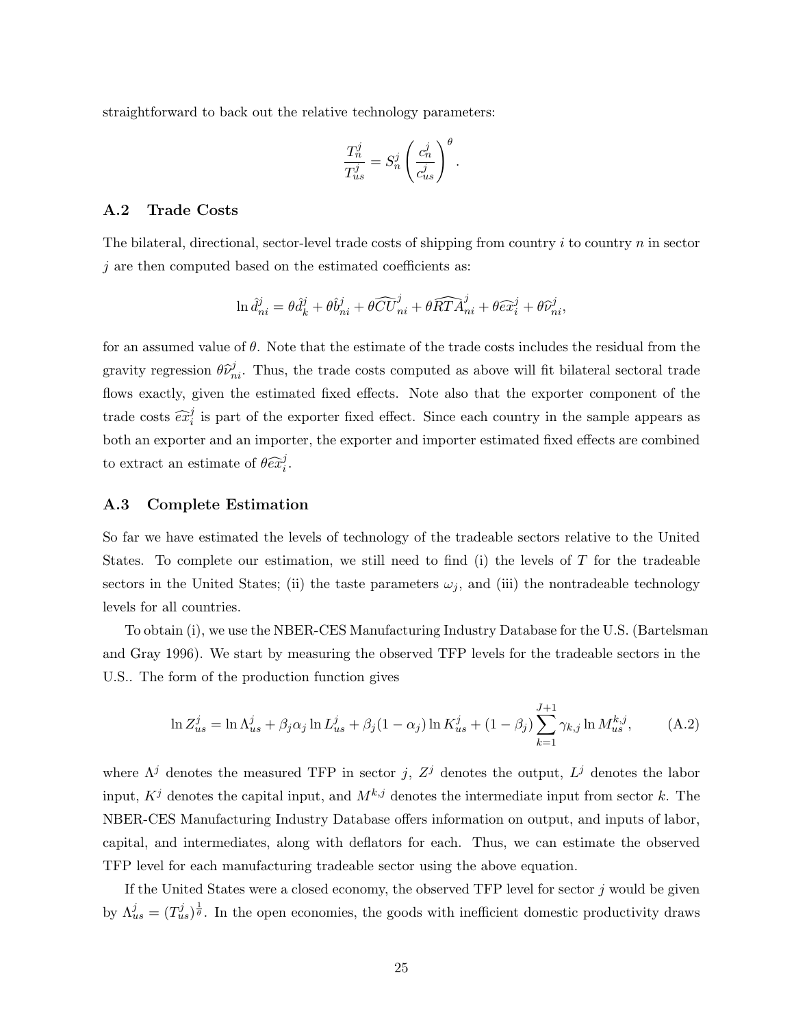straightforward to back out the relative technology parameters:

$$\frac{T_n^j}{T_{us}^j} = S_n^j \left( \frac{c_n^j}{c_{us}^j} \right)^{\theta}.$$

## A.2 Trade Costs

The bilateral, directional, sector-level trade costs of shipping from country $i$ to country $n$ in sector $j$ are then computed based on the estimated coefficients as:

$$\ln \hat{d}_{ni}^j = \theta \hat{d}_k^j + \theta \hat{b}_{ni}^j + \theta \widehat{CU}_{ni}^j + \theta \widehat{RTA}_{ni}^j + \theta \widehat{ex}_i^j + \theta \widehat{\nu}_{ni}^j,$$

for an assumed value of $\theta$. Note that the estimate of the trade costs includes the residual from the gravity regression $\theta \widehat{\nu}_{ni}^j$. Thus, the trade costs computed as above will fit bilateral sectoral trade flows exactly, given the estimated fixed effects. Note also that the exporter component of the trade costs $\widehat{ex}_i^j$ is part of the exporter fixed effect. Since each country in the sample appears as both an exporter and an importer, the exporter and importer estimated fixed effects are combined to extract an estimate of $\theta \widehat{ex}_i^j$.

## A.3 Complete Estimation

So far we have estimated the levels of technology of the tradeable sectors relative to the United States. To complete our estimation, we still need to find (i) the levels of $T$ for the tradeable sectors in the United States; (ii) the taste parameters $\omega_j$, and (iii) the nontradeable technology levels for all countries.

To obtain (i), we use the NBER-CES Manufacturing Industry Database for the U.S. (Bartelsman and Gray 1996). We start by measuring the observed TFP levels for the tradeable sectors in the U.S.. The form of the production function gives

$$\ln Z_{us}^j = \ln \Lambda_{us}^j + \beta_j \alpha_j \ln L_{us}^j + \beta_j (1 - \alpha_j) \ln K_{us}^j + (1 - \beta_j) \sum_{k=1}^{J+1} \gamma_{k,j} \ln M_{us}^{k,j}, \tag{A.2}$$

where $\Lambda^j$ denotes the measured TFP in sector $j$, $Z^j$ denotes the output, $L^j$ denotes the labor input, $K^j$ denotes the capital input, and $M^{k,j}$ denotes the intermediate input from sector $k$. The NBER-CES Manufacturing Industry Database offers information on output, and inputs of labor, capital, and intermediates, along with deflators for each. Thus, we can estimate the observed TFP level for each manufacturing tradeable sector using the above equation.

If the United States were a closed economy, the observed TFP level for sector $j$ would be given by $\Lambda_{us}^j = (T_{us}^j)^{\frac{1}{\theta}}$. In the open economies, the goods with inefficient domestic productivity draws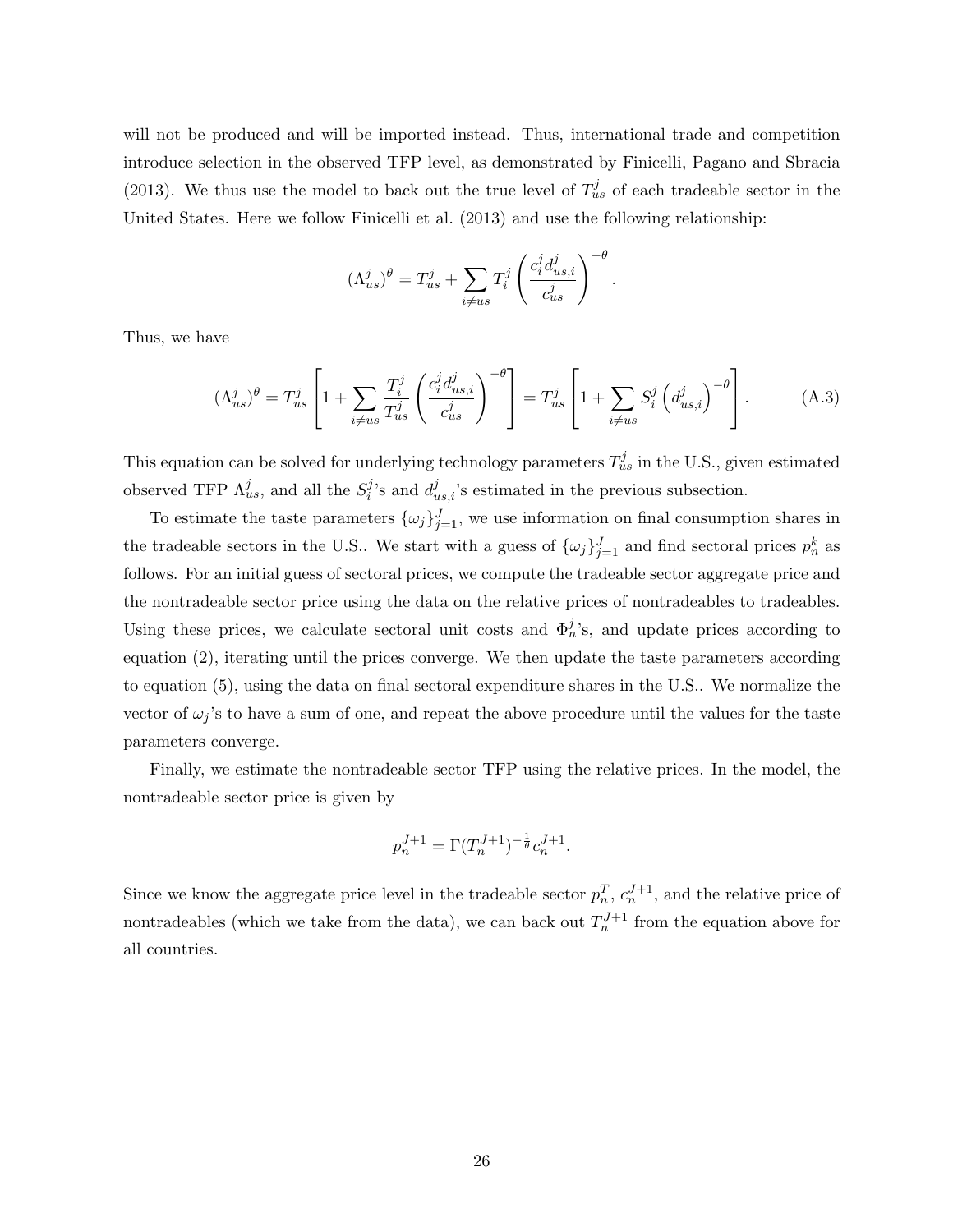will not be produced and will be imported instead. Thus, international trade and competition introduce selection in the observed TFP level, as demonstrated by Finicelli, Pagano and Sbracia (2013). We thus use the model to back out the true level of $T^j_{us}$ of each tradeable sector in the United States. Here we follow Finicelli et al. (2013) and use the following relationship:

$$(\Lambda^j_{us})^\theta = T^j_{us} + \sum_{i \neq us} T^j_i \left( \frac{c^j_i d^j_{us,i}}{c^j_{us}} \right)^{-\theta}.$$

Thus, we have

$$(\Lambda^j_{us})^\theta = T^j_{us} \left[ 1 + \sum_{i \neq us} \frac{T^j_i}{T^j_{us}} \left( \frac{c^j_i d^j_{us,i}}{c^j_{us}} \right)^{-\theta} \right] = T^j_{us} \left[ 1 + \sum_{i \neq us} S^j_i \left( d^j_{us,i} \right)^{-\theta} \right]. \tag{A.3}$$

This equation can be solved for underlying technology parameters $T^j_{us}$ in the U.S., given estimated observed TFP $\Lambda^j_{us}$, and all the $S^j_i$'s and $d^j_{us,i}$'s estimated in the previous subsection.

To estimate the taste parameters $\{\omega_j\}_{j=1}^J$, we use information on final consumption shares in the tradeable sectors in the U.S.. We start with a guess of $\{\omega_j\}_{j=1}^J$ and find sectoral prices $p^k_n$ as follows. For an initial guess of sectoral prices, we compute the tradeable sector aggregate price and the nontradeable sector price using the data on the relative prices of nontradeables to tradeables. Using these prices, we calculate sectoral unit costs and $\Phi^j_n$'s, and update prices according to equation (2), iterating until the prices converge. We then update the taste parameters according to equation (5), using the data on final sectoral expenditure shares in the U.S.. We normalize the vector of $\omega_j$'s to have a sum of one, and repeat the above procedure until the values for the taste parameters converge.

Finally, we estimate the nontradeable sector TFP using the relative prices. In the model, the nontradeable sector price is given by

$$p^{J+1}_n = \Gamma (T^{J+1}_n)^{-\frac{1}{\theta}} c^{J+1}_n.$$

Since we know the aggregate price level in the tradeable sector $p^T_n$, $c^{J+1}_n$, and the relative price of nontradeables (which we take from the data), we can back out $T^{J+1}_n$ from the equation above for all countries.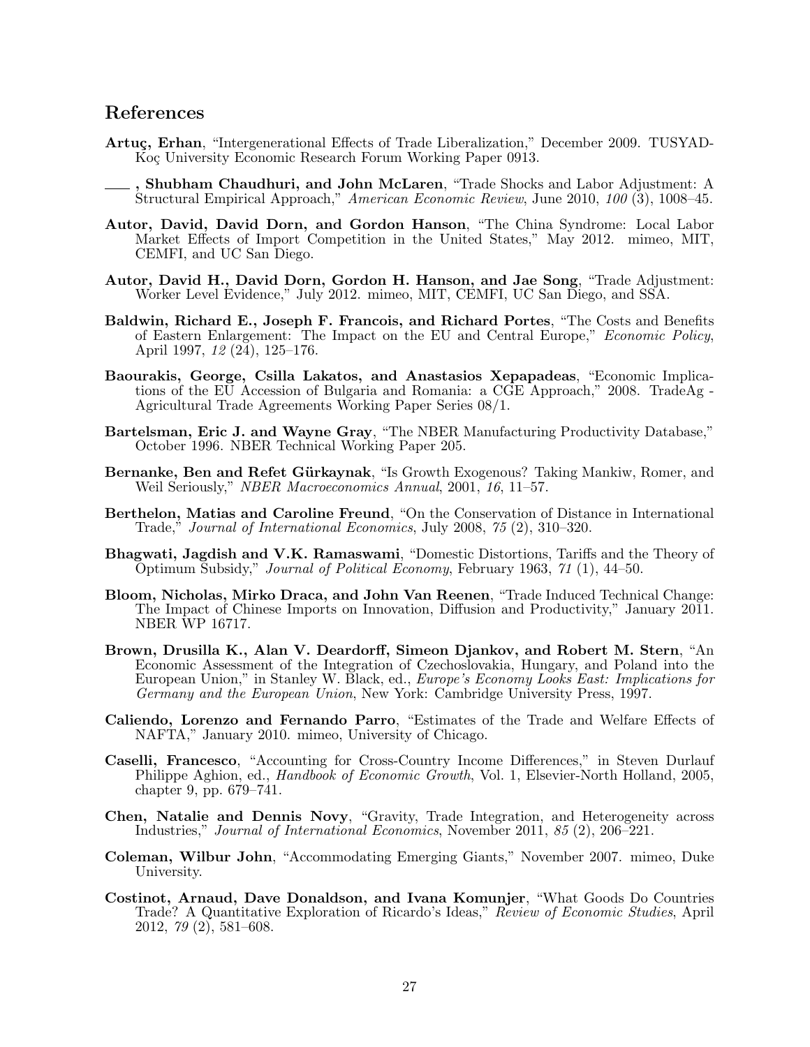## References

**Artuç, Erhan**, "Intergenerational Effects of Trade Liberalization," December 2009. TUSYAD-Koç University Economic Research Forum Working Paper 0913.

**\_\_\_\_, Shubham Chaudhuri, and John McLaren**, "Trade Shocks and Labor Adjustment: A Structural Empirical Approach," *American Economic Review*, June 2010, *100* (3), 1008–45.

**Autor, David, David Dorn, and Gordon Hanson**, "The China Syndrome: Local Labor Market Effects of Import Competition in the United States," May 2012. mimeo, MIT, CEMFI, and UC San Diego.

**Autor, David H., David Dorn, Gordon H. Hanson, and Jae Song**, "Trade Adjustment: Worker Level Evidence," July 2012. mimeo, MIT, CEMFI, UC San Diego, and SSA.

**Baldwin, Richard E., Joseph F. Francois, and Richard Portes**, "The Costs and Benefits of Eastern Enlargement: The Impact on the EU and Central Europe," *Economic Policy*, April 1997, *12* (24), 125–176.

**Baourakis, George, Csilla Lakatos, and Anastasios Xepapadeas**, "Economic Implications of the EU Accession of Bulgaria and Romania: a CGE Approach," 2008. TradeAg - Agricultural Trade Agreements Working Paper Series 08/1.

**Bartelsman, Eric J. and Wayne Gray**, "The NBER Manufacturing Productivity Database," October 1996. NBER Technical Working Paper 205.

**Bernanke, Ben and Refet Gürkaynak**, "Is Growth Exogenous? Taking Mankiw, Romer, and Weil Seriously," *NBER Macroeconomics Annual*, 2001, *16*, 11–57.

**Berthelon, Matias and Caroline Freund**, "On the Conservation of Distance in International Trade," *Journal of International Economics*, July 2008, *75* (2), 310–320.

**Bhagwati, Jagdish and V.K. Ramaswami**, "Domestic Distortions, Tariffs and the Theory of Optimum Subsidy," *Journal of Political Economy*, February 1963, *71* (1), 44–50.

**Bloom, Nicholas, Mirko Draca, and John Van Reenen**, "Trade Induced Technical Change: The Impact of Chinese Imports on Innovation, Diffusion and Productivity," January 2011. NBER WP 16717.

**Brown, Drusilla K., Alan V. Deardorff, Simeon Djankov, and Robert M. Stern**, "An Economic Assessment of the Integration of Czechoslovakia, Hungary, and Poland into the European Union," in Stanley W. Black, ed., *Europe's Economy Looks East: Implications for Germany and the European Union*, New York: Cambridge University Press, 1997.

**Caliendo, Lorenzo and Fernando Parro**, "Estimates of the Trade and Welfare Effects of NAFTA," January 2010. mimeo, University of Chicago.

**Caselli, Francesco**, "Accounting for Cross-Country Income Differences," in Steven Durlauf Philippe Aghion, ed., *Handbook of Economic Growth*, Vol. 1, Elsevier-North Holland, 2005, chapter 9, pp. 679–741.

**Chen, Natalie and Dennis Novy**, "Gravity, Trade Integration, and Heterogeneity across Industries," *Journal of International Economics*, November 2011, *85* (2), 206–221.

**Coleman, Wilbur John**, "Accommodating Emerging Giants," November 2007. mimeo, Duke University.

**Costinot, Arnaud, Dave Donaldson, and Ivana Komunjer**, "What Goods Do Countries Trade? A Quantitative Exploration of Ricardo's Ideas," *Review of Economic Studies*, April 2012, *79* (2), 581–608.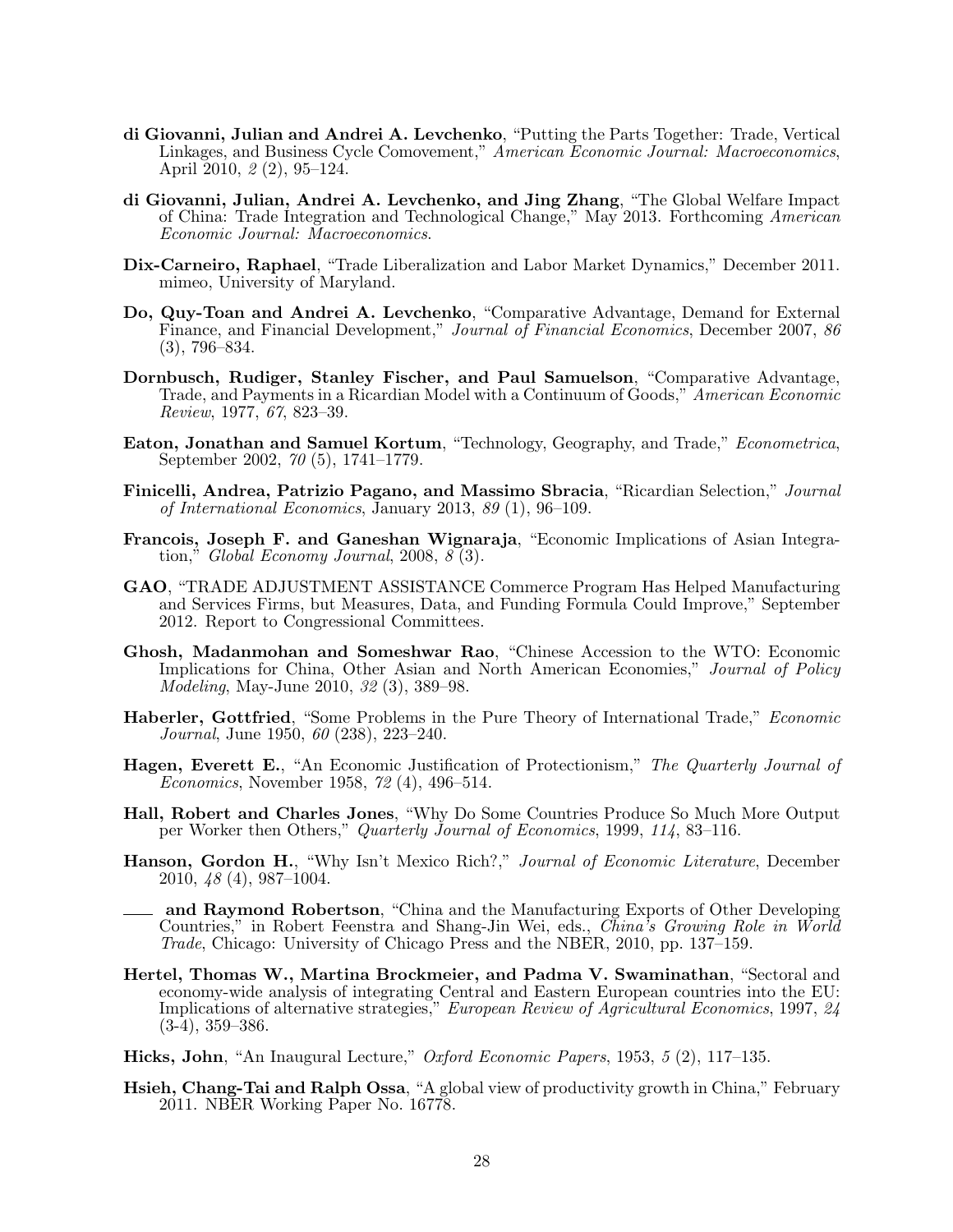**di Giovanni, Julian and Andrei A. Levchenko**, "Putting the Parts Together: Trade, Vertical Linkages, and Business Cycle Comovement," *American Economic Journal: Macroeconomics*, April 2010, *2* (2), 95–124.

**di Giovanni, Julian, Andrei A. Levchenko, and Jing Zhang**, "The Global Welfare Impact of China: Trade Integration and Technological Change," May 2013. Forthcoming *American Economic Journal: Macroeconomics*.

**Dix-Carneiro, Raphael**, "Trade Liberalization and Labor Market Dynamics," December 2011. mimeo, University of Maryland.

**Do, Quy-Toan and Andrei A. Levchenko**, "Comparative Advantage, Demand for External Finance, and Financial Development," *Journal of Financial Economics*, December 2007, *86* (3), 796–834.

**Dornbusch, Rudiger, Stanley Fischer, and Paul Samuelson**, "Comparative Advantage, Trade, and Payments in a Ricardian Model with a Continuum of Goods," *American Economic Review*, 1977, *67*, 823–39.

**Eaton, Jonathan and Samuel Kortum**, "Technology, Geography, and Trade," *Econometrica*, September 2002, *70* (5), 1741–1779.

**Finicelli, Andrea, Patrizio Pagano, and Massimo Sbracia**, "Ricardian Selection," *Journal of International Economics*, January 2013, *89* (1), 96–109.

**Francois, Joseph F. and Ganeshan Wignaraja**, "Economic Implications of Asian Integration," *Global Economy Journal*, 2008, *8* (3).

**GAO**, "TRADE ADJUSTMENT ASSISTANCE Commerce Program Has Helped Manufacturing and Services Firms, but Measures, Data, and Funding Formula Could Improve," September 2012. Report to Congressional Committees.

**Ghosh, Madanmohan and Someshwar Rao**, "Chinese Accession to the WTO: Economic Implications for China, Other Asian and North American Economies," *Journal of Policy Modeling*, May-June 2010, *32* (3), 389–98.

**Haberler, Gottfried**, "Some Problems in the Pure Theory of International Trade," *Economic Journal*, June 1950, *60* (238), 223–240.

**Hagen, Everett E.**, "An Economic Justification of Protectionism," *The Quarterly Journal of Economics*, November 1958, *72* (4), 496–514.

**Hall, Robert and Charles Jones**, "Why Do Some Countries Produce So Much More Output per Worker then Others," *Quarterly Journal of Economics*, 1999, *114*, 83–116.

**Hanson, Gordon H.**, "Why Isn't Mexico Rich?," *Journal of Economic Literature*, December 2010, *48* (4), 987–1004.

—— **and Raymond Robertson**, "China and the Manufacturing Exports of Other Developing Countries," in Robert Feenstra and Shang-Jin Wei, eds., *China's Growing Role in World Trade*, Chicago: University of Chicago Press and the NBER, 2010, pp. 137–159.

**Hertel, Thomas W., Martina Brockmeier, and Padma V. Swaminathan**, "Sectoral and economy-wide analysis of integrating Central and Eastern European countries into the EU: Implications of alternative strategies," *European Review of Agricultural Economics*, 1997, *24* (3-4), 359–386.

**Hicks, John**, "An Inaugural Lecture," *Oxford Economic Papers*, 1953, *5* (2), 117–135.

**Hsieh, Chang-Tai and Ralph Ossa**, "A global view of productivity growth in China," February 2011. NBER Working Paper No. 16778.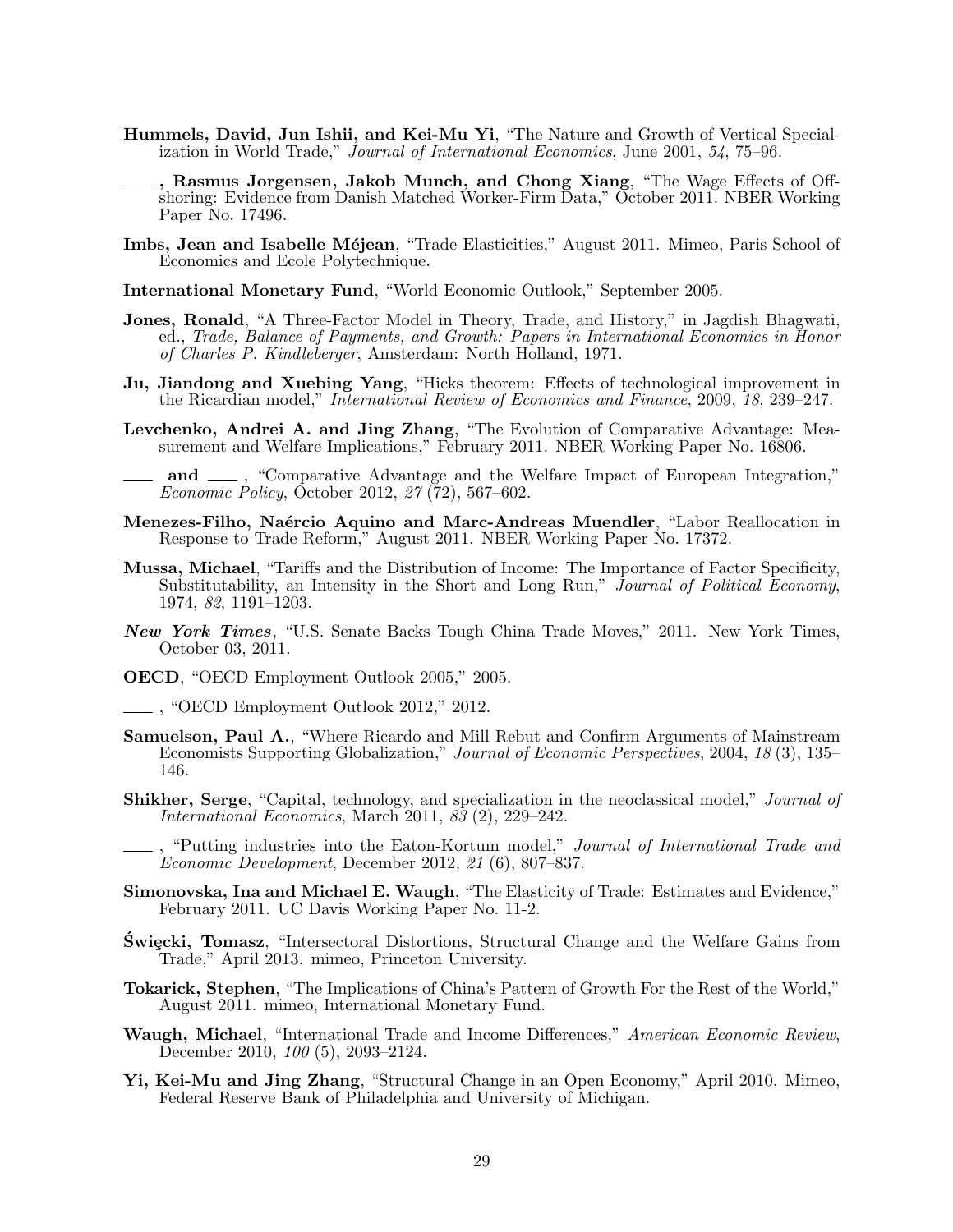**Hummels, David, Jun Ishii, and Kei-Mu Yi**, "The Nature and Growth of Vertical Specialization in World Trade," *Journal of International Economics*, June 2001, *54*, 75–96.

\_\_\_ **, Rasmus Jorgensen, Jakob Munch, and Chong Xiang**, "The Wage Effects of Offshoring: Evidence from Danish Matched Worker-Firm Data," October 2011. NBER Working Paper No. 17496.

**Imbs, Jean and Isabelle Méjean**, "Trade Elasticities," August 2011. Mimeo, Paris School of Economics and Ecole Polytechnique.

**International Monetary Fund**, "World Economic Outlook," September 2005.

**Jones, Ronald**, "A Three-Factor Model in Theory, Trade, and History," in Jagdish Bhagwati, ed., *Trade, Balance of Payments, and Growth: Papers in International Economics in Honor of Charles P. Kindleberger*, Amsterdam: North Holland, 1971.

**Ju, Jiandong and Xuebing Yang**, "Hicks theorem: Effects of technological improvement in the Ricardian model," *International Review of Economics and Finance*, 2009, *18*, 239–247.

**Levchenko, Andrei A. and Jing Zhang**, "The Evolution of Comparative Advantage: Measurement and Welfare Implications," February 2011. NBER Working Paper No. 16806.

\_\_\_ **and** \_\_\_ , "Comparative Advantage and the Welfare Impact of European Integration," *Economic Policy*, October 2012, *27* (72), 567–602.

**Menezes-Filho, Naércio Aquino and Marc-Andreas Muendler**, "Labor Reallocation in Response to Trade Reform," August 2011. NBER Working Paper No. 17372.

**Mussa, Michael**, "Tariffs and the Distribution of Income: The Importance of Factor Specificity, Substitutability, an Intensity in the Short and Long Run," *Journal of Political Economy*, 1974, *82*, 1191–1203.

***New York Times***, "U.S. Senate Backs Tough China Trade Moves," 2011. New York Times, October 03, 2011.

**OECD**, "OECD Employment Outlook 2005," 2005.

\_\_\_ , "OECD Employment Outlook 2012," 2012.

**Samuelson, Paul A.**, "Where Ricardo and Mill Rebut and Confirm Arguments of Mainstream Economists Supporting Globalization," *Journal of Economic Perspectives*, 2004, *18* (3), 135–146.

**Shikher, Serge**, "Capital, technology, and specialization in the neoclassical model," *Journal of International Economics*, March 2011, *83* (2), 229–242.

\_\_\_ , "Putting industries into the Eaton-Kortum model," *Journal of International Trade and Economic Development*, December 2012, *21* (6), 807–837.

**Simonovska, Ina and Michael E. Waugh**, "The Elasticity of Trade: Estimates and Evidence," February 2011. UC Davis Working Paper No. 11-2.

**Święcki, Tomasz**, "Intersectoral Distortions, Structural Change and the Welfare Gains from Trade," April 2013. mimeo, Princeton University.

**Tokarick, Stephen**, "The Implications of China's Pattern of Growth For the Rest of the World," August 2011. mimeo, International Monetary Fund.

**Waugh, Michael**, "International Trade and Income Differences," *American Economic Review*, December 2010, *100* (5), 2093–2124.

**Yi, Kei-Mu and Jing Zhang**, "Structural Change in an Open Economy," April 2010. Mimeo, Federal Reserve Bank of Philadelphia and University of Michigan.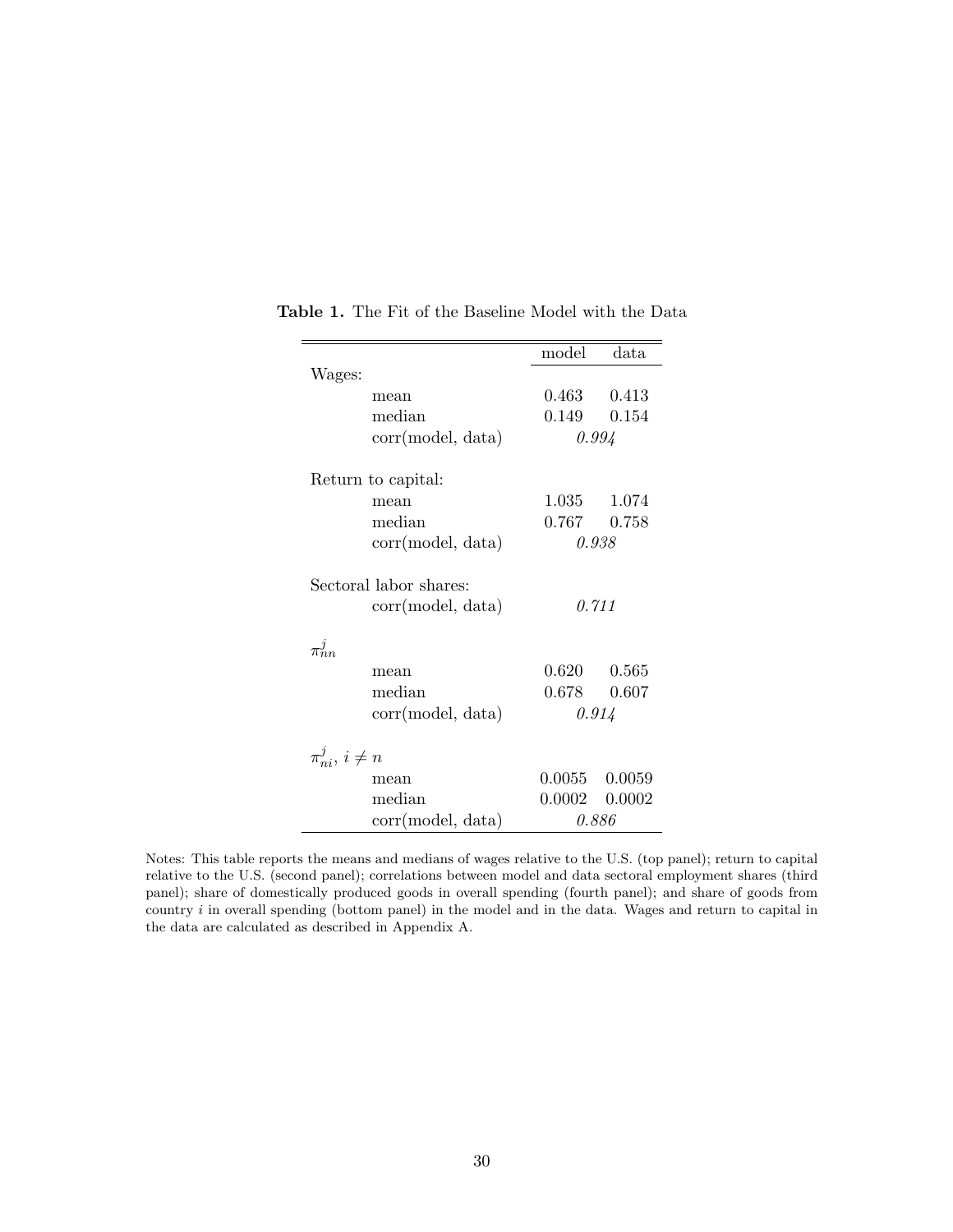**Table 1.** The Fit of the Baseline Model with the Data

| | | model | data |
|---|---|---|---|
| Wages: | | | |
| | mean | 0.463 | 0.413 |
| | median | 0.149 | 0.154 |
| | corr(model, data) | *0.994* | |
| Return to capital: | | | |
| | mean | 1.035 | 1.074 |
| | median | 0.767 | 0.758 |
| | corr(model, data) | *0.938* | |
| Sectoral labor shares: | | | |
| | corr(model, data) | *0.711* | |
| $\pi_{nn}^{j}$ | | | |
| | mean | 0.620 | 0.565 |
| | median | 0.678 | 0.607 |
| | corr(model, data) | *0.914* | |
| $\pi_{ni}^{j}$, $i \neq n$ | | | |
| | mean | 0.0055 | 0.0059 |
| | median | 0.0002 | 0.0002 |
| | corr(model, data) | *0.886* | |

Notes: This table reports the means and medians of wages relative to the U.S. (top panel); return to capital relative to the U.S. (second panel); correlations between model and data sectoral employment shares (third panel); share of domestically produced goods in overall spending (fourth panel); and share of goods from country $i$ in overall spending (bottom panel) in the model and in the data. Wages and return to capital in the data are calculated as described in Appendix A.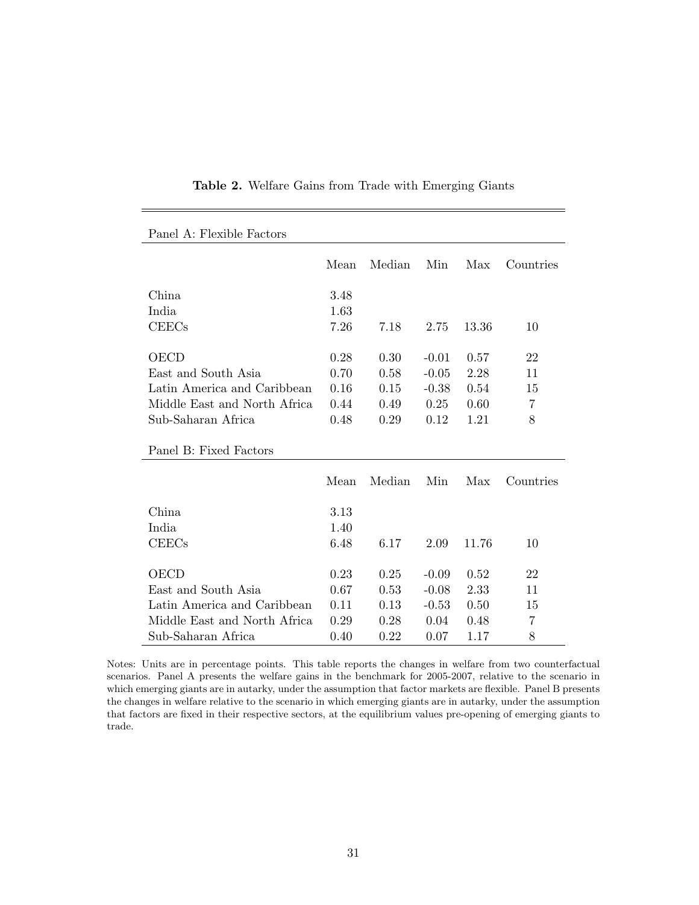**Table 2.** Welfare Gains from Trade with Emerging Giants

| Panel A: Flexible Factors | | | | | |
|---|---|---|---|---|---|
| | Mean | Median | Min | Max | Countries |
| China | 3.48 | | | | |
| India | 1.63 | | | | |
| CEECs | 7.26 | 7.18 | 2.75 | 13.36 | 10 |
| OECD | 0.28 | 0.30 | -0.01 | 0.57 | 22 |
| East and South Asia | 0.70 | 0.58 | -0.05 | 2.28 | 11 |
| Latin America and Caribbean | 0.16 | 0.15 | -0.38 | 0.54 | 15 |
| Middle East and North Africa | 0.44 | 0.49 | 0.25 | 0.60 | 7 |
| Sub-Saharan Africa | 0.48 | 0.29 | 0.12 | 1.21 | 8 |
| **Panel B: Fixed Factors** | | | | | |
| | Mean | Median | Min | Max | Countries |
| China | 3.13 | | | | |
| India | 1.40 | | | | |
| CEECs | 6.48 | 6.17 | 2.09 | 11.76 | 10 |
| OECD | 0.23 | 0.25 | -0.09 | 0.52 | 22 |
| East and South Asia | 0.67 | 0.53 | -0.08 | 2.33 | 11 |
| Latin America and Caribbean | 0.11 | 0.13 | -0.53 | 0.50 | 15 |
| Middle East and North Africa | 0.29 | 0.28 | 0.04 | 0.48 | 7 |
| Sub-Saharan Africa | 0.40 | 0.22 | 0.07 | 1.17 | 8 |

Notes: Units are in percentage points. This table reports the changes in welfare from two counterfactual scenarios. Panel A presents the welfare gains in the benchmark for 2005-2007, relative to the scenario in which emerging giants are in autarky, under the assumption that factor markets are flexible. Panel B presents the changes in welfare relative to the scenario in which emerging giants are in autarky, under the assumption that factors are fixed in their respective sectors, at the equilibrium values pre-opening of emerging giants to trade.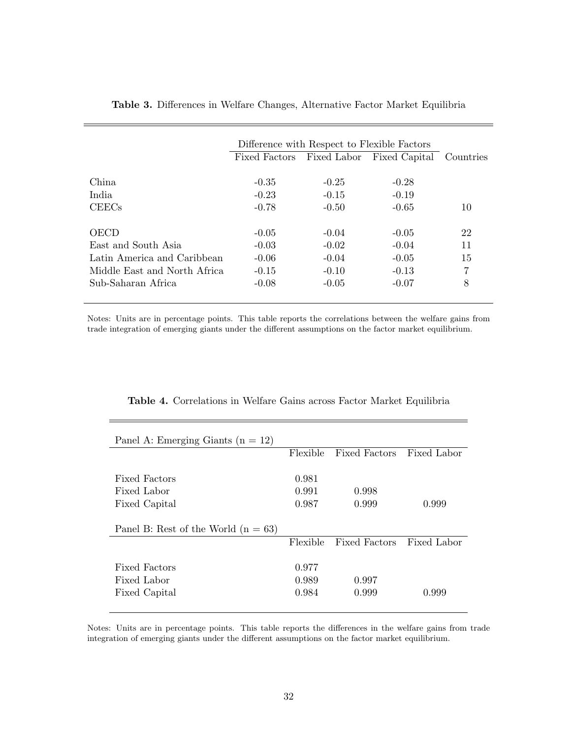**Table 3.** Differences in Welfare Changes, Alternative Factor Market Equilibria

| | Difference with Respect to Flexible Factors | | | |
|---|---|---|---|---|
| | Fixed Factors | Fixed Labor | Fixed Capital | Countries |
| China | -0.35 | -0.25 | -0.28 | |
| India | -0.23 | -0.15 | -0.19 | |
| CEECs | -0.78 | -0.50 | -0.65 | 10 |
| OECD | -0.05 | -0.04 | -0.05 | 22 |
| East and South Asia | -0.03 | -0.02 | -0.04 | 11 |
| Latin America and Caribbean | -0.06 | -0.04 | -0.05 | 15 |
| Middle East and North Africa | -0.15 | -0.10 | -0.13 | 7 |
| Sub-Saharan Africa | -0.08 | -0.05 | -0.07 | 8 |

Notes: Units are in percentage points. This table reports the correlations between the welfare gains from trade integration of emerging giants under the different assumptions on the factor market equilibrium.

**Table 4.** Correlations in Welfare Gains across Factor Market Equilibria

| Panel A: Emerging Giants (n = 12) | | | |
|---|---|---|---|
| | Flexible | Fixed Factors | Fixed Labor |
| Fixed Factors | 0.981 | | |
| Fixed Labor | 0.991 | 0.998 | |
| Fixed Capital | 0.987 | 0.999 | 0.999 |
| **Panel B: Rest of the World (n = 63)** | | | |
| | Flexible | Fixed Factors | Fixed Labor |
| Fixed Factors | 0.977 | | |
| Fixed Labor | 0.989 | 0.997 | |
| Fixed Capital | 0.984 | 0.999 | 0.999 |

Notes: Units are in percentage points. This table reports the differences in the welfare gains from trade integration of emerging giants under the different assumptions on the factor market equilibrium.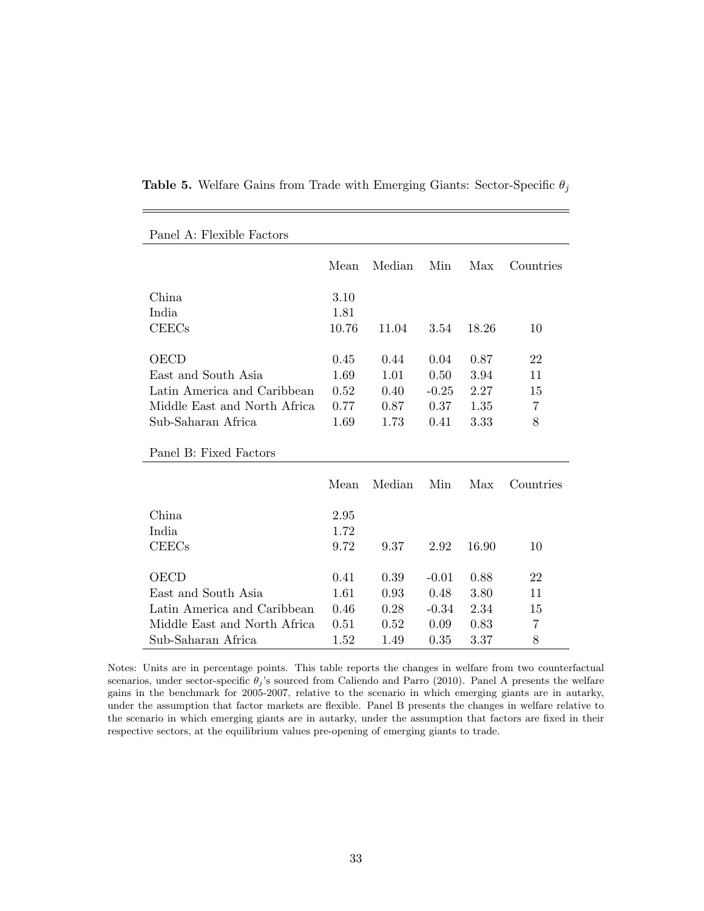**Table 5.** Welfare Gains from Trade with Emerging Giants: Sector-Specific $\theta_j$

| Panel A: Flexible Factors | | | | | |
|---|---|---|---|---|---|
| | Mean | Median | Min | Max | Countries |
| China | 3.10 | | | | |
| India | 1.81 | | | | |
| CEECs | 10.76 | 11.04 | 3.54 | 18.26 | 10 |
| OECD | 0.45 | 0.44 | 0.04 | 0.87 | 22 |
| East and South Asia | 1.69 | 1.01 | 0.50 | 3.94 | 11 |
| Latin America and Caribbean | 0.52 | 0.40 | -0.25 | 2.27 | 15 |
| Middle East and North Africa | 0.77 | 0.87 | 0.37 | 1.35 | 7 |
| Sub-Saharan Africa | 1.69 | 1.73 | 0.41 | 3.33 | 8 |

| Panel B: Fixed Factors | | | | | |
|---|---|---|---|---|---|
| | Mean | Median | Min | Max | Countries |
| China | 2.95 | | | | |
| India | 1.72 | | | | |
| CEECs | 9.72 | 9.37 | 2.92 | 16.90 | 10 |
| OECD | 0.41 | 0.39 | -0.01 | 0.88 | 22 |
| East and South Asia | 1.61 | 0.93 | 0.48 | 3.80 | 11 |
| Latin America and Caribbean | 0.46 | 0.28 | -0.34 | 2.34 | 15 |
| Middle East and North Africa | 0.51 | 0.52 | 0.09 | 0.83 | 7 |
| Sub-Saharan Africa | 1.52 | 1.49 | 0.35 | 3.37 | 8 |

Notes: Units are in percentage points. This table reports the changes in welfare from two counterfactual scenarios, under sector-specific $\theta_j$'s sourced from Caliendo and Parro (2010). Panel A presents the welfare gains in the benchmark for 2005-2007, relative to the scenario in which emerging giants are in autarky, under the assumption that factor markets are flexible. Panel B presents the changes in welfare relative to the scenario in which emerging giants are in autarky, under the assumption that factors are fixed in their respective sectors, at the equilibrium values pre-opening of emerging giants to trade.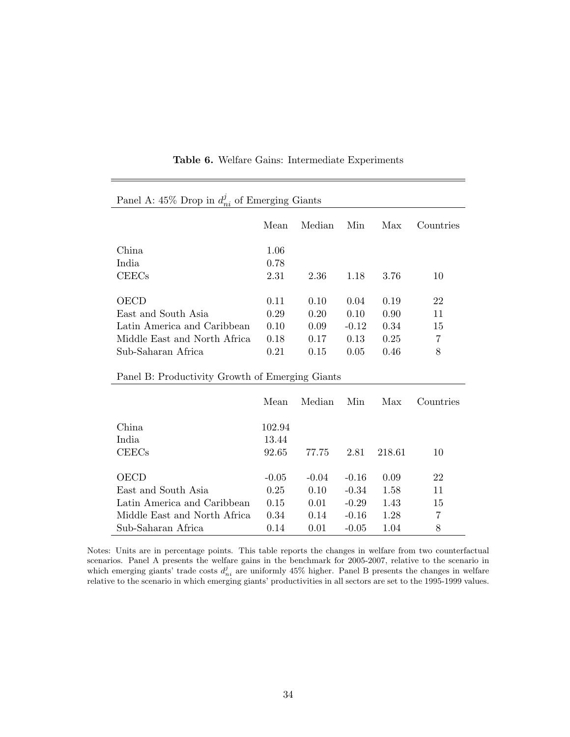**Table 6.** Welfare Gains: Intermediate Experiments

| Panel A: 45% Drop in $d_{ni}^{j}$ of Emerging Giants | | | | | |
|---|---|---|---|---|---|
| | Mean | Median | Min | Max | Countries |
| China | 1.06 | | | | |
| India | 0.78 | | | | |
| CEECs | 2.31 | 2.36 | 1.18 | 3.76 | 10 |
| OECD | 0.11 | 0.10 | 0.04 | 0.19 | 22 |
| East and South Asia | 0.29 | 0.20 | 0.10 | 0.90 | 11 |
| Latin America and Caribbean | 0.10 | 0.09 | -0.12 | 0.34 | 15 |
| Middle East and North Africa | 0.18 | 0.17 | 0.13 | 0.25 | 7 |
| Sub-Saharan Africa | 0.21 | 0.15 | 0.05 | 0.46 | 8 |

| Panel B: Productivity Growth of Emerging Giants | | | | | |
|---|---|---|---|---|---|
| | Mean | Median | Min | Max | Countries |
| China | 102.94 | | | | |
| India | 13.44 | | | | |
| CEECs | 92.65 | 77.75 | 2.81 | 218.61 | 10 |
| OECD | -0.05 | -0.04 | -0.16 | 0.09 | 22 |
| East and South Asia | 0.25 | 0.10 | -0.34 | 1.58 | 11 |
| Latin America and Caribbean | 0.15 | 0.01 | -0.29 | 1.43 | 15 |
| Middle East and North Africa | 0.34 | 0.14 | -0.16 | 1.28 | 7 |
| Sub-Saharan Africa | 0.14 | 0.01 | -0.05 | 1.04 | 8 |

Notes: Units are in percentage points. This table reports the changes in welfare from two counterfactual scenarios. Panel A presents the welfare gains in the benchmark for 2005-2007, relative to the scenario in which emerging giants' trade costs $d_{ni}^{j}$ are uniformly 45% higher. Panel B presents the changes in welfare relative to the scenario in which emerging giants' productivities in all sectors are set to the 1995-1999 values.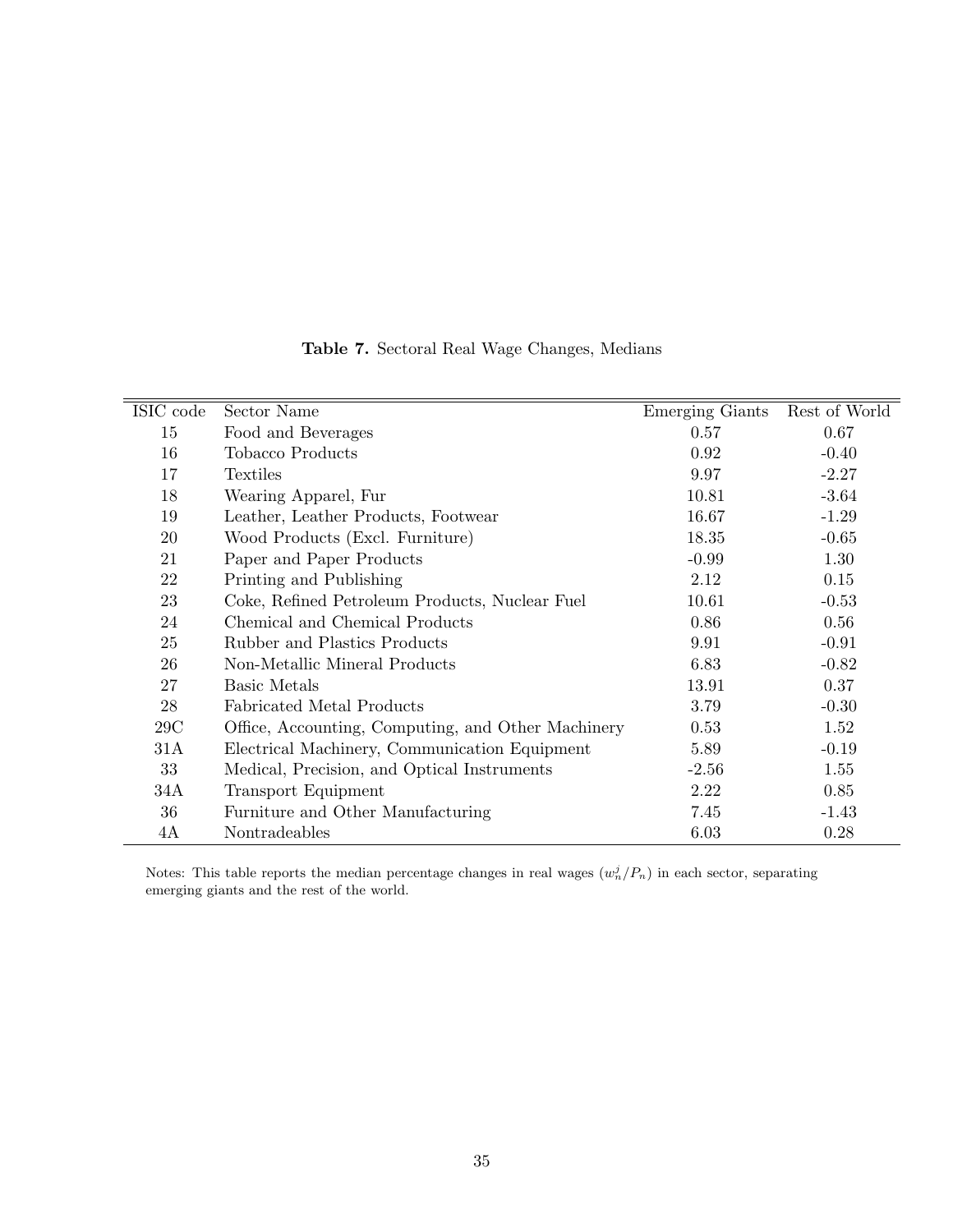**Table 7.** Sectoral Real Wage Changes, Medians

| ISIC code | Sector Name | Emerging Giants | Rest of World |
|---|---|---|---|
| 15 | Food and Beverages | 0.57 | 0.67 |
| 16 | Tobacco Products | 0.92 | -0.40 |
| 17 | Textiles | 9.97 | -2.27 |
| 18 | Wearing Apparel, Fur | 10.81 | -3.64 |
| 19 | Leather, Leather Products, Footwear | 16.67 | -1.29 |
| 20 | Wood Products (Excl. Furniture) | 18.35 | -0.65 |
| 21 | Paper and Paper Products | -0.99 | 1.30 |
| 22 | Printing and Publishing | 2.12 | 0.15 |
| 23 | Coke, Refined Petroleum Products, Nuclear Fuel | 10.61 | -0.53 |
| 24 | Chemical and Chemical Products | 0.86 | 0.56 |
| 25 | Rubber and Plastics Products | 9.91 | -0.91 |
| 26 | Non-Metallic Mineral Products | 6.83 | -0.82 |
| 27 | Basic Metals | 13.91 | 0.37 |
| 28 | Fabricated Metal Products | 3.79 | -0.30 |
| 29C | Office, Accounting, Computing, and Other Machinery | 0.53 | 1.52 |
| 31A | Electrical Machinery, Communication Equipment | 5.89 | -0.19 |
| 33 | Medical, Precision, and Optical Instruments | -2.56 | 1.55 |
| 34A | Transport Equipment | 2.22 | 0.85 |
| 36 | Furniture and Other Manufacturing | 7.45 | -1.43 |
| 4A | Nontradeables | 6.03 | 0.28 |

Notes: This table reports the median percentage changes in real wages ($w_n^j/P_n$) in each sector, separating emerging giants and the rest of the world.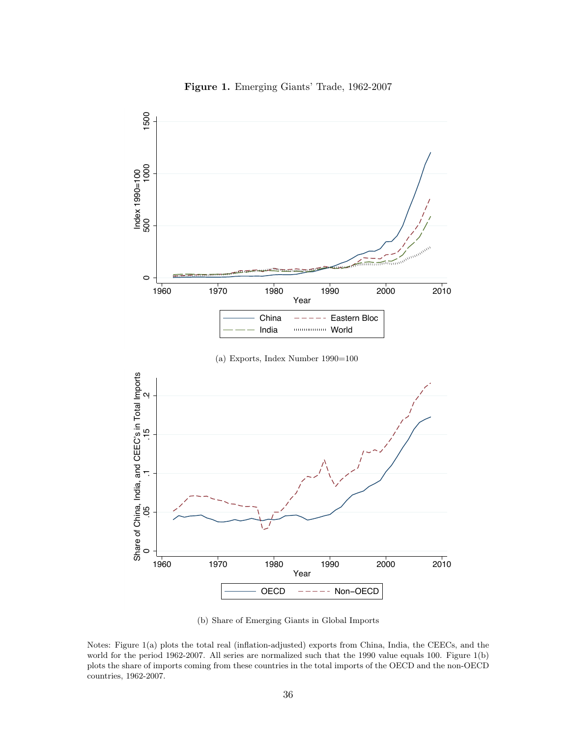**Figure 1.** Emerging Giants' Trade, 1962-2007

(a) Exports, Index Number 1990=100

(b) Share of Emerging Giants in Global Imports

Notes: Figure 1(a) plots the total real (inflation-adjusted) exports from China, India, the CEECs, and the world for the period 1962-2007. All series are normalized such that the 1990 value equals 100. Figure 1(b) plots the share of imports coming from these countries in the total imports of the OECD and the non-OECD countries, 1962-2007.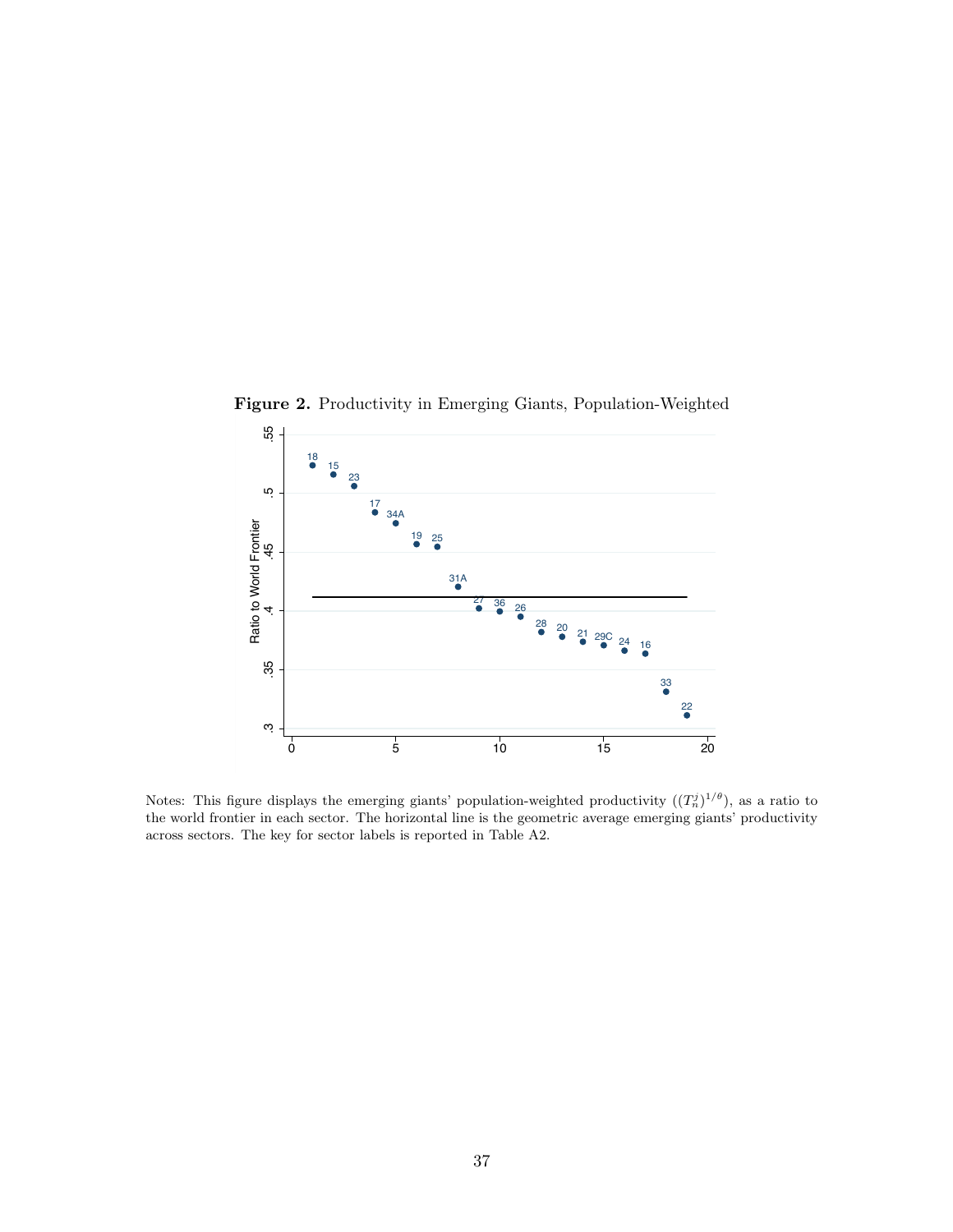**Figure 2.** Productivity in Emerging Giants, Population-Weighted

Notes: This figure displays the emerging giants' population-weighted productivity ($(T_n^j)^{1/\theta}$), as a ratio to the world frontier in each sector. The horizontal line is the geometric average emerging giants' productivity across sectors. The key for sector labels is reported in Table A2.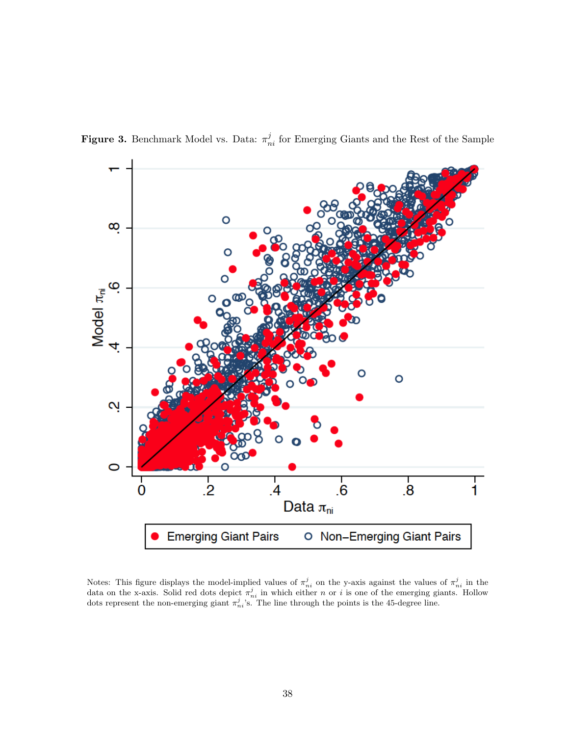**Figure 3.** Benchmark Model vs. Data: $\pi^j_{ni}$ for Emerging Giants and the Rest of the Sample

Notes: This figure displays the model-implied values of $\pi^j_{ni}$ on the y-axis against the values of $\pi^j_{ni}$ in the data on the x-axis. Solid red dots depict $\pi^j_{ni}$ in which either $n$ or $i$ is one of the emerging giants. Hollow dots represent the non-emerging giant $\pi^j_{ni}$'s. The line through the points is the 45-degree line.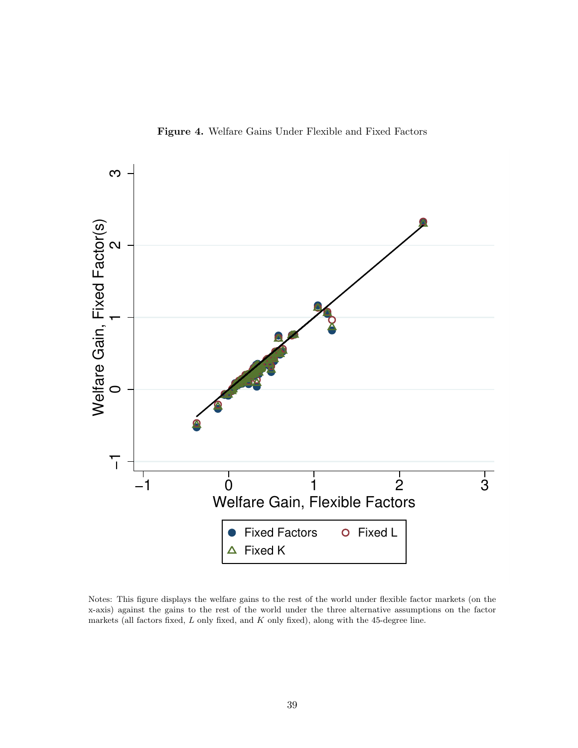**Figure 4.** Welfare Gains Under Flexible and Fixed Factors

Notes: This figure displays the welfare gains to the rest of the world under flexible factor markets (on the x-axis) against the gains to the rest of the world under the three alternative assumptions on the factor markets (all factors fixed, $L$ only fixed, and $K$ only fixed), along with the 45-degree line.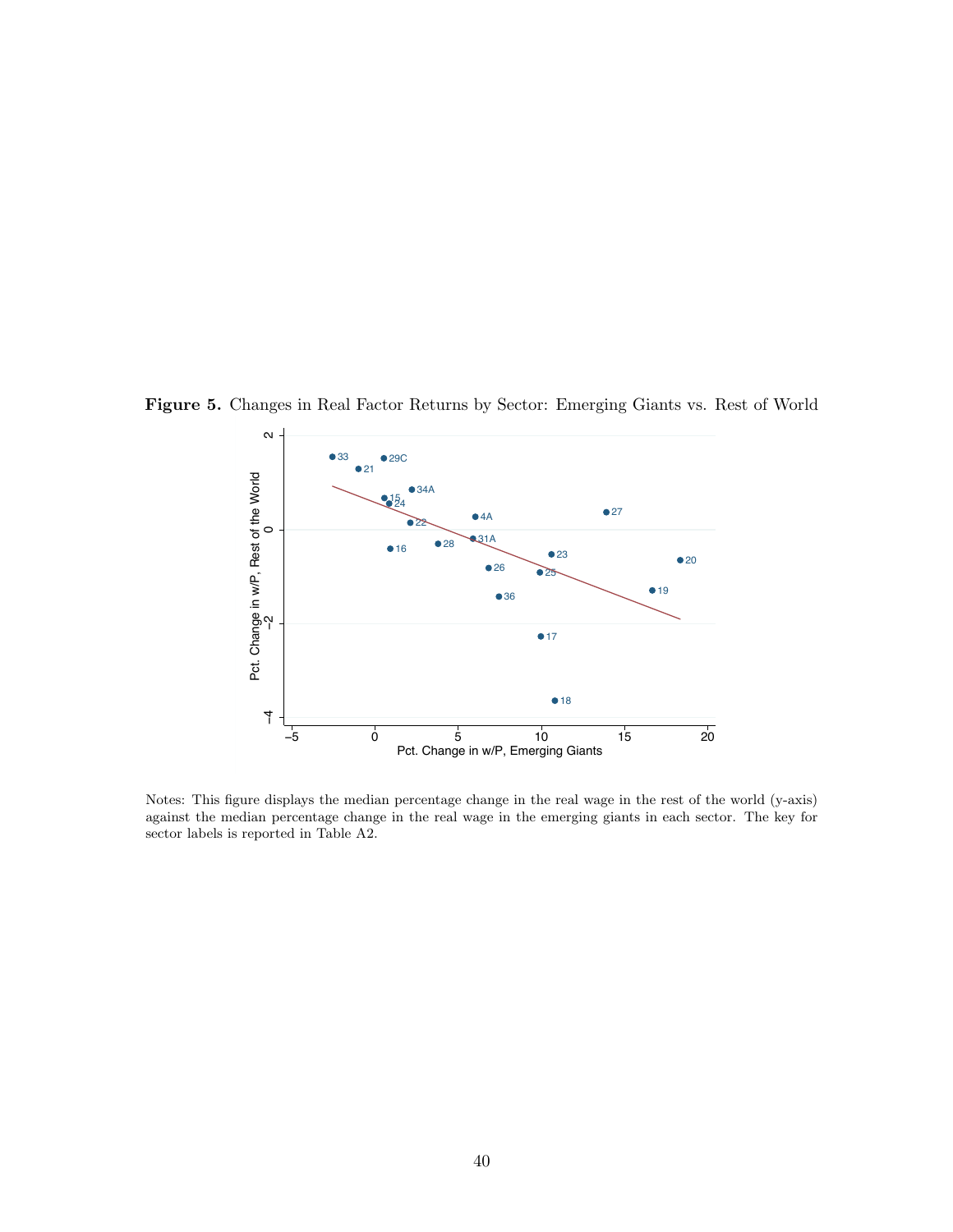**Figure 5.** Changes in Real Factor Returns by Sector: Emerging Giants vs. Rest of World

Notes: This figure displays the median percentage change in the real wage in the rest of the world (y-axis) against the median percentage change in the real wage in the emerging giants in each sector. The key for sector labels is reported in Table A2.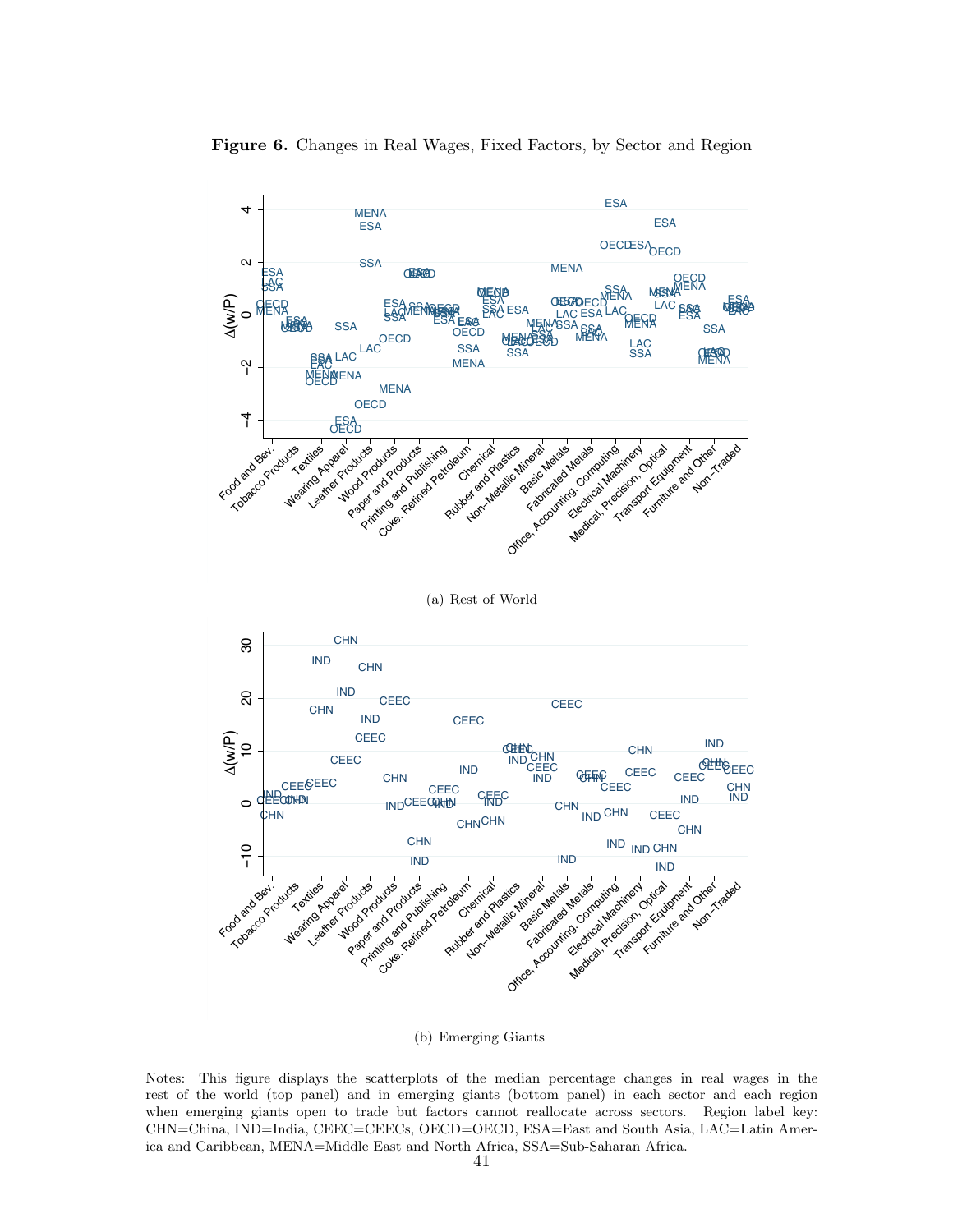**Figure 6.** Changes in Real Wages, Fixed Factors, by Sector and Region

(a) Rest of World

(b) Emerging Giants

Notes: This figure displays the scatterplots of the median percentage changes in real wages in the rest of the world (top panel) and in emerging giants (bottom panel) in each sector and each region when emerging giants open to trade but factors cannot reallocate across sectors. Region label key: CHN=China, IND=India, CEEC=CEECs, OECD=OECD, ESA=East and South Asia, LAC=Latin America and Caribbean, MENA=Middle East and North Africa, SSA=Sub-Saharan Africa.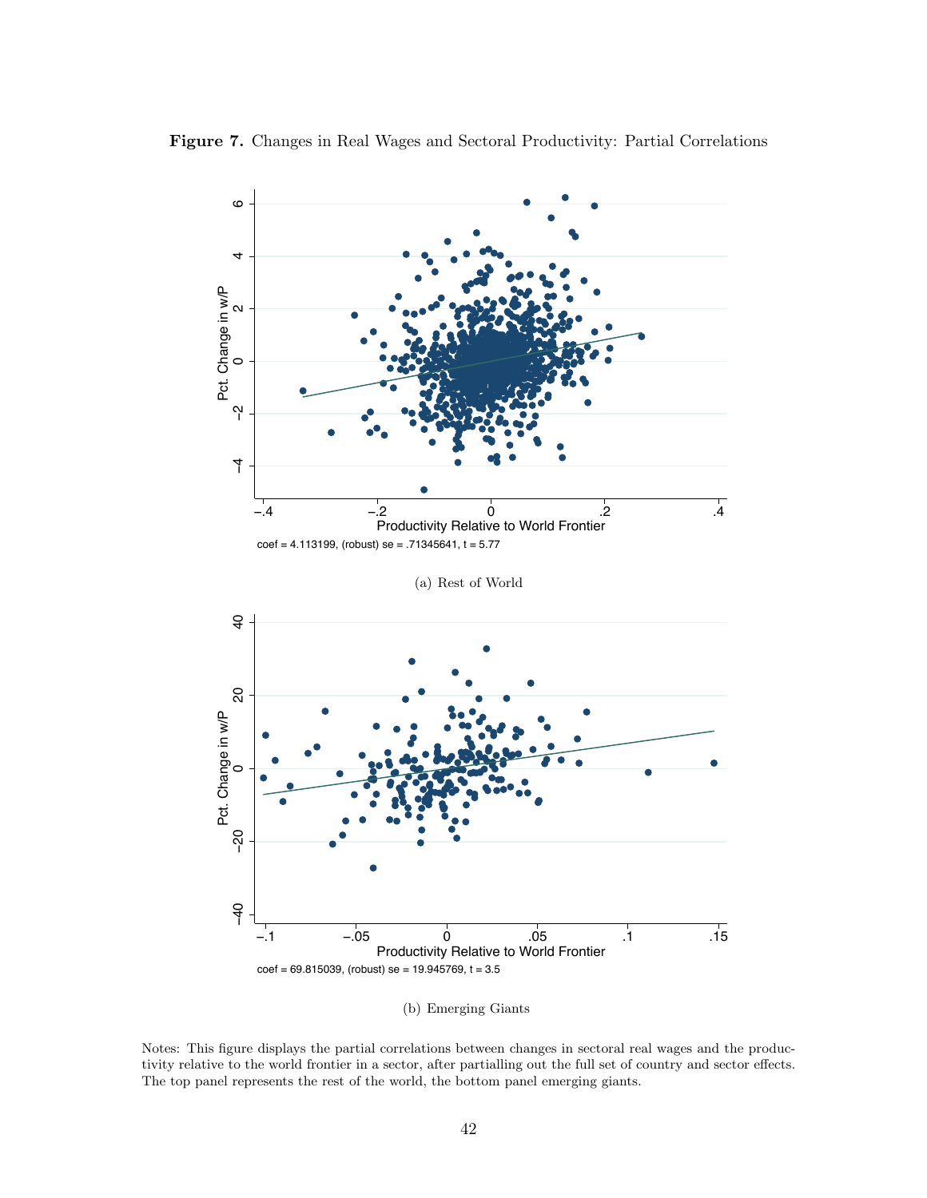**Figure 7.** Changes in Real Wages and Sectoral Productivity: Partial Correlations

coef = 4.113199, (robust) se = .71345641, t = 5.77

(a) Rest of World

coef = 69.815039, (robust) se = 19.945769, t = 3.5

(b) Emerging Giants

Notes: This figure displays the partial correlations between changes in sectoral real wages and the productivity relative to the world frontier in a sector, after partialling out the full set of country and sector effects. The top panel represents the rest of the world, the bottom panel emerging giants.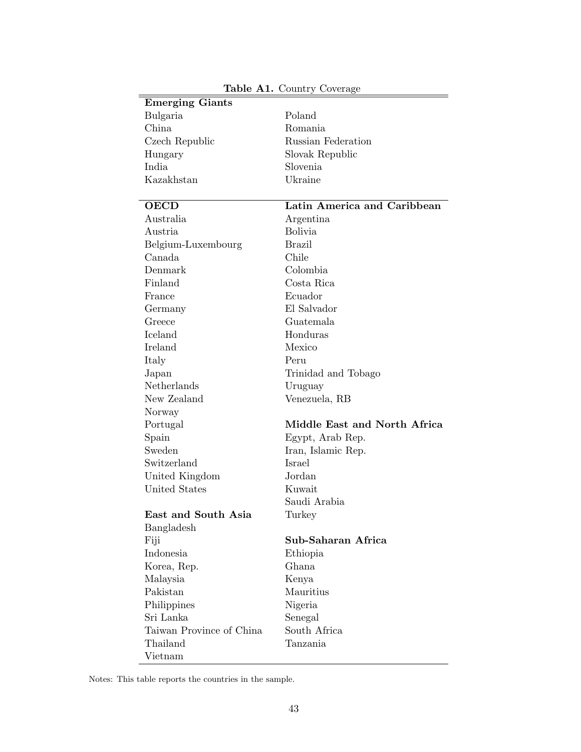**Table A1.** Country Coverage

| **Emerging Giants** | |
|---|---|
| Bulgaria | Poland |
| China | Romania |
| Czech Republic | Russian Federation |
| Hungary | Slovak Republic |
| India | Slovenia |
| Kazakhstan | Ukraine |
| | |
| **OECD** | **Latin America and Caribbean** |
| Australia | Argentina |
| Austria | Bolivia |
| Belgium-Luxembourg | Brazil |
| Canada | Chile |
| Denmark | Colombia |
| Finland | Costa Rica |
| France | Ecuador |
| Germany | El Salvador |
| Greece | Guatemala |
| Iceland | Honduras |
| Ireland | Mexico |
| Italy | Peru |
| Japan | Trinidad and Tobago |
| Netherlands | Uruguay |
| New Zealand | Venezuela, RB |
| Norway | |
| Portugal | **Middle East and North Africa** |
| Spain | Egypt, Arab Rep. |
| Sweden | Iran, Islamic Rep. |
| Switzerland | Israel |
| United Kingdom | Jordan |
| United States | Kuwait |
| | Saudi Arabia |
| **East and South Asia** | Turkey |
| Bangladesh | |
| Fiji | **Sub-Saharan Africa** |
| Indonesia | Ethiopia |
| Korea, Rep. | Ghana |
| Malaysia | Kenya |
| Pakistan | Mauritius |
| Philippines | Nigeria |
| Sri Lanka | Senegal |
| Taiwan Province of China | South Africa |
| Thailand | Tanzania |
| Vietnam | |

Notes: This table reports the countries in the sample.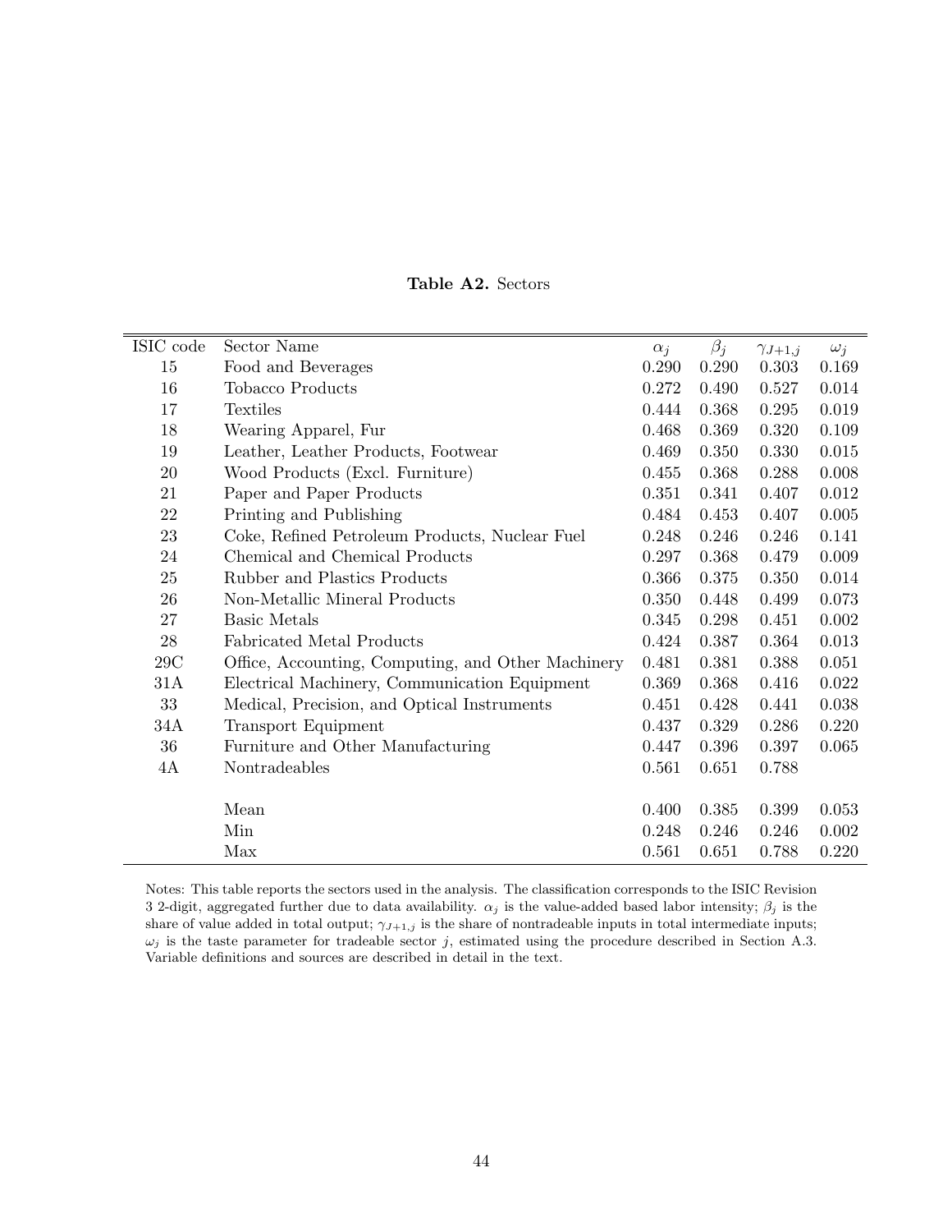**Table A2.** Sectors

| ISIC code | Sector Name | $\alpha_j$ | $\beta_j$ | $\gamma_{J+1,j}$ | $\omega_j$ |
|---|---|---|---|---|---|
| 15 | Food and Beverages | 0.290 | 0.290 | 0.303 | 0.169 |
| 16 | Tobacco Products | 0.272 | 0.490 | 0.527 | 0.014 |
| 17 | Textiles | 0.444 | 0.368 | 0.295 | 0.019 |
| 18 | Wearing Apparel, Fur | 0.468 | 0.369 | 0.320 | 0.109 |
| 19 | Leather, Leather Products, Footwear | 0.469 | 0.350 | 0.330 | 0.015 |
| 20 | Wood Products (Excl. Furniture) | 0.455 | 0.368 | 0.288 | 0.008 |
| 21 | Paper and Paper Products | 0.351 | 0.341 | 0.407 | 0.012 |
| 22 | Printing and Publishing | 0.484 | 0.453 | 0.407 | 0.005 |
| 23 | Coke, Refined Petroleum Products, Nuclear Fuel | 0.248 | 0.246 | 0.246 | 0.141 |
| 24 | Chemical and Chemical Products | 0.297 | 0.368 | 0.479 | 0.009 |
| 25 | Rubber and Plastics Products | 0.366 | 0.375 | 0.350 | 0.014 |
| 26 | Non-Metallic Mineral Products | 0.350 | 0.448 | 0.499 | 0.073 |
| 27 | Basic Metals | 0.345 | 0.298 | 0.451 | 0.002 |
| 28 | Fabricated Metal Products | 0.424 | 0.387 | 0.364 | 0.013 |
| 29C | Office, Accounting, Computing, and Other Machinery | 0.481 | 0.381 | 0.388 | 0.051 |
| 31A | Electrical Machinery, Communication Equipment | 0.369 | 0.368 | 0.416 | 0.022 |
| 33 | Medical, Precision, and Optical Instruments | 0.451 | 0.428 | 0.441 | 0.038 |
| 34A | Transport Equipment | 0.437 | 0.329 | 0.286 | 0.220 |
| 36 | Furniture and Other Manufacturing | 0.447 | 0.396 | 0.397 | 0.065 |
| 4A | Nontradeables | 0.561 | 0.651 | 0.788 | |
| | | | | | |
| | Mean | 0.400 | 0.385 | 0.399 | 0.053 |
| | Min | 0.248 | 0.246 | 0.246 | 0.002 |
| | Max | 0.561 | 0.651 | 0.788 | 0.220 |

Notes: This table reports the sectors used in the analysis. The classification corresponds to the ISIC Revision 3 2-digit, aggregated further due to data availability. $\alpha_j$ is the value-added based labor intensity; $\beta_j$ is the share of value added in total output; $\gamma_{J+1,j}$ is the share of nontradeable inputs in total intermediate inputs; $\omega_j$ is the taste parameter for tradeable sector $j$, estimated using the procedure described in Section A.3. Variable definitions and sources are described in detail in the text.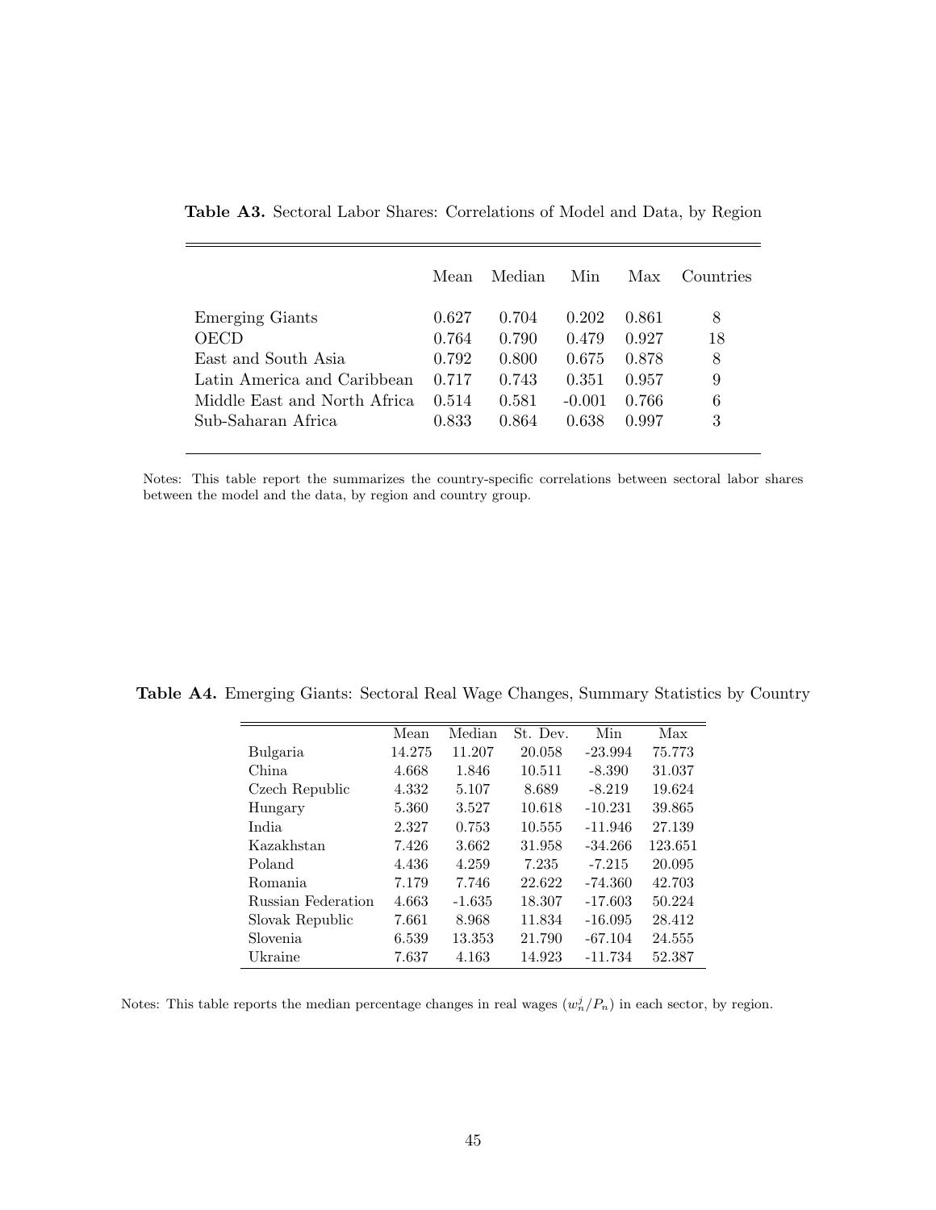**Table A3.** Sectoral Labor Shares: Correlations of Model and Data, by Region

| | Mean | Median | Min | Max | Countries |
|---|---|---|---|---|---|
| Emerging Giants | 0.627 | 0.704 | 0.202 | 0.861 | 8 |
| OECD | 0.764 | 0.790 | 0.479 | 0.927 | 18 |
| East and South Asia | 0.792 | 0.800 | 0.675 | 0.878 | 8 |
| Latin America and Caribbean | 0.717 | 0.743 | 0.351 | 0.957 | 9 |
| Middle East and North Africa | 0.514 | 0.581 | -0.001 | 0.766 | 6 |
| Sub-Saharan Africa | 0.833 | 0.864 | 0.638 | 0.997 | 3 |

Notes: This table report the summarizes the country-specific correlations between sectoral labor shares between the model and the data, by region and country group.

**Table A4.** Emerging Giants: Sectoral Real Wage Changes, Summary Statistics by Country

| | Mean | Median | St. Dev. | Min | Max |
|---|---|---|---|---|---|
| Bulgaria | 14.275 | 11.207 | 20.058 | -23.994 | 75.773 |
| China | 4.668 | 1.846 | 10.511 | -8.390 | 31.037 |
| Czech Republic | 4.332 | 5.107 | 8.689 | -8.219 | 19.624 |
| Hungary | 5.360 | 3.527 | 10.618 | -10.231 | 39.865 |
| India | 2.327 | 0.753 | 10.555 | -11.946 | 27.139 |
| Kazakhstan | 7.426 | 3.662 | 31.958 | -34.266 | 123.651 |
| Poland | 4.436 | 4.259 | 7.235 | -7.215 | 20.095 |
| Romania | 7.179 | 7.746 | 22.622 | -74.360 | 42.703 |
| Russian Federation | 4.663 | -1.635 | 18.307 | -17.603 | 50.224 |
| Slovak Republic | 7.661 | 8.968 | 11.834 | -16.095 | 28.412 |
| Slovenia | 6.539 | 13.353 | 21.790 | -67.104 | 24.555 |
| Ukraine | 7.637 | 4.163 | 14.923 | -11.734 | 52.387 |

Notes: This table reports the median percentage changes in real wages ($w_n^j/P_n$) in each sector, by region.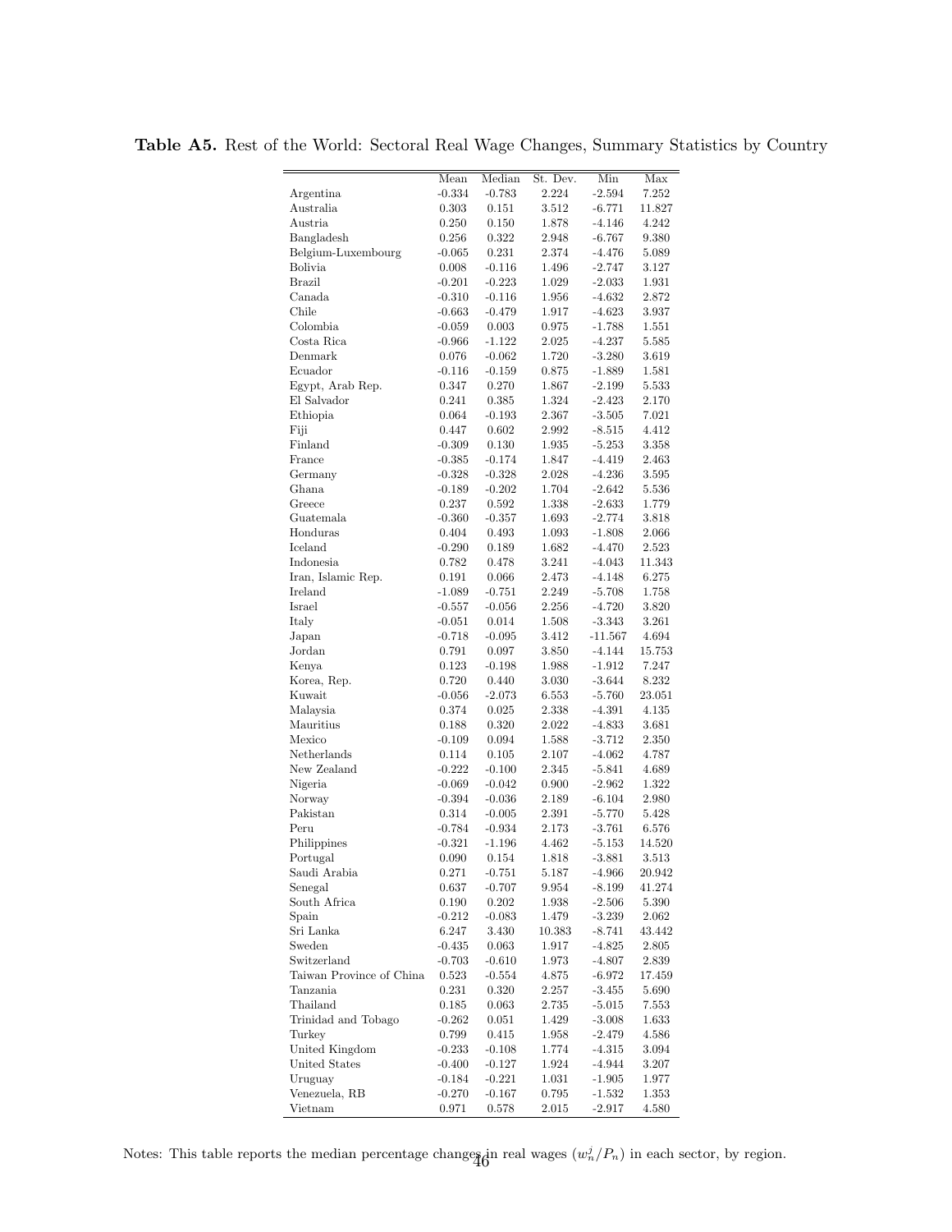**Table A5.** Rest of the World: Sectoral Real Wage Changes, Summary Statistics by Country

| | Mean | Median | St. Dev. | Min | Max |
|---|---|---|---|---|---|
| Argentina | -0.334 | -0.783 | 2.224 | -2.594 | 7.252 |
| Australia | 0.303 | 0.151 | 3.512 | -6.771 | 11.827 |
| Austria | 0.250 | 0.150 | 1.878 | -4.146 | 4.242 |
| Bangladesh | 0.256 | 0.322 | 2.948 | -6.767 | 9.380 |
| Belgium-Luxembourg | -0.065 | 0.231 | 2.374 | -4.476 | 5.089 |
| Bolivia | 0.008 | -0.116 | 1.496 | -2.747 | 3.127 |
| Brazil | -0.201 | -0.223 | 1.029 | -2.033 | 1.931 |
| Canada | -0.310 | -0.116 | 1.956 | -4.632 | 2.872 |
| Chile | -0.663 | -0.479 | 1.917 | -4.623 | 3.937 |
| Colombia | -0.059 | 0.003 | 0.975 | -1.788 | 1.551 |
| Costa Rica | -0.966 | -1.122 | 2.025 | -4.237 | 5.585 |
| Denmark | 0.076 | -0.062 | 1.720 | -3.280 | 3.619 |
| Ecuador | -0.116 | -0.159 | 0.875 | -1.889 | 1.581 |
| Egypt, Arab Rep. | 0.347 | 0.270 | 1.867 | -2.199 | 5.533 |
| El Salvador | 0.241 | 0.385 | 1.324 | -2.423 | 2.170 |
| Ethiopia | 0.064 | -0.193 | 2.367 | -3.505 | 7.021 |
| Fiji | 0.447 | 0.602 | 2.992 | -8.515 | 4.412 |
| Finland | -0.309 | 0.130 | 1.935 | -5.253 | 3.358 |
| France | -0.385 | -0.174 | 1.847 | -4.419 | 2.463 |
| Germany | -0.328 | -0.328 | 2.028 | -4.236 | 3.595 |
| Ghana | -0.189 | -0.202 | 1.704 | -2.642 | 5.536 |
| Greece | 0.237 | 0.592 | 1.338 | -2.633 | 1.779 |
| Guatemala | -0.360 | -0.357 | 1.693 | -2.774 | 3.818 |
| Honduras | 0.404 | 0.493 | 1.093 | -1.808 | 2.066 |
| Iceland | -0.290 | 0.189 | 1.682 | -4.470 | 2.523 |
| Indonesia | 0.782 | 0.478 | 3.241 | -4.043 | 11.343 |
| Iran, Islamic Rep. | 0.191 | 0.066 | 2.473 | -4.148 | 6.275 |
| Ireland | -1.089 | -0.751 | 2.249 | -5.708 | 1.758 |
| Israel | -0.557 | -0.056 | 2.256 | -4.720 | 3.820 |
| Italy | -0.051 | 0.014 | 1.508 | -3.343 | 3.261 |
| Japan | -0.718 | -0.095 | 3.412 | -11.567 | 4.694 |
| Jordan | 0.791 | 0.097 | 3.850 | -4.144 | 15.753 |
| Kenya | 0.123 | -0.198 | 1.988 | -1.912 | 7.247 |
| Korea, Rep. | 0.720 | 0.440 | 3.030 | -3.644 | 8.232 |
| Kuwait | -0.056 | -2.073 | 6.553 | -5.760 | 23.051 |
| Malaysia | 0.374 | 0.025 | 2.338 | -4.391 | 4.135 |
| Mauritius | 0.188 | 0.320 | 2.022 | -4.833 | 3.681 |
| Mexico | -0.109 | 0.094 | 1.588 | -3.712 | 2.350 |
| Netherlands | 0.114 | 0.105 | 2.107 | -4.062 | 4.787 |
| New Zealand | -0.222 | -0.100 | 2.345 | -5.841 | 4.689 |
| Nigeria | -0.069 | -0.042 | 0.900 | -2.962 | 1.322 |
| Norway | -0.394 | -0.036 | 2.189 | -6.104 | 2.980 |
| Pakistan | 0.314 | -0.005 | 2.391 | -5.770 | 5.428 |
| Peru | -0.784 | -0.934 | 2.173 | -3.761 | 6.576 |
| Philippines | -0.321 | -1.196 | 4.462 | -5.153 | 14.520 |
| Portugal | 0.090 | 0.154 | 1.818 | -3.881 | 3.513 |
| Saudi Arabia | 0.271 | -0.751 | 5.187 | -4.966 | 20.942 |
| Senegal | 0.637 | -0.707 | 9.954 | -8.199 | 41.274 |
| South Africa | 0.190 | 0.202 | 1.938 | -2.506 | 5.390 |
| Spain | -0.212 | -0.083 | 1.479 | -3.239 | 2.062 |
| Sri Lanka | 6.247 | 3.430 | 10.383 | -8.741 | 43.442 |
| Sweden | -0.435 | 0.063 | 1.917 | -4.825 | 2.805 |
| Switzerland | -0.703 | -0.610 | 1.973 | -4.807 | 2.839 |
| Taiwan Province of China | 0.523 | -0.554 | 4.875 | -6.972 | 17.459 |
| Tanzania | 0.231 | 0.320 | 2.257 | -3.455 | 5.690 |
| Thailand | 0.185 | 0.063 | 2.735 | -5.015 | 7.553 |
| Trinidad and Tobago | -0.262 | 0.051 | 1.429 | -3.008 | 1.633 |
| Turkey | 0.799 | 0.415 | 1.958 | -2.479 | 4.586 |
| United Kingdom | -0.233 | -0.108 | 1.774 | -4.315 | 3.094 |
| United States | -0.400 | -0.127 | 1.924 | -4.944 | 3.207 |
| Uruguay | -0.184 | -0.221 | 1.031 | -1.905 | 1.977 |
| Venezuela, RB | -0.270 | -0.167 | 0.795 | -1.532 | 1.353 |
| Vietnam | 0.971 | 0.578 | 2.015 | -2.917 | 4.580 |

Notes: This table reports the median percentage changes in real wages ($w_n^j/P_n$) in each sector, by region.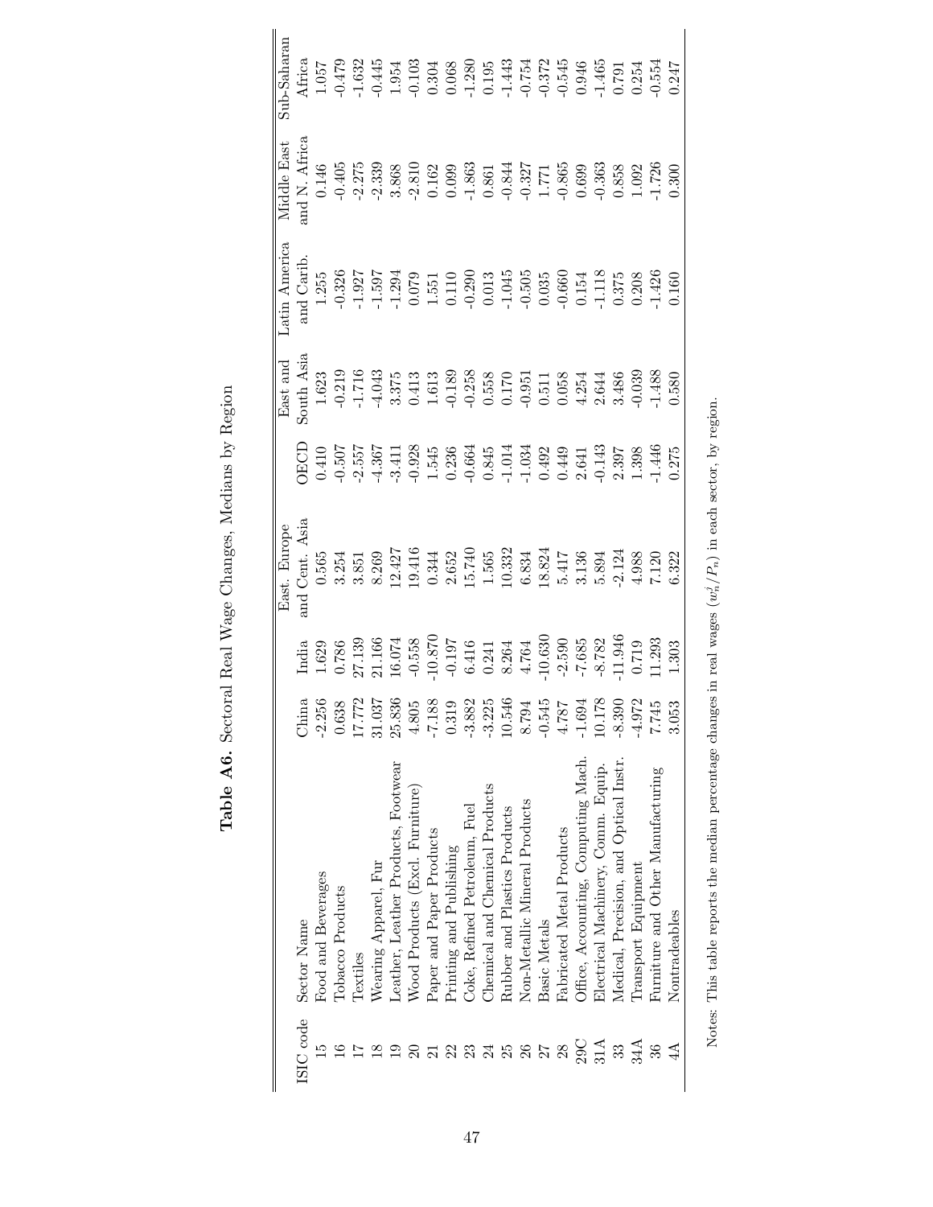**Table A6.** Sectoral Real Wage Changes, Medians by Region

| ISIC code | Sector Name | China | India | East. Europe and Cent. Asia | OECD | East and South Asia | Latin America and Carib. | Middle East and N. Africa | Sub-Saharan Africa |
|---|---|---|---|---|---|---|---|---|---|
| 15 | Food and Beverages | -2.256 | 1.629 | 0.565 | 0.410 | 1.623 | 1.255 | 0.146 | 1.057 |
| 16 | Tobacco Products | 0.638 | 0.786 | 3.254 | -0.507 | -0.219 | -0.326 | -0.405 | -0.479 |
| 17 | Textiles | 17.772 | 27.139 | 3.851 | -2.557 | -1.716 | -1.927 | -2.275 | -1.632 |
| 18 | Wearing Apparel, Fur | 31.037 | 21.166 | 8.269 | -4.367 | -4.043 | -1.597 | -2.339 | -0.445 |
| 19 | Leather, Leather Products, Footwear | 25.836 | 16.074 | 12.427 | -3.411 | 3.375 | -1.294 | 3.868 | 1.954 |
| 20 | Wood Products (Excl. Furniture) | 4.805 | -0.558 | 19.416 | -0.928 | 0.413 | 0.079 | -2.810 | -0.103 |
| 21 | Paper and Paper Products | -7.188 | -10.870 | 0.344 | 1.545 | 1.613 | 1.551 | 0.162 | 0.304 |
| 22 | Printing and Publishing | 0.319 | -0.197 | 2.652 | 0.236 | -0.189 | 0.110 | 0.099 | 0.068 |
| 23 | Coke, Refined Petroleum, Fuel | -3.882 | 6.416 | 15.740 | -0.664 | -0.258 | -0.290 | -1.863 | -1.280 |
| 24 | Chemical and Chemical Products | -3.225 | 0.241 | 1.565 | 0.845 | 0.558 | 0.013 | 0.861 | 0.195 |
| 25 | Rubber and Plastics Products | 10.546 | 8.264 | 10.332 | -1.014 | 0.170 | -1.045 | -0.844 | -1.443 |
| 26 | Non-Metallic Mineral Products | 8.794 | 4.764 | 6.834 | -1.034 | -0.951 | -0.505 | -0.327 | -0.754 |
| 27 | Basic Metals | -0.545 | -10.630 | 18.824 | 0.492 | 0.511 | 0.035 | 1.771 | -0.372 |
| 28 | Fabricated Metal Products | 4.787 | -2.590 | 5.417 | 0.449 | 0.058 | -0.660 | -0.865 | -0.545 |
| 29C | Office, Accounting, Computing Mach. | -1.694 | -7.685 | 3.136 | 2.641 | 4.254 | 0.154 | 0.699 | 0.946 |
| 31A | Electrical Machinery, Comm. Equip. | 10.178 | -8.782 | 5.894 | -0.143 | 2.644 | -1.118 | -0.363 | -1.465 |
| 33 | Medical, Precision, and Optical Instr. | -8.390 | -11.946 | -2.124 | 2.397 | 3.486 | 0.375 | 0.858 | 0.791 |
| 34A | Transport Equipment | -4.972 | 0.719 | 4.988 | 1.398 | -0.039 | 0.208 | 1.092 | 0.254 |
| 36 | Furniture and Other Manufacturing | 7.745 | 11.293 | 7.120 | -1.446 | -1.488 | -1.426 | -1.726 | -0.554 |
| 4A | Nontradeables | 3.053 | 1.303 | 6.322 | 0.275 | 0.580 | 0.160 | 0.300 | 0.247 |

Notes: This table reports the median percentage changes in real wages ($w_n^j/P_n$) in each sector, by region.